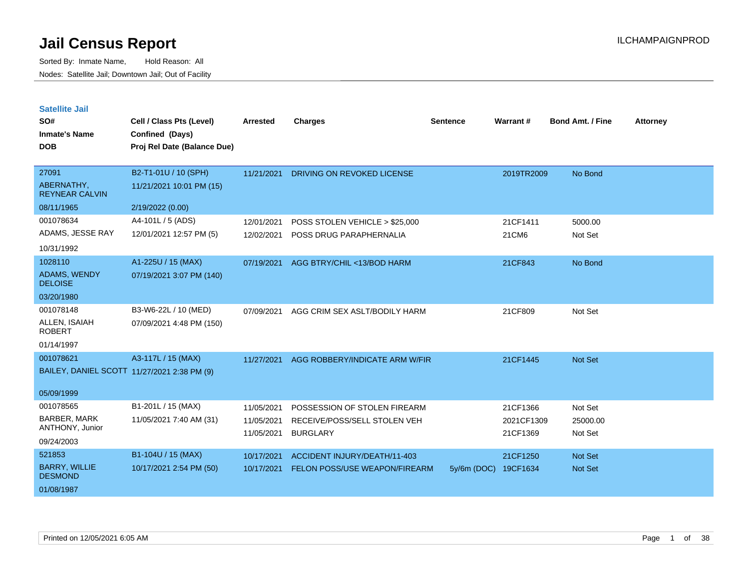# Jail Census Report

ILCHAMPAIGNPROD

Sorted By: Inmate Name, Hold Reason: All

Nodes: Satellite Jail; Downtown Jail; Out of Facility

## Satellite Jail

| SO# / Inmate's Name / DOB | Cell / Class Pts (Level) / Confined (Days) / Proj Rel Date (Balance Due) | Arrested | Charges | Sentence | Warrant # | Bond Amt. / Fine | Attorney |
|---|---|---|---|---|---|---|---|
| 27091<br>ABERNATHY, REYNEAR CALVIN<br>08/11/1965 | B2-T1-01U / 10 (SPH)<br>11/21/2021 10:01 PM (15)<br>2/19/2022 (0.00) | 11/21/2021 | DRIVING ON REVOKED LICENSE | | 2019TR2009 | No Bond | |
| 001078634<br>ADAMS, JESSE RAY<br>10/31/1992 | A4-101L / 5 (ADS)<br>12/01/2021 12:57 PM (5) | 12/01/2021 | POSS STOLEN VEHICLE > $25,000 | | 21CF1411 | 5000.00 | |
| | | 12/02/2021 | POSS DRUG PARAPHERNALIA | | 21CM6 | Not Set | |
| 1028110<br>ADAMS, WENDY DELOISE<br>03/20/1980 | A1-225U / 15 (MAX)<br>07/19/2021 3:07 PM (140) | 07/19/2021 | AGG BTRY/CHIL <13/BOD HARM | | 21CF843 | No Bond | |
| 001078148<br>ALLEN, ISAIAH ROBERT<br>01/14/1997 | B3-W6-22L / 10 (MED)<br>07/09/2021 4:48 PM (150) | 07/09/2021 | AGG CRIM SEX ASLT/BODILY HARM | | 21CF809 | Not Set | |
| 001078621<br>BAILEY, DANIEL SCOTT<br>05/09/1999 | A3-117L / 15 (MAX)<br>11/27/2021 2:38 PM (9) | 11/27/2021 | AGG ROBBERY/INDICATE ARM W/FIR | | 21CF1445 | Not Set | |
| 001078565<br>BARBER, MARK ANTHONY, Junior<br>09/24/2003 | B1-201L / 15 (MAX)<br>11/05/2021 7:40 AM (31) | 11/05/2021 | POSSESSION OF STOLEN FIREARM | | 21CF1366 | Not Set | |
| | | 11/05/2021 | RECEIVE/POSS/SELL STOLEN VEH | | 2021CF1309 | 25000.00 | |
| | | 11/05/2021 | BURGLARY | | 21CF1369 | Not Set | |
| 521853<br>BARRY, WILLIE DESMOND<br>01/08/1987 | B1-104U / 15 (MAX)<br>10/17/2021 2:54 PM (50) | 10/17/2021 | ACCIDENT INJURY/DEATH/11-403 | | 21CF1250 | Not Set | |
| | | 10/17/2021 | FELON POSS/USE WEAPON/FIREARM | 5y/6m (DOC) | 19CF1634 | Not Set | |

Printed on 12/05/2021 6:05 AM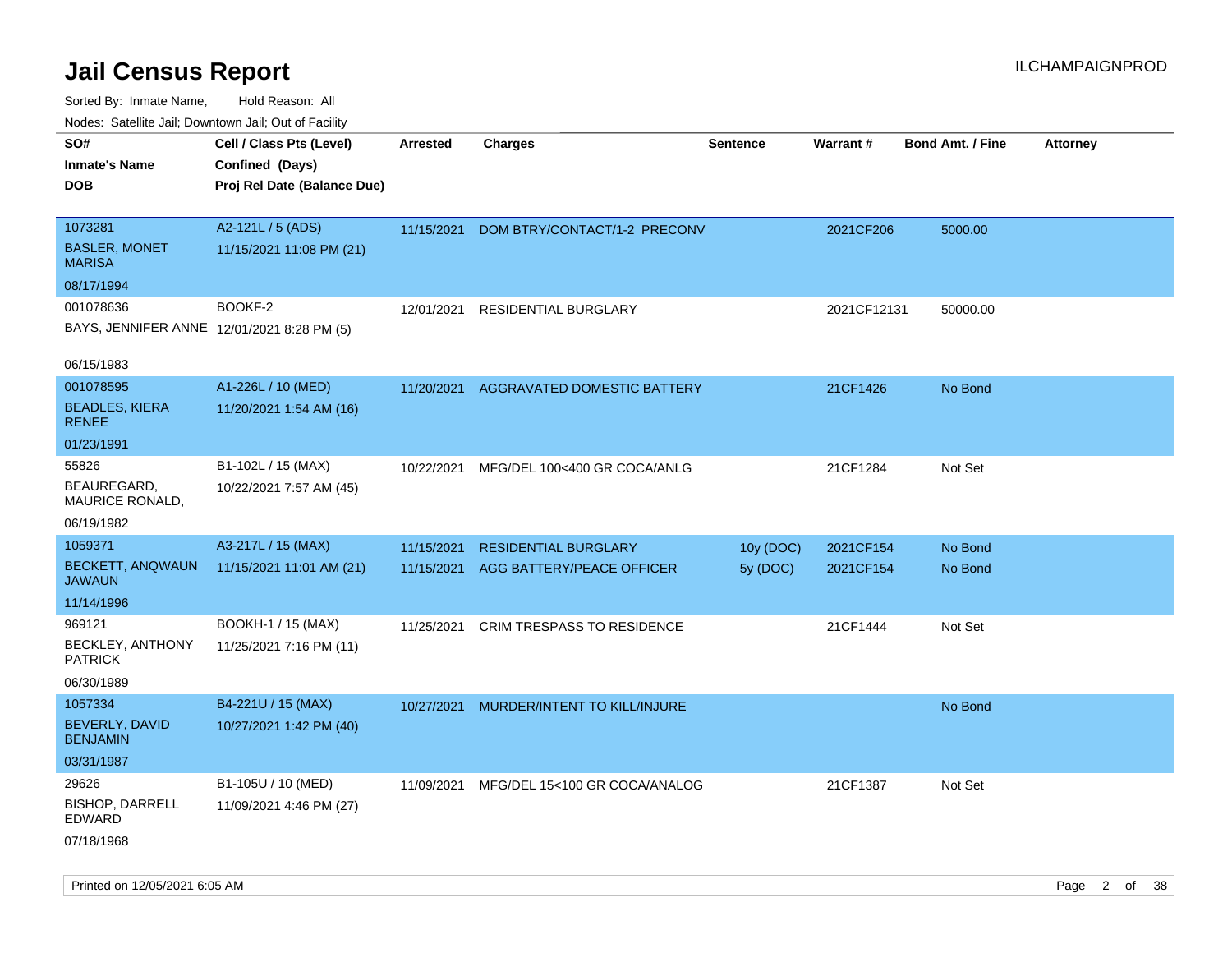# Jail Census Report

ILCHAMPAIGNPROD

Sorted By: Inmate Name, Hold Reason: All

Nodes: Satellite Jail; Downtown Jail; Out of Facility

| SO# / Inmate's Name / DOB | Cell / Class Pts (Level) / Confined (Days) / Proj Rel Date (Balance Due) | Arrested | Charges | Sentence | Warrant # | Bond Amt. / Fine | Attorney |
|---|---|---|---|---|---|---|---|
| 1073281<br>BASLER, MONET MARISA<br>08/17/1994 | A2-121L / 5 (ADS)<br>11/15/2021 11:08 PM (21) | 11/15/2021 | DOM BTRY/CONTACT/1-2 PRECONV | | 2021CF206 | 5000.00 | |
| 001078636<br>BAYS, JENNIFER ANNE<br>06/15/1983 | BOOKF-2<br>12/01/2021 8:28 PM (5) | 12/01/2021 | RESIDENTIAL BURGLARY | | 2021CF12131 | 50000.00 | |
| 001078595<br>BEADLES, KIERA RENEE<br>01/23/1991 | A1-226L / 10 (MED)<br>11/20/2021 1:54 AM (16) | 11/20/2021 | AGGRAVATED DOMESTIC BATTERY | | 21CF1426 | No Bond | |
| 55826<br>BEAUREGARD, MAURICE RONALD,<br>06/19/1982 | B1-102L / 15 (MAX)<br>10/22/2021 7:57 AM (45) | 10/22/2021 | MFG/DEL 100<400 GR COCA/ANLG | | 21CF1284 | Not Set | |
| 1059371<br>BECKETT, ANQWAUN JAWAUN<br>11/14/1996 | A3-217L / 15 (MAX)<br>11/15/2021 11:01 AM (21) | 11/15/2021 | RESIDENTIAL BURGLARY | 10y (DOC) | 2021CF154 | No Bond | |
| | | 11/15/2021 | AGG BATTERY/PEACE OFFICER | 5y (DOC) | 2021CF154 | No Bond | |
| 969121<br>BECKLEY, ANTHONY PATRICK<br>06/30/1989 | BOOKH-1 / 15 (MAX)<br>11/25/2021 7:16 PM (11) | 11/25/2021 | CRIM TRESPASS TO RESIDENCE | | 21CF1444 | Not Set | |
| 1057334<br>BEVERLY, DAVID BENJAMIN<br>03/31/1987 | B4-221U / 15 (MAX)<br>10/27/2021 1:42 PM (40) | 10/27/2021 | MURDER/INTENT TO KILL/INJURE | | | No Bond | |
| 29626<br>BISHOP, DARRELL EDWARD<br>07/18/1968 | B1-105U / 10 (MED)<br>11/09/2021 4:46 PM (27) | 11/09/2021 | MFG/DEL 15<100 GR COCA/ANALOG | | 21CF1387 | Not Set | |

Printed on 12/05/2021 6:05 AM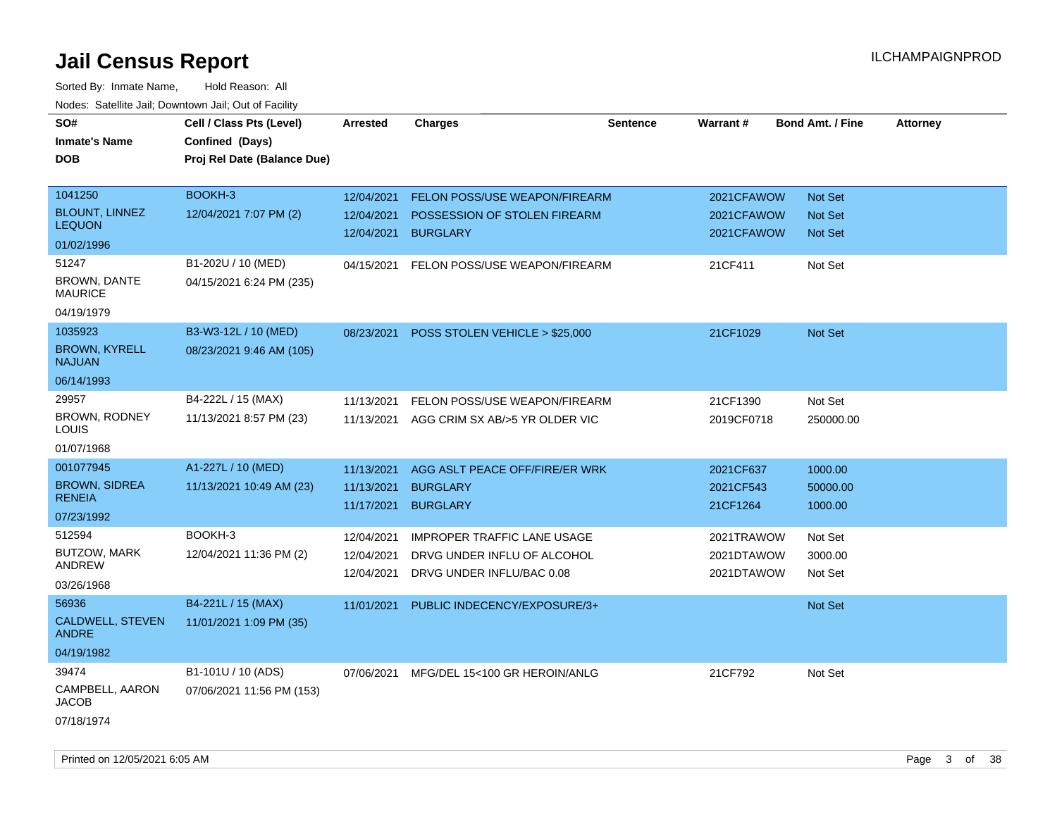# Jail Census Report

ILCHAMPAIGNPROD

Sorted By: Inmate Name, Hold Reason: All

Nodes: Satellite Jail; Downtown Jail; Out of Facility

| SO# / Inmate's Name / DOB | Cell / Class Pts (Level) / Confined (Days) / Proj Rel Date (Balance Due) | Arrested | Charges | Sentence | Warrant # | Bond Amt. / Fine | Attorney |
|---|---|---|---|---|---|---|---|
| 1041250<br>BLOUNT, LINNEZ LEQUON<br>01/02/1996 | BOOKH-3<br>12/04/2021 7:07 PM (2) | 12/04/2021<br>12/04/2021<br>12/04/2021 | FELON POSS/USE WEAPON/FIREARM<br>POSSESSION OF STOLEN FIREARM<br>BURGLARY | | 2021CFAWOW<br>2021CFAWOW<br>2021CFAWOW | Not Set<br>Not Set<br>Not Set | |
| 51247<br>BROWN, DANTE MAURICE<br>04/19/1979 | B1-202U / 10 (MED)<br>04/15/2021 6:24 PM (235) | 04/15/2021 | FELON POSS/USE WEAPON/FIREARM | | 21CF411 | Not Set | |
| 1035923<br>BROWN, KYRELL NAJUAN<br>06/14/1993 | B3-W3-12L / 10 (MED)<br>08/23/2021 9:46 AM (105) | 08/23/2021 | POSS STOLEN VEHICLE > $25,000 | | 21CF1029 | Not Set | |
| 29957<br>BROWN, RODNEY LOUIS<br>01/07/1968 | B4-222L / 15 (MAX)<br>11/13/2021 8:57 PM (23) | 11/13/2021<br>11/13/2021 | FELON POSS/USE WEAPON/FIREARM<br>AGG CRIM SX AB/>5 YR OLDER VIC | | 21CF1390<br>2019CF0718 | Not Set<br>250000.00 | |
| 001077945<br>BROWN, SIDREA RENEIA<br>07/23/1992 | A1-227L / 10 (MED)<br>11/13/2021 10:49 AM (23) | 11/13/2021<br>11/13/2021<br>11/17/2021 | AGG ASLT PEACE OFF/FIRE/ER WRK<br>BURGLARY<br>BURGLARY | | 2021CF637<br>2021CF543<br>21CF1264 | 1000.00<br>50000.00<br>1000.00 | |
| 512594<br>BUTZOW, MARK ANDREW<br>03/26/1968 | BOOKH-3<br>12/04/2021 11:36 PM (2) | 12/04/2021<br>12/04/2021<br>12/04/2021 | IMPROPER TRAFFIC LANE USAGE<br>DRVG UNDER INFLU OF ALCOHOL<br>DRVG UNDER INFLU/BAC 0.08 | | 2021TRAWOW<br>2021DTAWOW<br>2021DTAWOW | Not Set<br>3000.00<br>Not Set | |
| 56936<br>CALDWELL, STEVEN ANDRE<br>04/19/1982 | B4-221L / 15 (MAX)<br>11/01/2021 1:09 PM (35) | 11/01/2021 | PUBLIC INDECENCY/EXPOSURE/3+ | | | Not Set | |
| 39474<br>CAMPBELL, AARON JACOB<br>07/18/1974 | B1-101U / 10 (ADS)<br>07/06/2021 11:56 PM (153) | 07/06/2021 | MFG/DEL 15<100 GR HEROIN/ANLG | | 21CF792 | Not Set | |

Printed on 12/05/2021 6:05 AM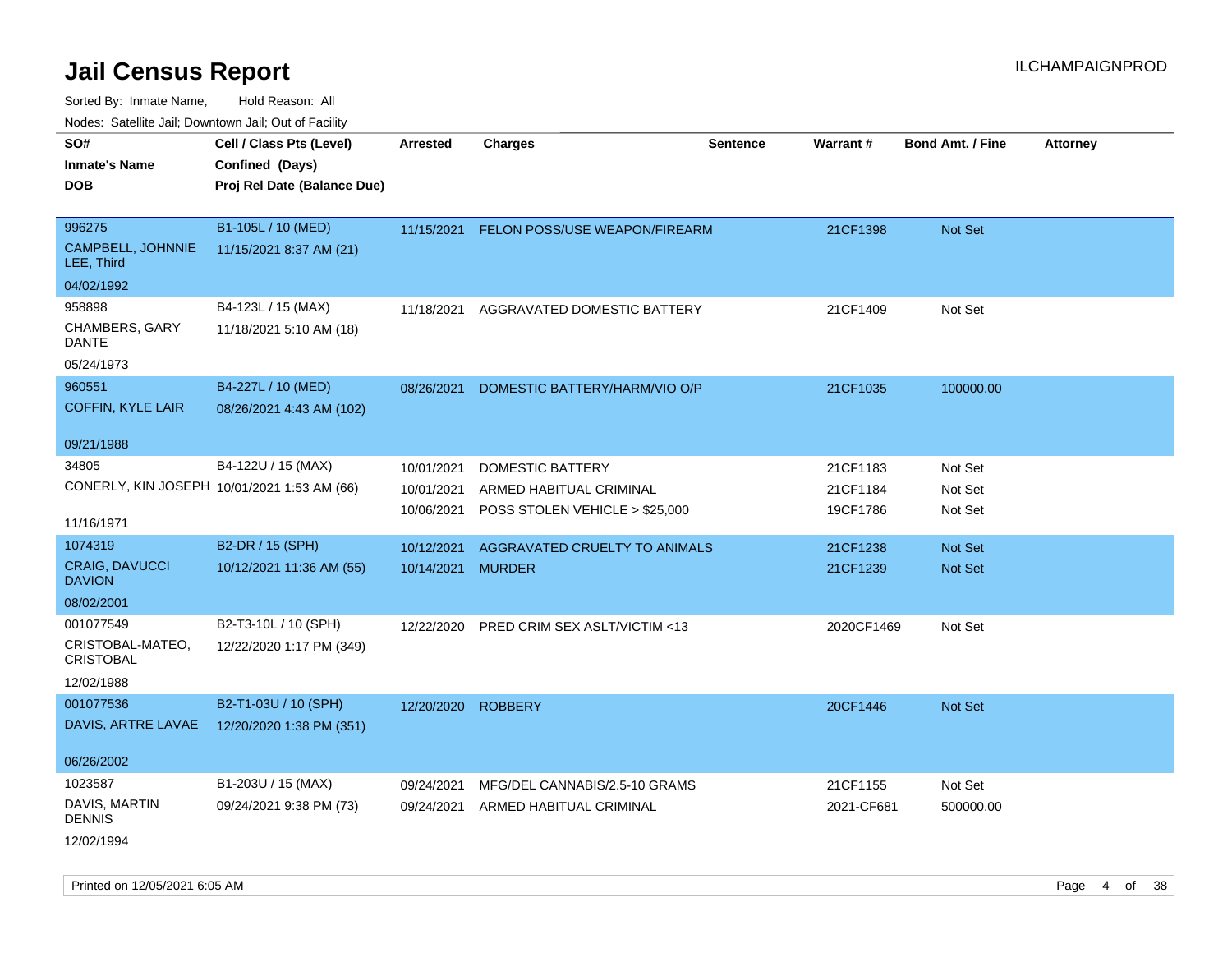# Jail Census Report

Sorted By: Inmate Name, Hold Reason: All

Nodes: Satellite Jail; Downtown Jail; Out of Facility

| SO# / Inmate's Name / DOB | Cell / Class Pts (Level) / Confined (Days) / Proj Rel Date (Balance Due) | Arrested | Charges | Sentence | Warrant # | Bond Amt. / Fine | Attorney |
|---|---|---|---|---|---|---|---|
| 996275<br>CAMPBELL, JOHNNIE LEE, Third<br>04/02/1992 | B1-105L / 10 (MED)<br>11/15/2021 8:37 AM (21) | 11/15/2021 | FELON POSS/USE WEAPON/FIREARM | | 21CF1398 | Not Set | |
| 958898<br>CHAMBERS, GARY DANTE<br>05/24/1973 | B4-123L / 15 (MAX)<br>11/18/2021 5:10 AM (18) | 11/18/2021 | AGGRAVATED DOMESTIC BATTERY | | 21CF1409 | Not Set | |
| 960551<br>COFFIN, KYLE LAIR<br>09/21/1988 | B4-227L / 10 (MED)<br>08/26/2021 4:43 AM (102) | 08/26/2021 | DOMESTIC BATTERY/HARM/VIO O/P | | 21CF1035 | 100000.00 | |
| 34805<br>CONERLY, KIN JOSEPH<br>11/16/1971 | B4-122U / 15 (MAX)<br>10/01/2021 1:53 AM (66) | 10/01/2021<br>10/01/2021<br>10/06/2021 | DOMESTIC BATTERY<br>ARMED HABITUAL CRIMINAL<br>POSS STOLEN VEHICLE > $25,000 | | 21CF1183<br>21CF1184<br>19CF1786 | Not Set<br>Not Set<br>Not Set | |
| 1074319<br>CRAIG, DAVUCCI DAVION<br>08/02/2001 | B2-DR / 15 (SPH)<br>10/12/2021 11:36 AM (55) | 10/12/2021<br>10/14/2021 | AGGRAVATED CRUELTY TO ANIMALS<br>MURDER | | 21CF1238<br>21CF1239 | Not Set<br>Not Set | |
| 001077549<br>CRISTOBAL-MATEO, CRISTOBAL<br>12/02/1988 | B2-T3-10L / 10 (SPH)<br>12/22/2020 1:17 PM (349) | 12/22/2020 | PRED CRIM SEX ASLT/VICTIM <13 | | 2020CF1469 | Not Set | |
| 001077536<br>DAVIS, ARTRE LAVAE<br>06/26/2002 | B2-T1-03U / 10 (SPH)<br>12/20/2020 1:38 PM (351) | 12/20/2020 | ROBBERY | | 20CF1446 | Not Set | |
| 1023587<br>DAVIS, MARTIN DENNIS<br>12/02/1994 | B1-203U / 15 (MAX)<br>09/24/2021 9:38 PM (73) | 09/24/2021<br>09/24/2021 | MFG/DEL CANNABIS/2.5-10 GRAMS<br>ARMED HABITUAL CRIMINAL | | 21CF1155<br>2021-CF681 | Not Set<br>500000.00 | |

Printed on 12/05/2021 6:05 AM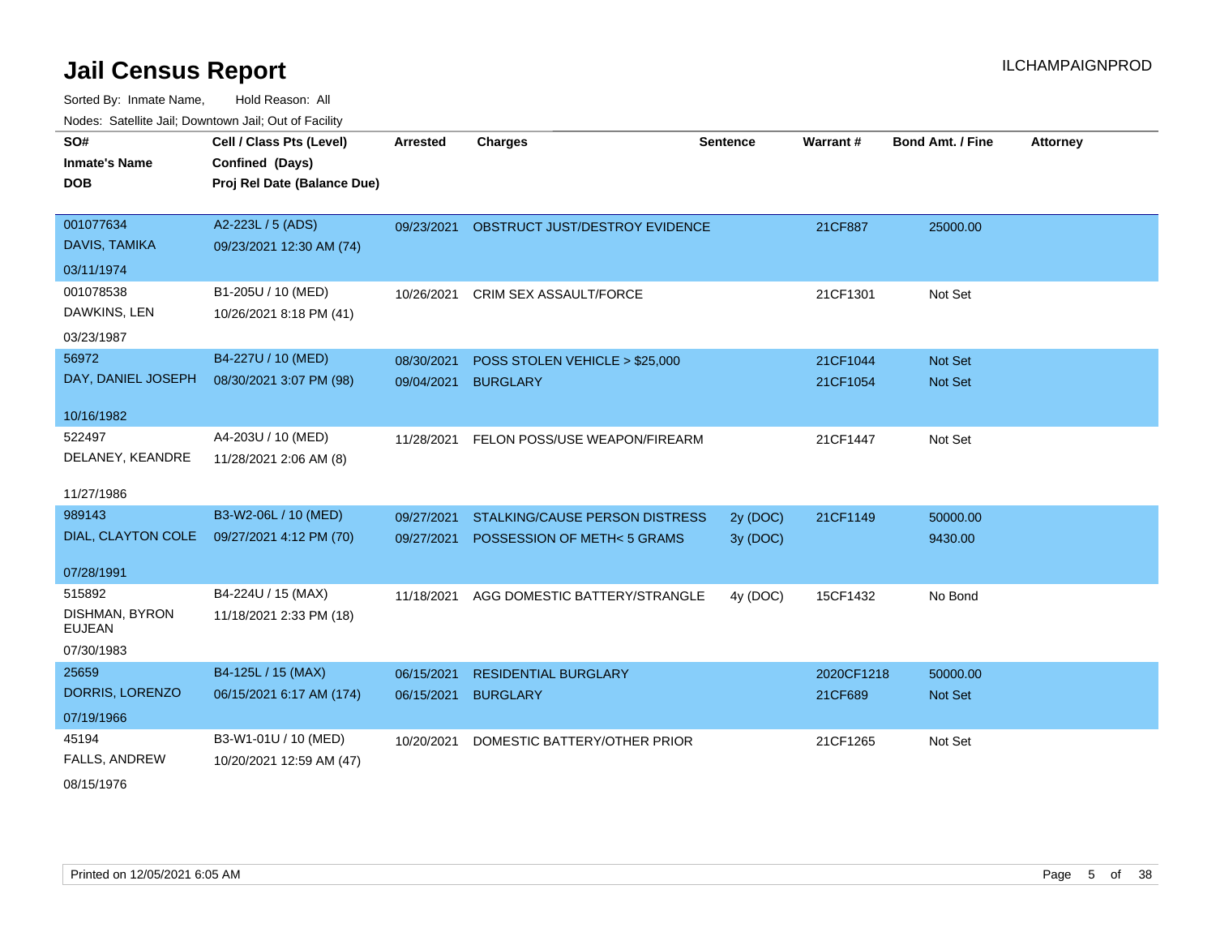# Jail Census Report

ILCHAMPAIGNPROD

Sorted By: Inmate Name, Hold Reason: All

Nodes: Satellite Jail; Downtown Jail; Out of Facility

| SO# / Inmate's Name / DOB | Cell / Class Pts (Level) / Confined (Days) / Proj Rel Date (Balance Due) | Arrested | Charges | Sentence | Warrant # | Bond Amt. / Fine | Attorney |
|---|---|---|---|---|---|---|---|
| 001077634<br>DAVIS, TAMIKA<br>03/11/1974 | A2-223L / 5 (ADS)<br>09/23/2021 12:30 AM (74) | 09/23/2021 | OBSTRUCT JUST/DESTROY EVIDENCE | | 21CF887 | 25000.00 | |
| 001078538<br>DAWKINS, LEN<br>03/23/1987 | B1-205U / 10 (MED)<br>10/26/2021 8:18 PM (41) | 10/26/2021 | CRIM SEX ASSAULT/FORCE | | 21CF1301 | Not Set | |
| 56972<br>DAY, DANIEL JOSEPH<br>10/16/1982 | B4-227U / 10 (MED)<br>08/30/2021 3:07 PM (98) | 08/30/2021 | POSS STOLEN VEHICLE > $25,000 | | 21CF1044 | Not Set | |
| | | 09/04/2021 | BURGLARY | | 21CF1054 | Not Set | |
| 522497<br>DELANEY, KEANDRE<br>11/27/1986 | A4-203U / 10 (MED)<br>11/28/2021 2:06 AM (8) | 11/28/2021 | FELON POSS/USE WEAPON/FIREARM | | 21CF1447 | Not Set | |
| 989143<br>DIAL, CLAYTON COLE<br>07/28/1991 | B3-W2-06L / 10 (MED)<br>09/27/2021 4:12 PM (70) | 09/27/2021 | STALKING/CAUSE PERSON DISTRESS | 2y (DOC) | 21CF1149 | 50000.00 | |
| | | 09/27/2021 | POSSESSION OF METH< 5 GRAMS | 3y (DOC) | | 9430.00 | |
| 515892<br>DISHMAN, BYRON EUJEAN<br>07/30/1983 | B4-224U / 15 (MAX)<br>11/18/2021 2:33 PM (18) | 11/18/2021 | AGG DOMESTIC BATTERY/STRANGLE | 4y (DOC) | 15CF1432 | No Bond | |
| 25659<br>DORRIS, LORENZO<br>07/19/1966 | B4-125L / 15 (MAX)<br>06/15/2021 6:17 AM (174) | 06/15/2021 | RESIDENTIAL BURGLARY | | 2020CF1218 | 50000.00 | |
| | | 06/15/2021 | BURGLARY | | 21CF689 | Not Set | |
| 45194<br>FALLS, ANDREW<br>08/15/1976 | B3-W1-01U / 10 (MED)<br>10/20/2021 12:59 AM (47) | 10/20/2021 | DOMESTIC BATTERY/OTHER PRIOR | | 21CF1265 | Not Set | |

Printed on 12/05/2021 6:05 AM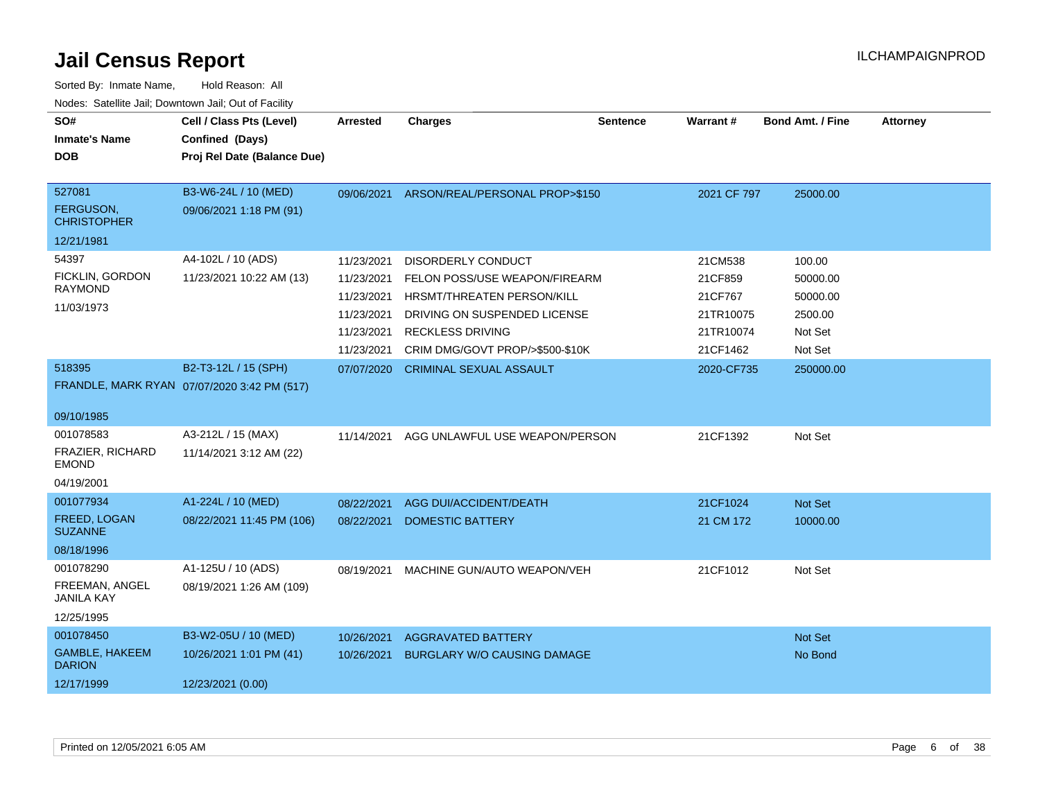# Jail Census Report

ILCHAMPAIGNPROD

Sorted By: Inmate Name, Hold Reason: All

Nodes: Satellite Jail; Downtown Jail; Out of Facility

| SO# / Inmate's Name / DOB | Cell / Class Pts (Level) / Confined (Days) / Proj Rel Date (Balance Due) | Arrested | Charges | Sentence | Warrant # | Bond Amt. / Fine | Attorney |
|---|---|---|---|---|---|---|---|
| 527081 FERGUSON, CHRISTOPHER 12/21/1981 | B3-W6-24L / 10 (MED) 09/06/2021 1:18 PM (91) | 09/06/2021 | ARSON/REAL/PERSONAL PROP>$150 | | 2021 CF 797 | 25000.00 | |
| 54397 FICKLIN, GORDON RAYMOND 11/03/1973 | A4-102L / 10 (ADS) 11/23/2021 10:22 AM (13) | 11/23/2021 | DISORDERLY CONDUCT | | 21CM538 | 100.00 | |
| | | 11/23/2021 | FELON POSS/USE WEAPON/FIREARM | | 21CF859 | 50000.00 | |
| | | 11/23/2021 | HRSMT/THREATEN PERSON/KILL | | 21CF767 | 50000.00 | |
| | | 11/23/2021 | DRIVING ON SUSPENDED LICENSE | | 21TR10075 | 2500.00 | |
| | | 11/23/2021 | RECKLESS DRIVING | | 21TR10074 | Not Set | |
| | | 11/23/2021 | CRIM DMG/GOVT PROP/>$500-$10K | | 21CF1462 | Not Set | |
| 518395 FRANDLE, MARK RYAN 09/10/1985 | B2-T3-12L / 15 (SPH) 07/07/2020 3:42 PM (517) | 07/07/2020 | CRIMINAL SEXUAL ASSAULT | | 2020-CF735 | 250000.00 | |
| 001078583 FRAZIER, RICHARD EMOND 04/19/2001 | A3-212L / 15 (MAX) 11/14/2021 3:12 AM (22) | 11/14/2021 | AGG UNLAWFUL USE WEAPON/PERSON | | 21CF1392 | Not Set | |
| 001077934 FREED, LOGAN SUZANNE 08/18/1996 | A1-224L / 10 (MED) 08/22/2021 11:45 PM (106) | 08/22/2021 | AGG DUI/ACCIDENT/DEATH | | 21CF1024 | Not Set | |
| | | 08/22/2021 | DOMESTIC BATTERY | | 21 CM 172 | 10000.00 | |
| 001078290 FREEMAN, ANGEL JANILA KAY 12/25/1995 | A1-125U / 10 (ADS) 08/19/2021 1:26 AM (109) | 08/19/2021 | MACHINE GUN/AUTO WEAPON/VEH | | 21CF1012 | Not Set | |
| 001078450 GAMBLE, HAKEEM DARION 12/17/1999 | B3-W2-05U / 10 (MED) 10/26/2021 1:01 PM (41) 12/23/2021 (0.00) | 10/26/2021 | AGGRAVATED BATTERY | | | Not Set | |
| | | 10/26/2021 | BURGLARY W/O CAUSING DAMAGE | | | No Bond | |

Printed on 12/05/2021 6:05 AM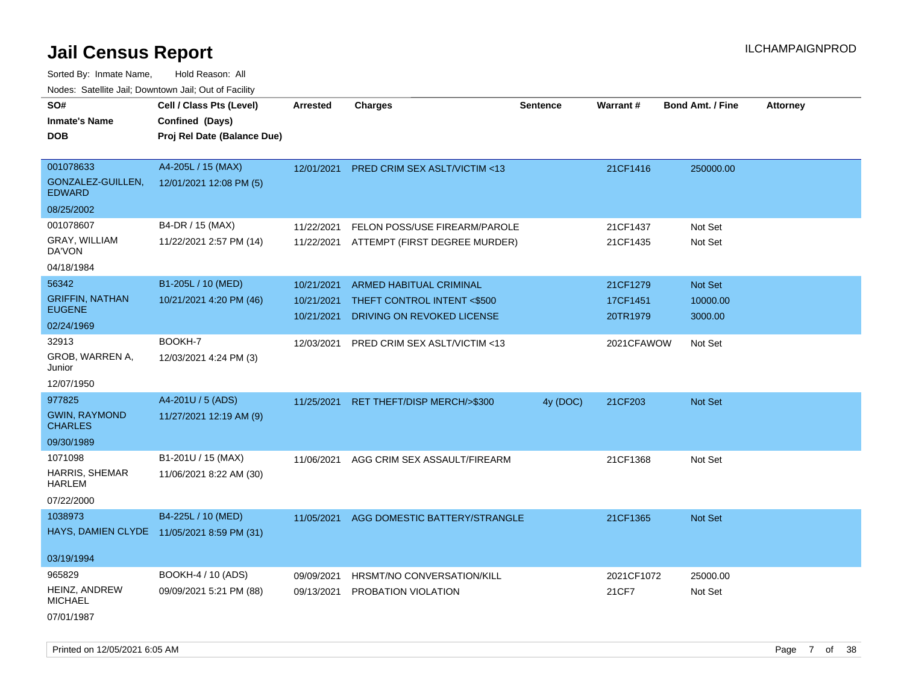# Jail Census Report

ILCHAMPAIGNPROD

Sorted By: Inmate Name, Hold Reason: All

Nodes: Satellite Jail; Downtown Jail; Out of Facility

| SO#<br>Inmate's Name<br>DOB | Cell / Class Pts (Level)<br>Confined (Days)<br>Proj Rel Date (Balance Due) | Arrested | Charges | Sentence | Warrant # | Bond Amt. / Fine | Attorney |
|---|---|---|---|---|---|---|---|
| 001078633<br>GONZALEZ-GUILLEN, EDWARD<br>08/25/2002 | A4-205L / 15 (MAX)<br>12/01/2021 12:08 PM (5) | 12/01/2021 | PRED CRIM SEX ASLT/VICTIM <13 | | 21CF1416 | 250000.00 | |
| 001078607<br>GRAY, WILLIAM DA'VON<br>04/18/1984 | B4-DR / 15 (MAX)<br>11/22/2021 2:57 PM (14) | 11/22/2021<br>11/22/2021 | FELON POSS/USE FIREARM/PAROLE<br>ATTEMPT (FIRST DEGREE MURDER) | | 21CF1437<br>21CF1435 | Not Set<br>Not Set | |
| 56342<br>GRIFFIN, NATHAN EUGENE<br>02/24/1969 | B1-205L / 10 (MED)<br>10/21/2021 4:20 PM (46) | 10/21/2021<br>10/21/2021<br>10/21/2021 | ARMED HABITUAL CRIMINAL<br>THEFT CONTROL INTENT <$500<br>DRIVING ON REVOKED LICENSE | | 21CF1279<br>17CF1451<br>20TR1979 | Not Set<br>10000.00<br>3000.00 | |
| 32913<br>GROB, WARREN A, Junior<br>12/07/1950 | BOOKH-7<br>12/03/2021 4:24 PM (3) | 12/03/2021 | PRED CRIM SEX ASLT/VICTIM <13 | | 2021CFAWOW | Not Set | |
| 977825<br>GWIN, RAYMOND CHARLES<br>09/30/1989 | A4-201U / 5 (ADS)<br>11/27/2021 12:19 AM (9) | 11/25/2021 | RET THEFT/DISP MERCH/>$300 | 4y (DOC) | 21CF203 | Not Set | |
| 1071098<br>HARRIS, SHEMAR HARLEM<br>07/22/2000 | B1-201U / 15 (MAX)<br>11/06/2021 8:22 AM (30) | 11/06/2021 | AGG CRIM SEX ASSAULT/FIREARM | | 21CF1368 | Not Set | |
| 1038973<br>HAYS, DAMIEN CLYDE<br>03/19/1994 | B4-225L / 10 (MED)<br>11/05/2021 8:59 PM (31) | 11/05/2021 | AGG DOMESTIC BATTERY/STRANGLE | | 21CF1365 | Not Set | |
| 965829<br>HEINZ, ANDREW MICHAEL<br>07/01/1987 | BOOKH-4 / 10 (ADS)<br>09/09/2021 5:21 PM (88) | 09/09/2021<br>09/13/2021 | HRSMT/NO CONVERSATION/KILL<br>PROBATION VIOLATION | | 2021CF1072<br>21CF7 | 25000.00<br>Not Set | |

Printed on 12/05/2021 6:05 AM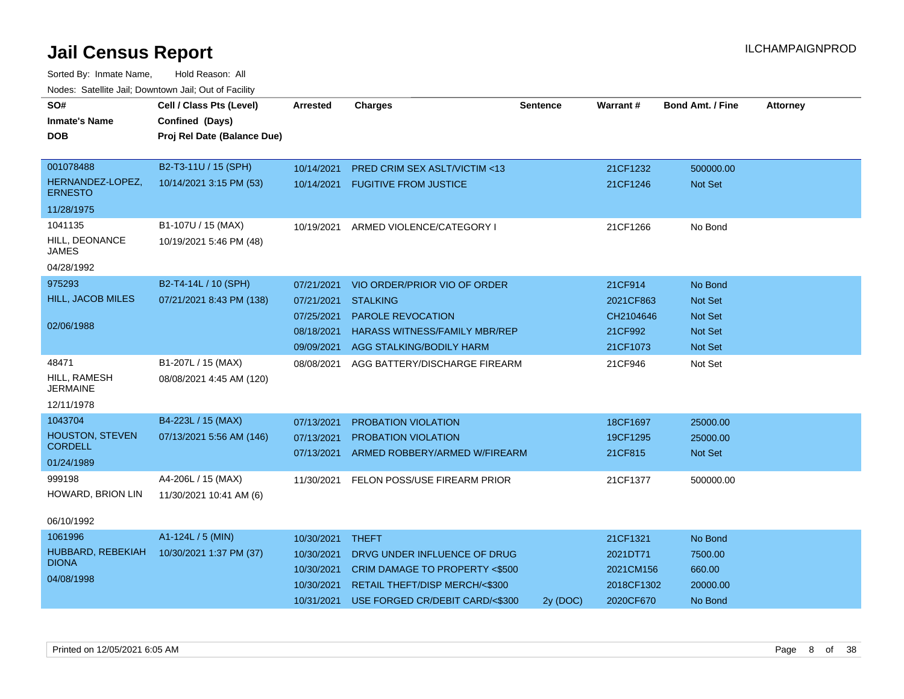# Jail Census Report

ILCHAMPAIGNPROD

Sorted By: Inmate Name, Hold Reason: All

Nodes: Satellite Jail; Downtown Jail; Out of Facility

| SO# / Inmate's Name / DOB | Cell / Class Pts (Level) / Confined (Days) / Proj Rel Date (Balance Due) | Arrested | Charges | Sentence | Warrant # | Bond Amt. / Fine | Attorney |
|---|---|---|---|---|---|---|---|
| 001078488<br>HERNANDEZ-LOPEZ, ERNESTO<br>11/28/1975 | B2-T3-11U / 15 (SPH)<br>10/14/2021 3:15 PM (53) | 10/14/2021 | PRED CRIM SEX ASLT/VICTIM <13 | | 21CF1232 | 500000.00 | |
| | | 10/14/2021 | FUGITIVE FROM JUSTICE | | 21CF1246 | Not Set | |
| 1041135<br>HILL, DEONANCE JAMES<br>04/28/1992 | B1-107U / 15 (MAX)<br>10/19/2021 5:46 PM (48) | 10/19/2021 | ARMED VIOLENCE/CATEGORY I | | 21CF1266 | No Bond | |
| 975293<br>HILL, JACOB MILES<br>02/06/1988 | B2-T4-14L / 10 (SPH)<br>07/21/2021 8:43 PM (138) | 07/21/2021 | VIO ORDER/PRIOR VIO OF ORDER | | 21CF914 | No Bond | |
| | | 07/21/2021 | STALKING | | 2021CF863 | Not Set | |
| | | 07/25/2021 | PAROLE REVOCATION | | CH2104646 | Not Set | |
| | | 08/18/2021 | HARASS WITNESS/FAMILY MBR/REP | | 21CF992 | Not Set | |
| | | 09/09/2021 | AGG STALKING/BODILY HARM | | 21CF1073 | Not Set | |
| 48471<br>HILL, RAMESH JERMAINE<br>12/11/1978 | B1-207L / 15 (MAX)<br>08/08/2021 4:45 AM (120) | 08/08/2021 | AGG BATTERY/DISCHARGE FIREARM | | 21CF946 | Not Set | |
| 1043704<br>HOUSTON, STEVEN CORDELL<br>01/24/1989 | B4-223L / 15 (MAX)<br>07/13/2021 5:56 AM (146) | 07/13/2021 | PROBATION VIOLATION | | 18CF1697 | 25000.00 | |
| | | 07/13/2021 | PROBATION VIOLATION | | 19CF1295 | 25000.00 | |
| | | 07/13/2021 | ARMED ROBBERY/ARMED W/FIREARM | | 21CF815 | Not Set | |
| 999198<br>HOWARD, BRION LIN<br>06/10/1992 | A4-206L / 15 (MAX)<br>11/30/2021 10:41 AM (6) | 11/30/2021 | FELON POSS/USE FIREARM PRIOR | | 21CF1377 | 500000.00 | |
| 1061996<br>HUBBARD, REBEKIAH DIONA<br>04/08/1998 | A1-124L / 5 (MIN)<br>10/30/2021 1:37 PM (37) | 10/30/2021 | THEFT | | 21CF1321 | No Bond | |
| | | 10/30/2021 | DRVG UNDER INFLUENCE OF DRUG | | 2021DT71 | 7500.00 | |
| | | 10/30/2021 | CRIM DAMAGE TO PROPERTY <$500 | | 2021CM156 | 660.00 | |
| | | 10/30/2021 | RETAIL THEFT/DISP MERCH/<$300 | | 2018CF1302 | 20000.00 | |
| | | 10/31/2021 | USE FORGED CR/DEBIT CARD/<$300 | 2y (DOC) | 2020CF670 | No Bond | |

Printed on 12/05/2021 6:05 AM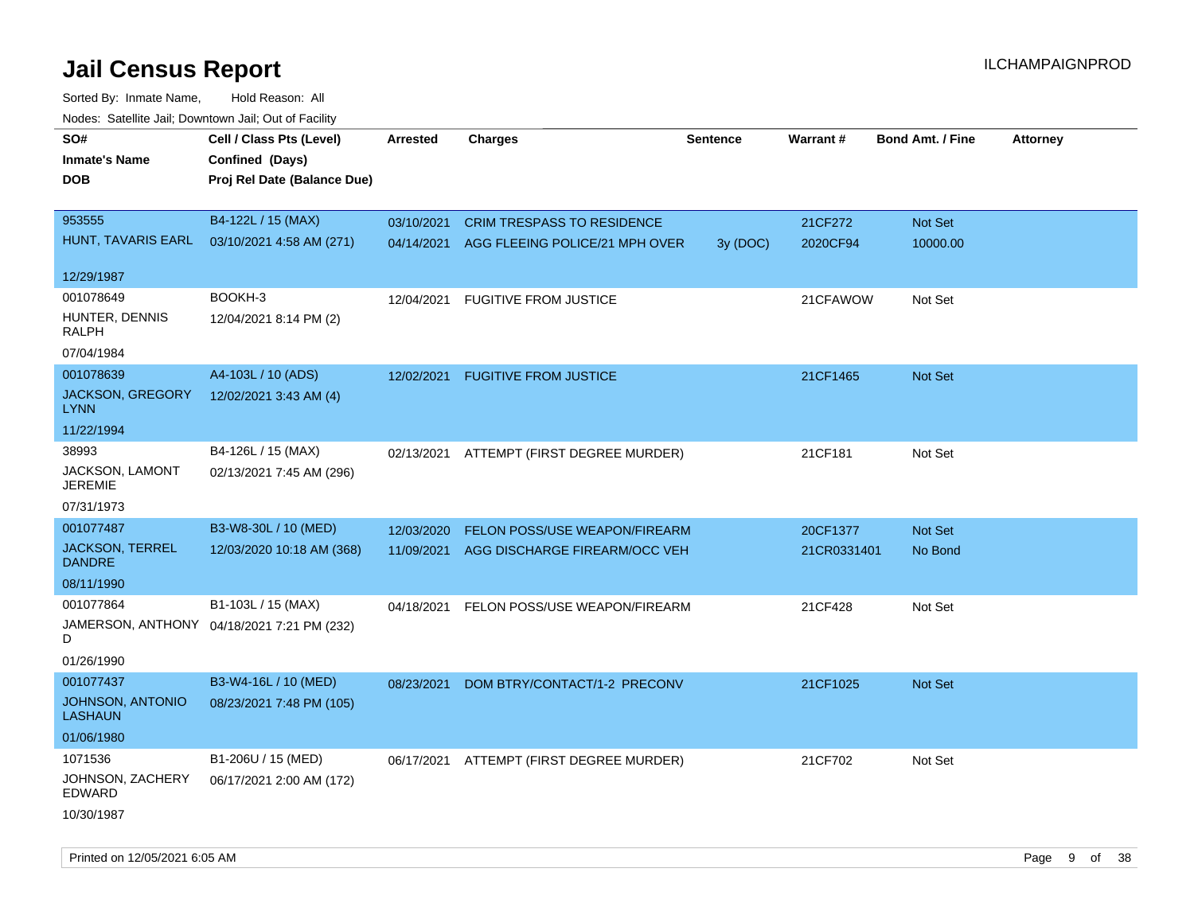# Jail Census Report

ILCHAMPAIGNPROD

Sorted By: Inmate Name, Hold Reason: All

Nodes: Satellite Jail; Downtown Jail; Out of Facility

| SO# / Inmate's Name / DOB | Cell / Class Pts (Level) / Confined (Days) / Proj Rel Date (Balance Due) | Arrested | Charges | Sentence | Warrant # | Bond Amt. / Fine | Attorney |
|---|---|---|---|---|---|---|---|
| 953555<br>HUNT, TAVARIS EARL<br>12/29/1987 | B4-122L / 15 (MAX)<br>03/10/2021 4:58 AM (271) | 03/10/2021<br>04/14/2021 | CRIM TRESPASS TO RESIDENCE<br>AGG FLEEING POLICE/21 MPH OVER | <br>3y (DOC) | 21CF272<br>2020CF94 | Not Set<br>10000.00 | |
| 001078649<br>HUNTER, DENNIS RALPH<br>07/04/1984 | BOOKH-3<br>12/04/2021 8:14 PM (2) | 12/04/2021 | FUGITIVE FROM JUSTICE | | 21CFAWOW | Not Set | |
| 001078639<br>JACKSON, GREGORY LYNN<br>11/22/1994 | A4-103L / 10 (ADS)<br>12/02/2021 3:43 AM (4) | 12/02/2021 | FUGITIVE FROM JUSTICE | | 21CF1465 | Not Set | |
| 38993<br>JACKSON, LAMONT JEREMIE<br>07/31/1973 | B4-126L / 15 (MAX)<br>02/13/2021 7:45 AM (296) | 02/13/2021 | ATTEMPT (FIRST DEGREE MURDER) | | 21CF181 | Not Set | |
| 001077487<br>JACKSON, TERREL DANDRE<br>08/11/1990 | B3-W8-30L / 10 (MED)<br>12/03/2020 10:18 AM (368) | 12/03/2020<br>11/09/2021 | FELON POSS/USE WEAPON/FIREARM<br>AGG DISCHARGE FIREARM/OCC VEH | | 20CF1377<br>21CR0331401 | Not Set<br>No Bond | |
| 001077864<br>JAMERSON, ANTHONY D<br>01/26/1990 | B1-103L / 15 (MAX)<br>04/18/2021 7:21 PM (232) | 04/18/2021 | FELON POSS/USE WEAPON/FIREARM | | 21CF428 | Not Set | |
| 001077437<br>JOHNSON, ANTONIO LASHAUN<br>01/06/1980 | B3-W4-16L / 10 (MED)<br>08/23/2021 7:48 PM (105) | 08/23/2021 | DOM BTRY/CONTACT/1-2 PRECONV | | 21CF1025 | Not Set | |
| 1071536<br>JOHNSON, ZACHERY EDWARD<br>10/30/1987 | B1-206U / 15 (MED)<br>06/17/2021 2:00 AM (172) | 06/17/2021 | ATTEMPT (FIRST DEGREE MURDER) | | 21CF702 | Not Set | |

Printed on 12/05/2021 6:05 AM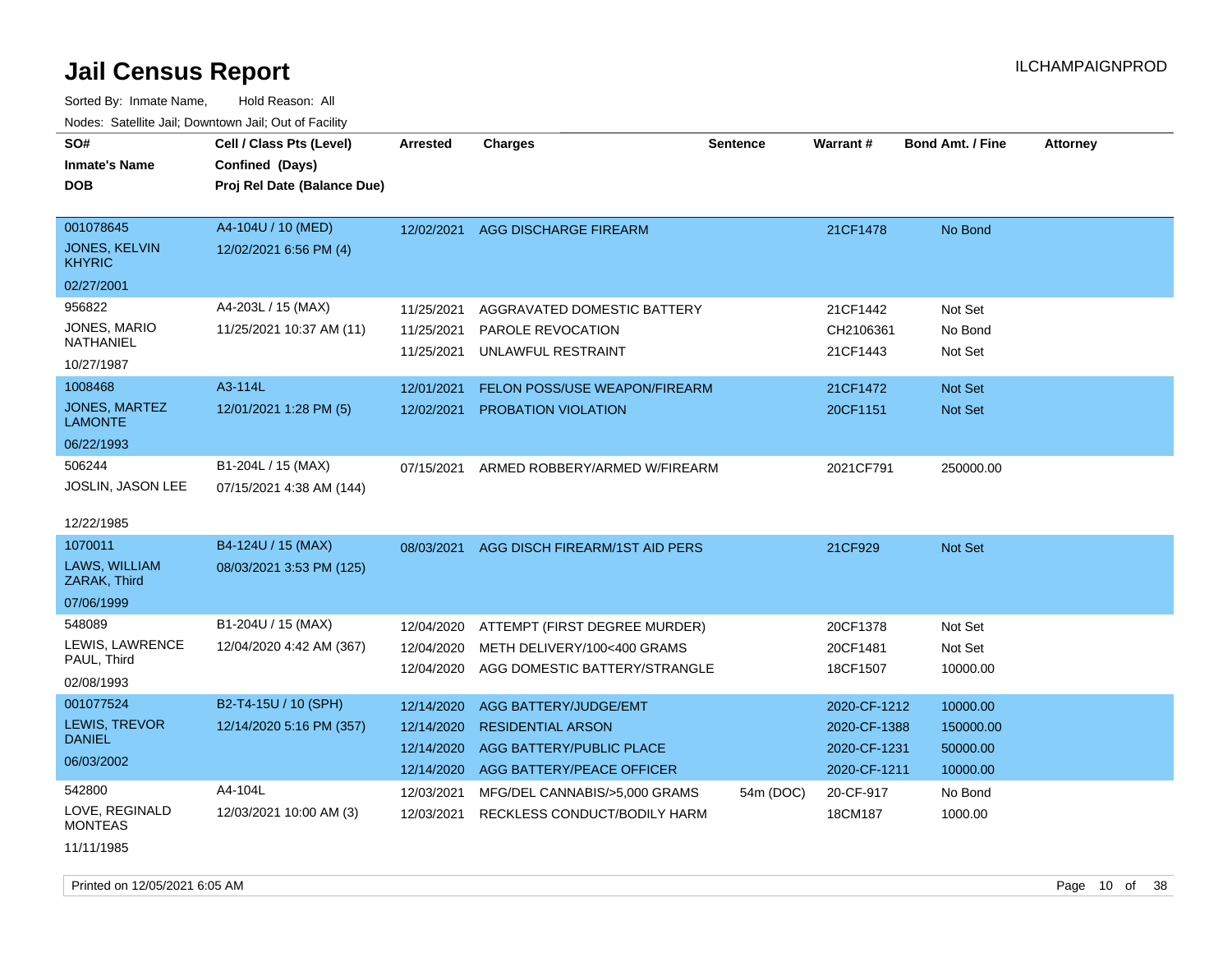# Jail Census Report

ILCHAMPAIGNPROD

Sorted By: Inmate Name, Hold Reason: All

Nodes: Satellite Jail; Downtown Jail; Out of Facility

| SO# / Inmate's Name / DOB | Cell / Class Pts (Level) / Confined (Days) / Proj Rel Date (Balance Due) | Arrested | Charges | Sentence | Warrant # | Bond Amt. / Fine | Attorney |
|---|---|---|---|---|---|---|---|
| 001078645 JONES, KELVIN KHYRIC 02/27/2001 | A4-104U / 10 (MED) 12/02/2021 6:56 PM (4) | 12/02/2021 | AGG DISCHARGE FIREARM | | 21CF1478 | No Bond | |
| 956822 JONES, MARIO NATHANIEL 10/27/1987 | A4-203L / 15 (MAX) 11/25/2021 10:37 AM (11) | 11/25/2021 | AGGRAVATED DOMESTIC BATTERY | | 21CF1442 | Not Set | |
| | | 11/25/2021 | PAROLE REVOCATION | | CH2106361 | No Bond | |
| | | 11/25/2021 | UNLAWFUL RESTRAINT | | 21CF1443 | Not Set | |
| 1008468 JONES, MARTEZ LAMONTE 06/22/1993 | A3-114L 12/01/2021 1:28 PM (5) | 12/01/2021 | FELON POSS/USE WEAPON/FIREARM | | 21CF1472 | Not Set | |
| | | 12/02/2021 | PROBATION VIOLATION | | 20CF1151 | Not Set | |
| 506244 JOSLIN, JASON LEE 12/22/1985 | B1-204L / 15 (MAX) 07/15/2021 4:38 AM (144) | 07/15/2021 | ARMED ROBBERY/ARMED W/FIREARM | | 2021CF791 | 250000.00 | |
| 1070011 LAWS, WILLIAM ZARAK, Third 07/06/1999 | B4-124U / 15 (MAX) 08/03/2021 3:53 PM (125) | 08/03/2021 | AGG DISCH FIREARM/1ST AID PERS | | 21CF929 | Not Set | |
| 548089 LEWIS, LAWRENCE PAUL, Third 02/08/1993 | B1-204U / 15 (MAX) 12/04/2020 4:42 AM (367) | 12/04/2020 | ATTEMPT (FIRST DEGREE MURDER) | | 20CF1378 | Not Set | |
| | | 12/04/2020 | METH DELIVERY/100<400 GRAMS | | 20CF1481 | Not Set | |
| | | 12/04/2020 | AGG DOMESTIC BATTERY/STRANGLE | | 18CF1507 | 10000.00 | |
| 001077524 LEWIS, TREVOR DANIEL 06/03/2002 | B2-T4-15U / 10 (SPH) 12/14/2020 5:16 PM (357) | 12/14/2020 | AGG BATTERY/JUDGE/EMT | | 2020-CF-1212 | 10000.00 | |
| | | 12/14/2020 | RESIDENTIAL ARSON | | 2020-CF-1388 | 150000.00 | |
| | | 12/14/2020 | AGG BATTERY/PUBLIC PLACE | | 2020-CF-1231 | 50000.00 | |
| | | 12/14/2020 | AGG BATTERY/PEACE OFFICER | | 2020-CF-1211 | 10000.00 | |
| 542800 LOVE, REGINALD MONTEAS 11/11/1985 | A4-104L 12/03/2021 10:00 AM (3) | 12/03/2021 | MFG/DEL CANNABIS/>5,000 GRAMS | 54m (DOC) | 20-CF-917 | No Bond | |
| | | 12/03/2021 | RECKLESS CONDUCT/BODILY HARM | | 18CM187 | 1000.00 | |

Printed on 12/05/2021 6:05 AM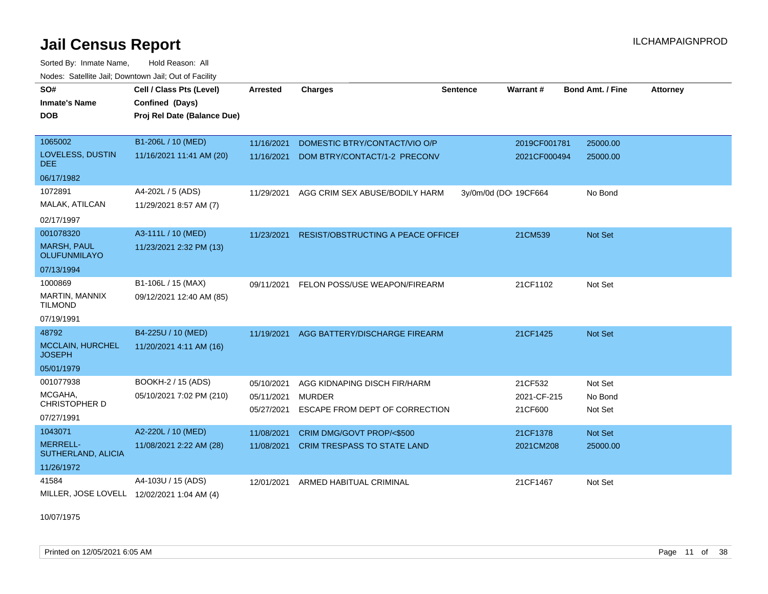# Jail Census Report

ILCHAMPAIGNPROD

Sorted By: Inmate Name, Hold Reason: All

Nodes: Satellite Jail; Downtown Jail; Out of Facility

| SO# / Inmate's Name / DOB | Cell / Class Pts (Level) / Confined (Days) / Proj Rel Date (Balance Due) | Arrested | Charges | Sentence | Warrant # | Bond Amt. / Fine | Attorney |
|---|---|---|---|---|---|---|---|
| 1065002<br>LOVELESS, DUSTIN DEE<br>06/17/1982 | B1-206L / 10 (MED)<br>11/16/2021 11:41 AM (20) | 11/16/2021<br>11/16/2021 | DOMESTIC BTRY/CONTACT/VIO O/P<br>DOM BTRY/CONTACT/1-2 PRECONV | | 2019CF001781<br>2021CF000494 | 25000.00<br>25000.00 | |
| 1072891<br>MALAK, ATILCAN<br>02/17/1997 | A4-202L / 5 (ADS)<br>11/29/2021 8:57 AM (7) | 11/29/2021 | AGG CRIM SEX ABUSE/BODILY HARM | 3y/0m/0d (DO | 19CF664 | No Bond | |
| 001078320<br>MARSH, PAUL OLUFUNMILAYO<br>07/13/1994 | A3-111L / 10 (MED)<br>11/23/2021 2:32 PM (13) | 11/23/2021 | RESIST/OBSTRUCTING A PEACE OFFICEI | | 21CM539 | Not Set | |
| 1000869<br>MARTIN, MANNIX TILMOND<br>07/19/1991 | B1-106L / 15 (MAX)<br>09/12/2021 12:40 AM (85) | 09/11/2021 | FELON POSS/USE WEAPON/FIREARM | | 21CF1102 | Not Set | |
| 48792<br>MCCLAIN, HURCHEL JOSEPH<br>05/01/1979 | B4-225U / 10 (MED)<br>11/20/2021 4:11 AM (16) | 11/19/2021 | AGG BATTERY/DISCHARGE FIREARM | | 21CF1425 | Not Set | |
| 001077938<br>MCGAHA, CHRISTOPHER D<br>07/27/1991 | BOOKH-2 / 15 (ADS)<br>05/10/2021 7:02 PM (210) | 05/10/2021<br>05/11/2021<br>05/27/2021 | AGG KIDNAPING DISCH FIR/HARM<br>MURDER<br>ESCAPE FROM DEPT OF CORRECTION | | 21CF532<br>2021-CF-215<br>21CF600 | Not Set<br>No Bond<br>Not Set | |
| 1043071<br>MERRELL-SUTHERLAND, ALICIA<br>11/26/1972 | A2-220L / 10 (MED)<br>11/08/2021 2:22 AM (28) | 11/08/2021<br>11/08/2021 | CRIM DMG/GOVT PROP/<$500<br>CRIM TRESPASS TO STATE LAND | | 21CF1378<br>2021CM208 | Not Set<br>25000.00 | |
| 41584<br>MILLER, JOSE LOVELL<br>10/07/1975 | A4-103U / 15 (ADS)<br>12/02/2021 1:04 AM (4) | 12/01/2021 | ARMED HABITUAL CRIMINAL | | 21CF1467 | Not Set | |

Printed on 12/05/2021 6:05 AM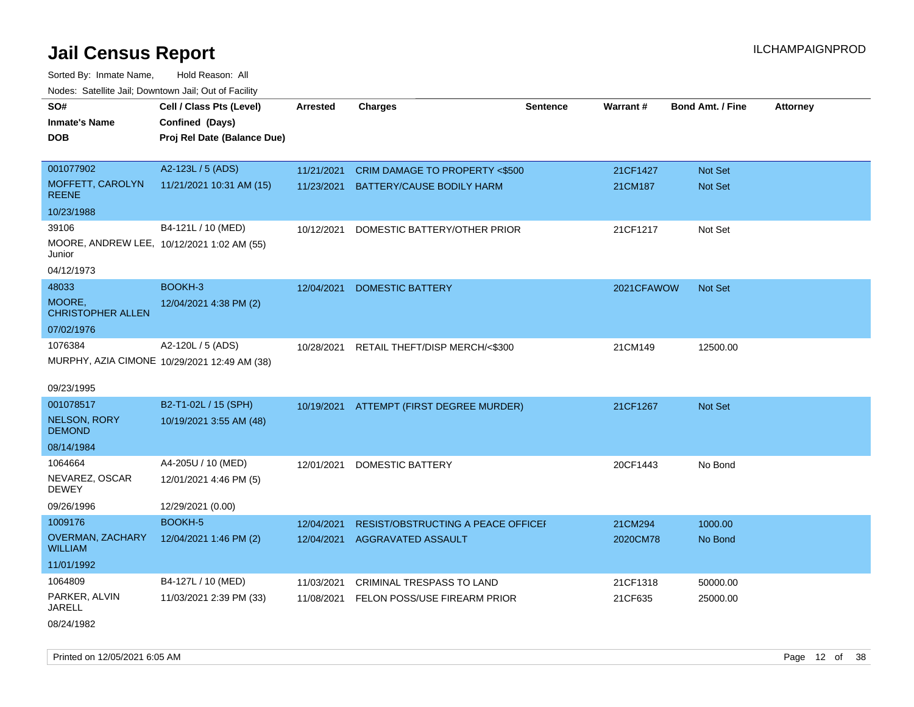# Jail Census Report

ILCHAMPAIGNPROD

Sorted By: Inmate Name, Hold Reason: All

Nodes: Satellite Jail; Downtown Jail; Out of Facility

| SO# / Inmate's Name / DOB | Cell / Class Pts (Level) / Confined (Days) / Proj Rel Date (Balance Due) | Arrested | Charges | Sentence | Warrant # | Bond Amt. / Fine | Attorney |
|---|---|---|---|---|---|---|---|
| 001077902<br>MOFFETT, CAROLYN REENE<br>10/23/1988 | A2-123L / 5 (ADS)<br>11/21/2021 10:31 AM (15) | 11/21/2021<br>11/23/2021 | CRIM DAMAGE TO PROPERTY <$500<br>BATTERY/CAUSE BODILY HARM | | 21CF1427<br>21CM187 | Not Set<br>Not Set | |
| 39106<br>MOORE, ANDREW LEE, Junior<br>04/12/1973 | B4-121L / 10 (MED)<br>10/12/2021 1:02 AM (55) | 10/12/2021 | DOMESTIC BATTERY/OTHER PRIOR | | 21CF1217 | Not Set | |
| 48033<br>MOORE, CHRISTOPHER ALLEN<br>07/02/1976 | BOOKH-3<br>12/04/2021 4:38 PM (2) | 12/04/2021 | DOMESTIC BATTERY | | 2021CFAWOW | Not Set | |
| 1076384<br>MURPHY, AZIA CIMONE<br>09/23/1995 | A2-120L / 5 (ADS)<br>10/29/2021 12:49 AM (38) | 10/28/2021 | RETAIL THEFT/DISP MERCH/<$300 | | 21CM149 | 12500.00 | |
| 001078517<br>NELSON, RORY DEMOND<br>08/14/1984 | B2-T1-02L / 15 (SPH)<br>10/19/2021 3:55 AM (48) | 10/19/2021 | ATTEMPT (FIRST DEGREE MURDER) | | 21CF1267 | Not Set | |
| 1064664<br>NEVAREZ, OSCAR DEWEY<br>09/26/1996 | A4-205U / 10 (MED)<br>12/01/2021 4:46 PM (5)<br>12/29/2021 (0.00) | 12/01/2021 | DOMESTIC BATTERY | | 20CF1443 | No Bond | |
| 1009176<br>OVERMAN, ZACHARY WILLIAM<br>11/01/1992 | BOOKH-5<br>12/04/2021 1:46 PM (2) | 12/04/2021<br>12/04/2021 | RESIST/OBSTRUCTING A PEACE OFFICEI<br>AGGRAVATED ASSAULT | | 21CM294<br>2020CM78 | 1000.00<br>No Bond | |
| 1064809<br>PARKER, ALVIN JARELL<br>08/24/1982 | B4-127L / 10 (MED)<br>11/03/2021 2:39 PM (33) | 11/03/2021<br>11/08/2021 | CRIMINAL TRESPASS TO LAND<br>FELON POSS/USE FIREARM PRIOR | | 21CF1318<br>21CF635 | 50000.00<br>25000.00 | |

Printed on 12/05/2021 6:05 AM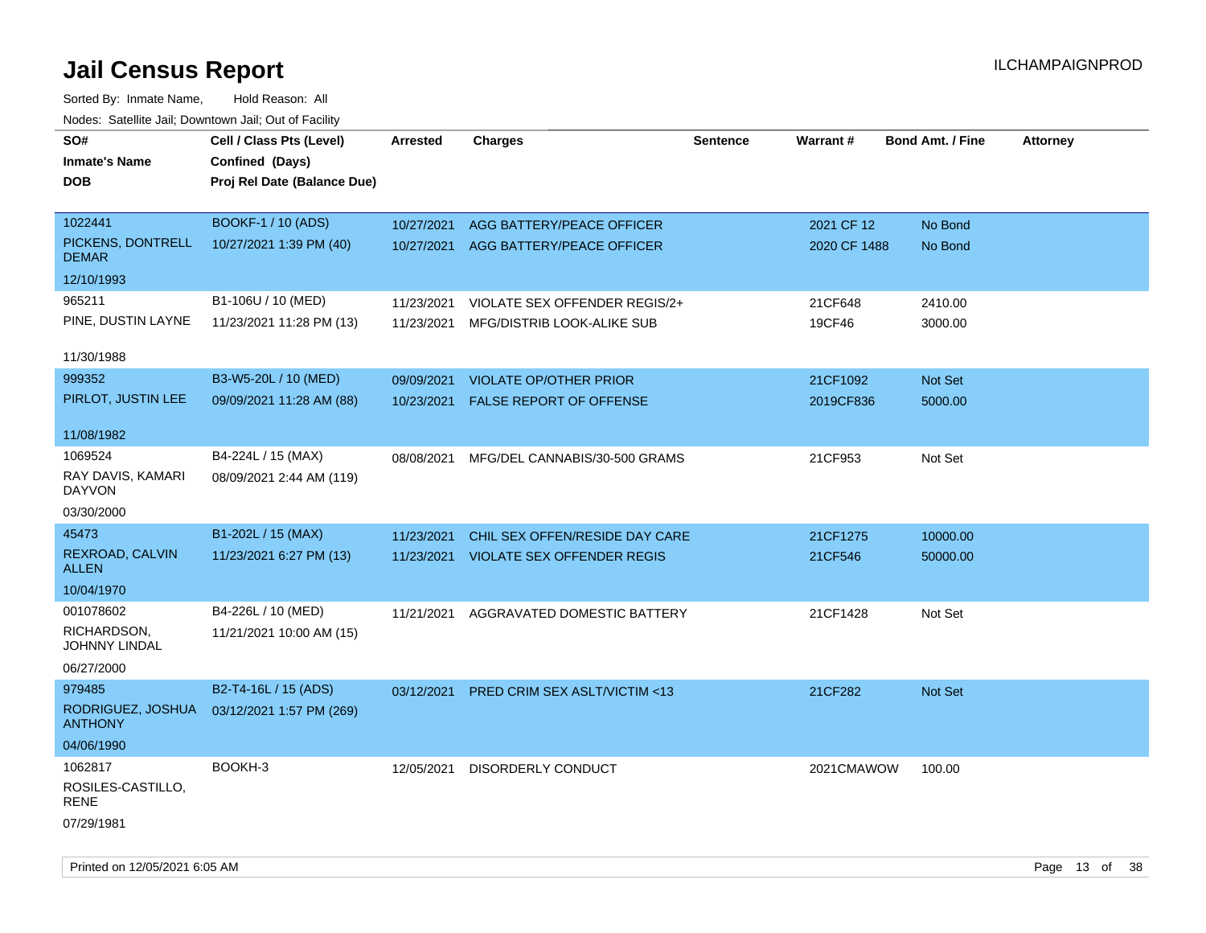# Jail Census Report

ILCHAMPAIGNPROD

Sorted By: Inmate Name, Hold Reason: All

Nodes: Satellite Jail; Downtown Jail; Out of Facility

| SO# / Inmate's Name / DOB | Cell / Class Pts (Level) / Confined (Days) / Proj Rel Date (Balance Due) | Arrested | Charges | Sentence | Warrant # | Bond Amt. / Fine | Attorney |
|---|---|---|---|---|---|---|---|
| 1022441<br>PICKENS, DONTRELL DEMAR<br>12/10/1993 | BOOKF-1 / 10 (ADS)<br>10/27/2021 1:39 PM (40) | 10/27/2021<br>10/27/2021 | AGG BATTERY/PEACE OFFICER<br>AGG BATTERY/PEACE OFFICER | | 2021 CF 12<br>2020 CF 1488 | No Bond<br>No Bond | |
| 965211<br>PINE, DUSTIN LAYNE<br>11/30/1988 | B1-106U / 10 (MED)<br>11/23/2021 11:28 PM (13) | 11/23/2021<br>11/23/2021 | VIOLATE SEX OFFENDER REGIS/2+<br>MFG/DISTRIB LOOK-ALIKE SUB | | 21CF648<br>19CF46 | 2410.00<br>3000.00 | |
| 999352<br>PIRLOT, JUSTIN LEE<br>11/08/1982 | B3-W5-20L / 10 (MED)<br>09/09/2021 11:28 AM (88) | 09/09/2021<br>10/23/2021 | VIOLATE OP/OTHER PRIOR<br>FALSE REPORT OF OFFENSE | | 21CF1092<br>2019CF836 | Not Set<br>5000.00 | |
| 1069524<br>RAY DAVIS, KAMARI DAYVON<br>03/30/2000 | B4-224L / 15 (MAX)<br>08/09/2021 2:44 AM (119) | 08/08/2021 | MFG/DEL CANNABIS/30-500 GRAMS | | 21CF953 | Not Set | |
| 45473<br>REXROAD, CALVIN ALLEN<br>10/04/1970 | B1-202L / 15 (MAX)<br>11/23/2021 6:27 PM (13) | 11/23/2021<br>11/23/2021 | CHIL SEX OFFEN/RESIDE DAY CARE<br>VIOLATE SEX OFFENDER REGIS | | 21CF1275<br>21CF546 | 10000.00<br>50000.00 | |
| 001078602<br>RICHARDSON, JOHNNY LINDAL<br>06/27/2000 | B4-226L / 10 (MED)<br>11/21/2021 10:00 AM (15) | 11/21/2021 | AGGRAVATED DOMESTIC BATTERY | | 21CF1428 | Not Set | |
| 979485<br>RODRIGUEZ, JOSHUA ANTHONY<br>04/06/1990 | B2-T4-16L / 15 (ADS)<br>03/12/2021 1:57 PM (269) | 03/12/2021 | PRED CRIM SEX ASLT/VICTIM <13 | | 21CF282 | Not Set | |
| 1062817<br>ROSILES-CASTILLO, RENE<br>07/29/1981 | BOOKH-3 | 12/05/2021 | DISORDERLY CONDUCT | | 2021CMAWOW | 100.00 | |

Printed on 12/05/2021 6:05 AM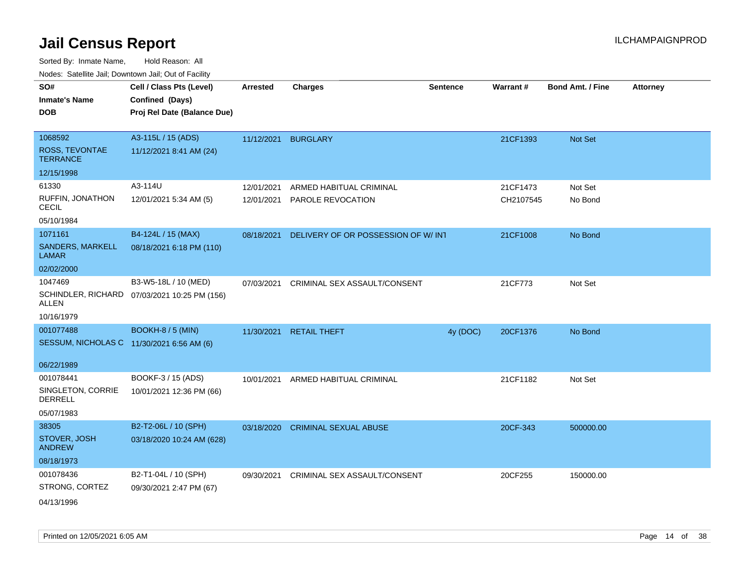# Jail Census Report

Sorted By: Inmate Name, Hold Reason: All

Nodes: Satellite Jail; Downtown Jail; Out of Facility

| SO# / Inmate's Name / DOB | Cell / Class Pts (Level) / Confined (Days) / Proj Rel Date (Balance Due) | Arrested | Charges | Sentence | Warrant # | Bond Amt. / Fine | Attorney |
|---|---|---|---|---|---|---|---|
| 1068592<br>ROSS, TEVONTAE TERRANCE<br>12/15/1998 | A3-115L / 15 (ADS)<br>11/12/2021 8:41 AM (24) | 11/12/2021 | BURGLARY | | 21CF1393 | Not Set | |
| 61330<br>RUFFIN, JONATHON CECIL<br>05/10/1984 | A3-114U<br>12/01/2021 5:34 AM (5) | 12/01/2021<br>12/01/2021 | ARMED HABITUAL CRIMINAL<br>PAROLE REVOCATION | | 21CF1473<br>CH2107545 | Not Set<br>No Bond | |
| 1071161<br>SANDERS, MARKELL LAMAR<br>02/02/2000 | B4-124L / 15 (MAX)<br>08/18/2021 6:18 PM (110) | 08/18/2021 | DELIVERY OF OR POSSESSION OF W/ INT | | 21CF1008 | No Bond | |
| 1047469<br>SCHINDLER, RICHARD ALLEN<br>10/16/1979 | B3-W5-18L / 10 (MED)<br>07/03/2021 10:25 PM (156) | 07/03/2021 | CRIMINAL SEX ASSAULT/CONSENT | | 21CF773 | Not Set | |
| 001077488<br>SESSUM, NICHOLAS C<br>06/22/1989 | BOOKH-8 / 5 (MIN)<br>11/30/2021 6:56 AM (6) | 11/30/2021 | RETAIL THEFT | 4y (DOC) | 20CF1376 | No Bond | |
| 001078441<br>SINGLETON, CORRIE DERRELL<br>05/07/1983 | BOOKF-3 / 15 (ADS)<br>10/01/2021 12:36 PM (66) | 10/01/2021 | ARMED HABITUAL CRIMINAL | | 21CF1182 | Not Set | |
| 38305<br>STOVER, JOSH ANDREW<br>08/18/1973 | B2-T2-06L / 10 (SPH)<br>03/18/2020 10:24 AM (628) | 03/18/2020 | CRIMINAL SEXUAL ABUSE | | 20CF-343 | 500000.00 | |
| 001078436<br>STRONG, CORTEZ<br>04/13/1996 | B2-T1-04L / 10 (SPH)<br>09/30/2021 2:47 PM (67) | 09/30/2021 | CRIMINAL SEX ASSAULT/CONSENT | | 20CF255 | 150000.00 | |

Printed on 12/05/2021 6:05 AM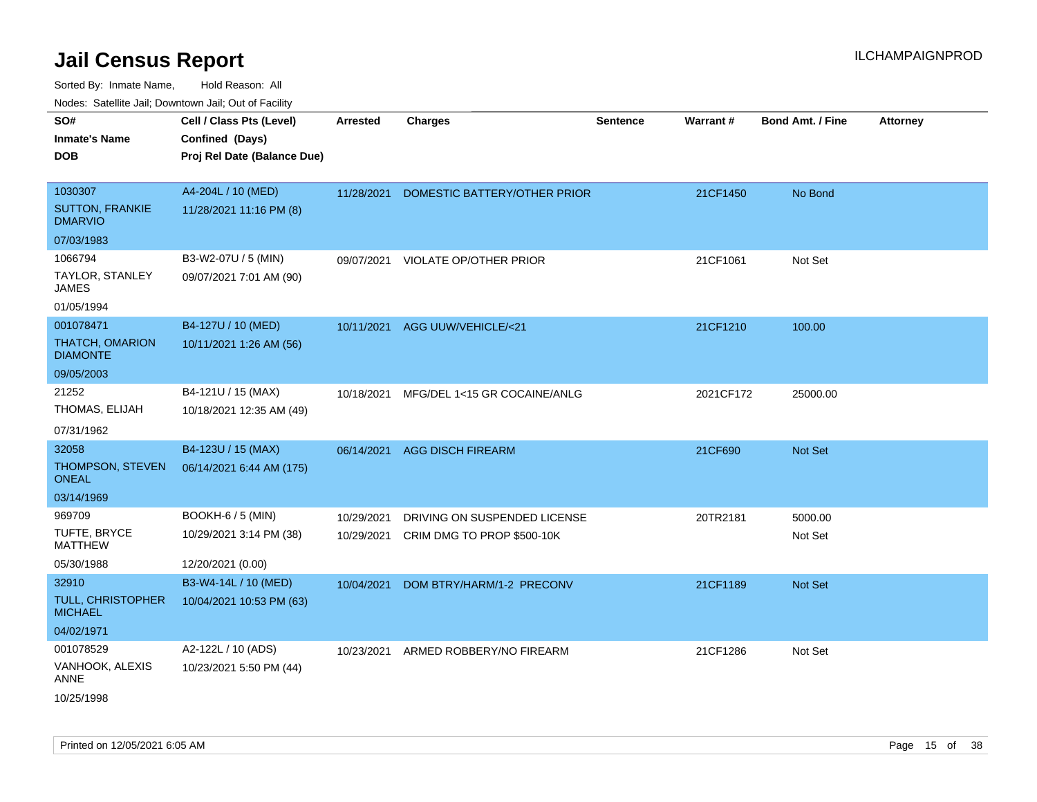# Jail Census Report

ILCHAMPAIGNPROD

Sorted By: Inmate Name, Hold Reason: All

Nodes: Satellite Jail; Downtown Jail; Out of Facility

| SO# / Inmate's Name / DOB | Cell / Class Pts (Level) / Confined (Days) / Proj Rel Date (Balance Due) | Arrested | Charges | Sentence | Warrant # | Bond Amt. / Fine | Attorney |
|---|---|---|---|---|---|---|---|
| 1030307<br>SUTTON, FRANKIE DMARVIO<br>07/03/1983 | A4-204L / 10 (MED)<br>11/28/2021 11:16 PM (8) | 11/28/2021 | DOMESTIC BATTERY/OTHER PRIOR | | 21CF1450 | No Bond | |
| 1066794<br>TAYLOR, STANLEY JAMES<br>01/05/1994 | B3-W2-07U / 5 (MIN)<br>09/07/2021 7:01 AM (90) | 09/07/2021 | VIOLATE OP/OTHER PRIOR | | 21CF1061 | Not Set | |
| 001078471<br>THATCH, OMARION DIAMONTE<br>09/05/2003 | B4-127U / 10 (MED)<br>10/11/2021 1:26 AM (56) | 10/11/2021 | AGG UUW/VEHICLE/<21 | | 21CF1210 | 100.00 | |
| 21252<br>THOMAS, ELIJAH<br>07/31/1962 | B4-121U / 15 (MAX)<br>10/18/2021 12:35 AM (49) | 10/18/2021 | MFG/DEL 1<15 GR COCAINE/ANLG | | 2021CF172 | 25000.00 | |
| 32058<br>THOMPSON, STEVEN ONEAL<br>03/14/1969 | B4-123U / 15 (MAX)<br>06/14/2021 6:44 AM (175) | 06/14/2021 | AGG DISCH FIREARM | | 21CF690 | Not Set | |
| 969709<br>TUFTE, BRYCE MATTHEW<br>05/30/1988 | BOOKH-6 / 5 (MIN)<br>10/29/2021 3:14 PM (38)<br>12/20/2021 (0.00) | 10/29/2021<br>10/29/2021 | DRIVING ON SUSPENDED LICENSE<br>CRIM DMG TO PROP $500-10K | | 20TR2181 | 5000.00<br>Not Set | |
| 32910<br>TULL, CHRISTOPHER MICHAEL<br>04/02/1971 | B3-W4-14L / 10 (MED)<br>10/04/2021 10:53 PM (63) | 10/04/2021 | DOM BTRY/HARM/1-2 PRECONV | | 21CF1189 | Not Set | |
| 001078529<br>VANHOOK, ALEXIS ANNE<br>10/25/1998 | A2-122L / 10 (ADS)<br>10/23/2021 5:50 PM (44) | 10/23/2021 | ARMED ROBBERY/NO FIREARM | | 21CF1286 | Not Set | |

Printed on 12/05/2021 6:05 AM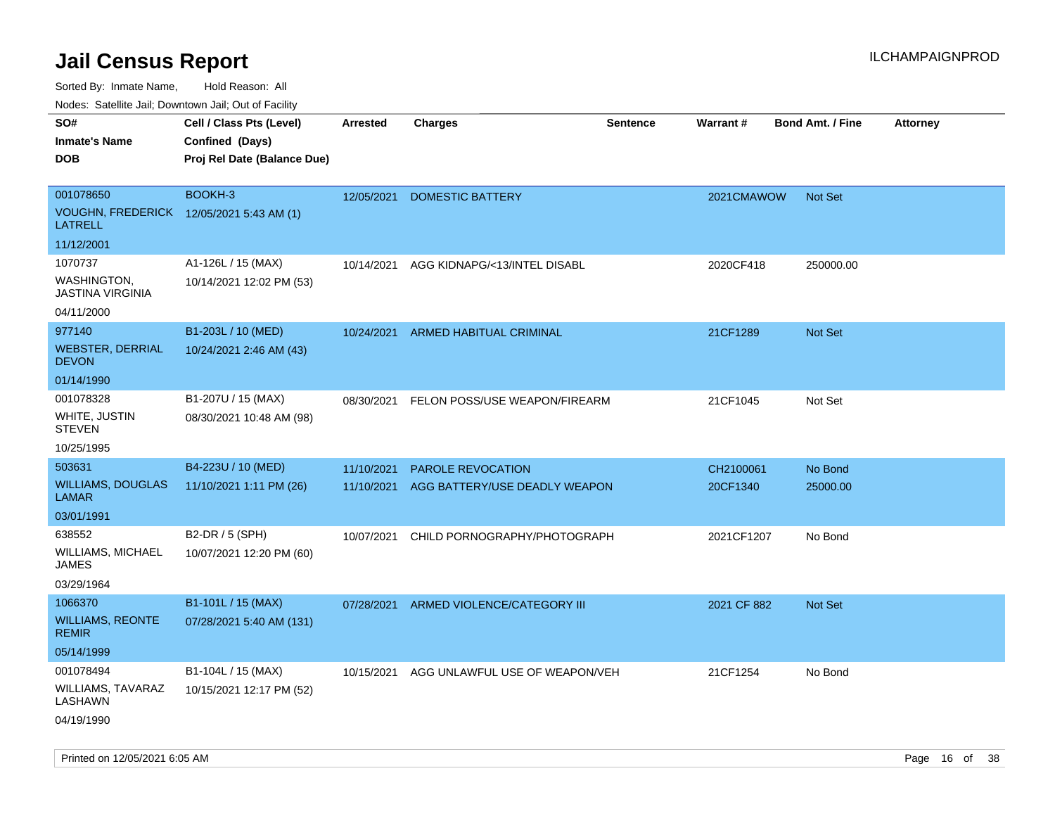# Jail Census Report

ILCHAMPAIGNPROD

Sorted By: Inmate Name, Hold Reason: All

Nodes: Satellite Jail; Downtown Jail; Out of Facility

| SO# / Inmate's Name / DOB | Cell / Class Pts (Level) / Confined (Days) / Proj Rel Date (Balance Due) | Arrested | Charges | Sentence | Warrant # | Bond Amt. / Fine | Attorney |
|---|---|---|---|---|---|---|---|
| 001078650<br>VOUGHN, FREDERICK LATRELL<br>11/12/2001 | BOOKH-3<br>12/05/2021 5:43 AM (1) | 12/05/2021 | DOMESTIC BATTERY | | 2021CMAWOW | Not Set | |
| 1070737<br>WASHINGTON, JASTINA VIRGINIA<br>04/11/2000 | A1-126L / 15 (MAX)<br>10/14/2021 12:02 PM (53) | 10/14/2021 | AGG KIDNAPG/<13/INTEL DISABL | | 2020CF418 | 250000.00 | |
| 977140<br>WEBSTER, DERRIAL DEVON<br>01/14/1990 | B1-203L / 10 (MED)<br>10/24/2021 2:46 AM (43) | 10/24/2021 | ARMED HABITUAL CRIMINAL | | 21CF1289 | Not Set | |
| 001078328<br>WHITE, JUSTIN STEVEN<br>10/25/1995 | B1-207U / 15 (MAX)<br>08/30/2021 10:48 AM (98) | 08/30/2021 | FELON POSS/USE WEAPON/FIREARM | | 21CF1045 | Not Set | |
| 503631<br>WILLIAMS, DOUGLAS LAMAR<br>03/01/1991 | B4-223U / 10 (MED)<br>11/10/2021 1:11 PM (26) | 11/10/2021<br>11/10/2021 | PAROLE REVOCATION<br>AGG BATTERY/USE DEADLY WEAPON | | CH2100061<br>20CF1340 | No Bond<br>25000.00 | |
| 638552<br>WILLIAMS, MICHAEL JAMES<br>03/29/1964 | B2-DR / 5 (SPH)<br>10/07/2021 12:20 PM (60) | 10/07/2021 | CHILD PORNOGRAPHY/PHOTOGRAPH | | 2021CF1207 | No Bond | |
| 1066370<br>WILLIAMS, REONTE REMIR<br>05/14/1999 | B1-101L / 15 (MAX)<br>07/28/2021 5:40 AM (131) | 07/28/2021 | ARMED VIOLENCE/CATEGORY III | | 2021 CF 882 | Not Set | |
| 001078494<br>WILLIAMS, TAVARAZ LASHAWN<br>04/19/1990 | B1-104L / 15 (MAX)<br>10/15/2021 12:17 PM (52) | 10/15/2021 | AGG UNLAWFUL USE OF WEAPON/VEH | | 21CF1254 | No Bond | |

Printed on 12/05/2021 6:05 AM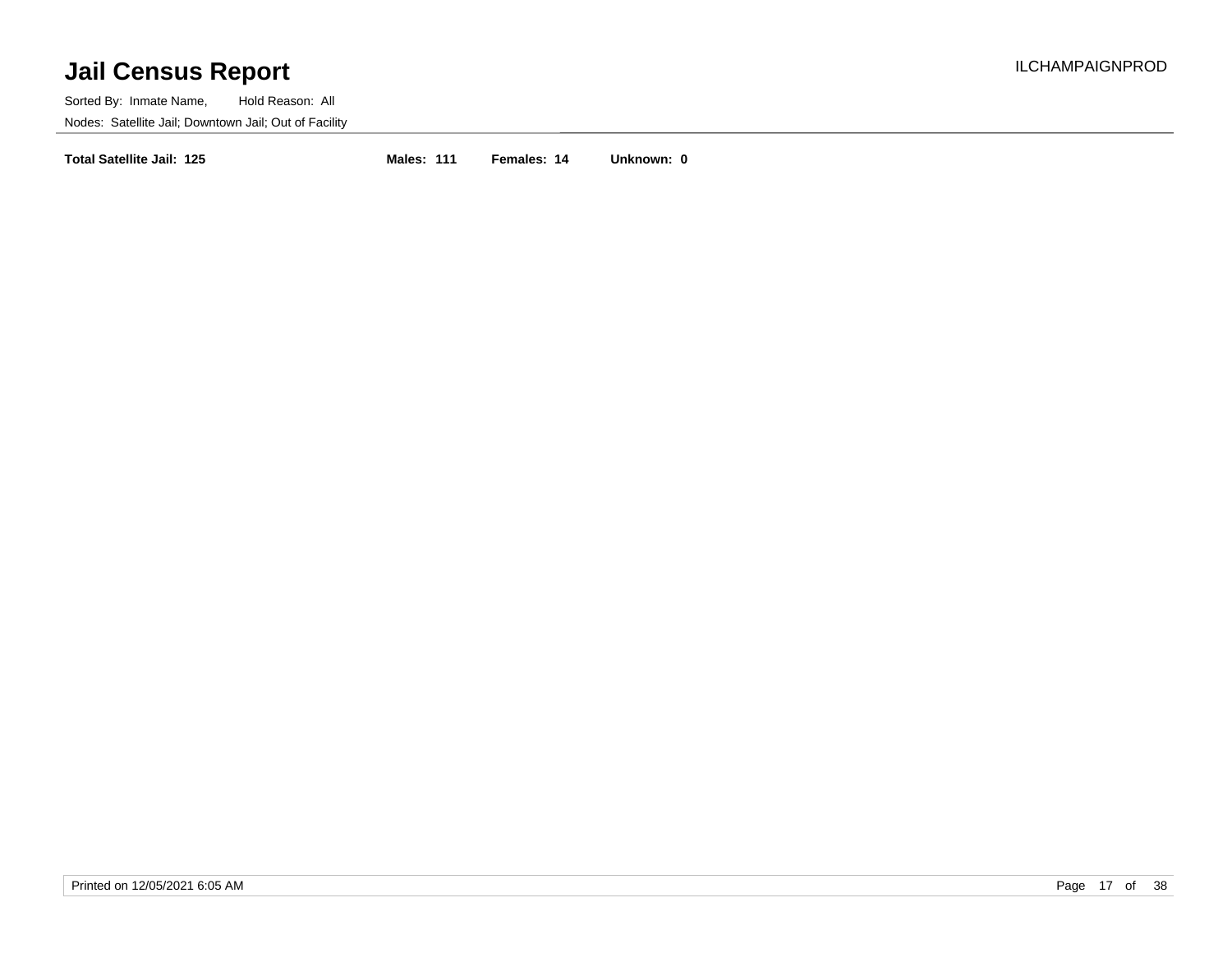# Jail Census Report

ILCHAMPAIGNPROD

Sorted By: Inmate Name, Hold Reason: All

Nodes: Satellite Jail; Downtown Jail; Out of Facility

**Total Satellite Jail: 125** **Males: 111** **Females: 14** **Unknown: 0**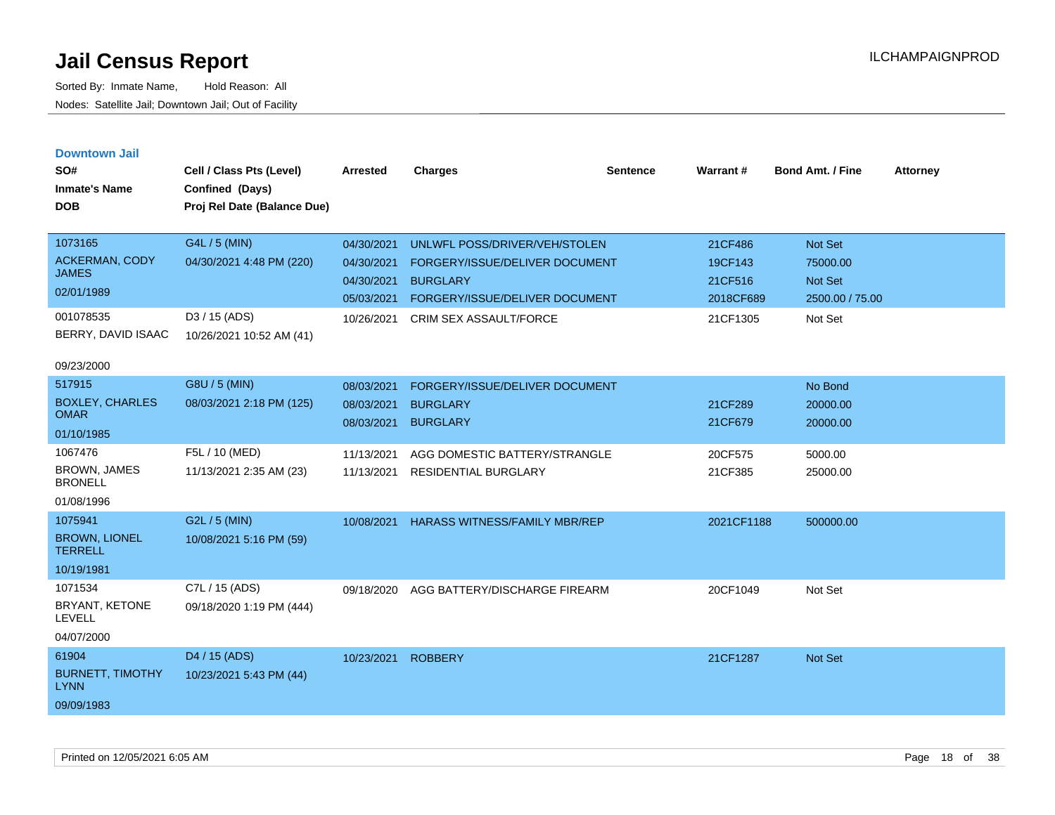# Jail Census Report

Sorted By: Inmate Name, Hold Reason: All

Nodes: Satellite Jail; Downtown Jail; Out of Facility

## Downtown Jail

| SO# / Inmate's Name / DOB | Cell / Class Pts (Level) / Confined (Days) / Proj Rel Date (Balance Due) | Arrested | Charges | Sentence | Warrant # | Bond Amt. / Fine | Attorney |
|---|---|---|---|---|---|---|---|
| 1073165<br>ACKERMAN, CODY JAMES<br>02/01/1989 | G4L / 5 (MIN)<br>04/30/2021 4:48 PM (220) | 04/30/2021 | UNLWFL POSS/DRIVER/VEH/STOLEN | | 21CF486 | Not Set | |
| | | 04/30/2021 | FORGERY/ISSUE/DELIVER DOCUMENT | | 19CF143 | 75000.00 | |
| | | 04/30/2021 | BURGLARY | | 21CF516 | Not Set | |
| | | 05/03/2021 | FORGERY/ISSUE/DELIVER DOCUMENT | | 2018CF689 | 2500.00 / 75.00 | |
| 001078535<br>BERRY, DAVID ISAAC<br>09/23/2000 | D3 / 15 (ADS)<br>10/26/2021 10:52 AM (41) | 10/26/2021 | CRIM SEX ASSAULT/FORCE | | 21CF1305 | Not Set | |
| 517915<br>BOXLEY, CHARLES OMAR<br>01/10/1985 | G8U / 5 (MIN)<br>08/03/2021 2:18 PM (125) | 08/03/2021 | FORGERY/ISSUE/DELIVER DOCUMENT | | | No Bond | |
| | | 08/03/2021 | BURGLARY | | 21CF289 | 20000.00 | |
| | | 08/03/2021 | BURGLARY | | 21CF679 | 20000.00 | |
| 1067476<br>BROWN, JAMES BRONELL<br>01/08/1996 | F5L / 10 (MED)<br>11/13/2021 2:35 AM (23) | 11/13/2021 | AGG DOMESTIC BATTERY/STRANGLE | | 20CF575 | 5000.00 | |
| | | 11/13/2021 | RESIDENTIAL BURGLARY | | 21CF385 | 25000.00 | |
| 1075941<br>BROWN, LIONEL TERRELL<br>10/19/1981 | G2L / 5 (MIN)<br>10/08/2021 5:16 PM (59) | 10/08/2021 | HARASS WITNESS/FAMILY MBR/REP | | 2021CF1188 | 500000.00 | |
| 1071534<br>BRYANT, KETONE LEVELL<br>04/07/2000 | C7L / 15 (ADS)<br>09/18/2020 1:19 PM (444) | 09/18/2020 | AGG BATTERY/DISCHARGE FIREARM | | 20CF1049 | Not Set | |
| 61904<br>BURNETT, TIMOTHY LYNN<br>09/09/1983 | D4 / 15 (ADS)<br>10/23/2021 5:43 PM (44) | 10/23/2021 | ROBBERY | | 21CF1287 | Not Set | |

Printed on 12/05/2021 6:05 AM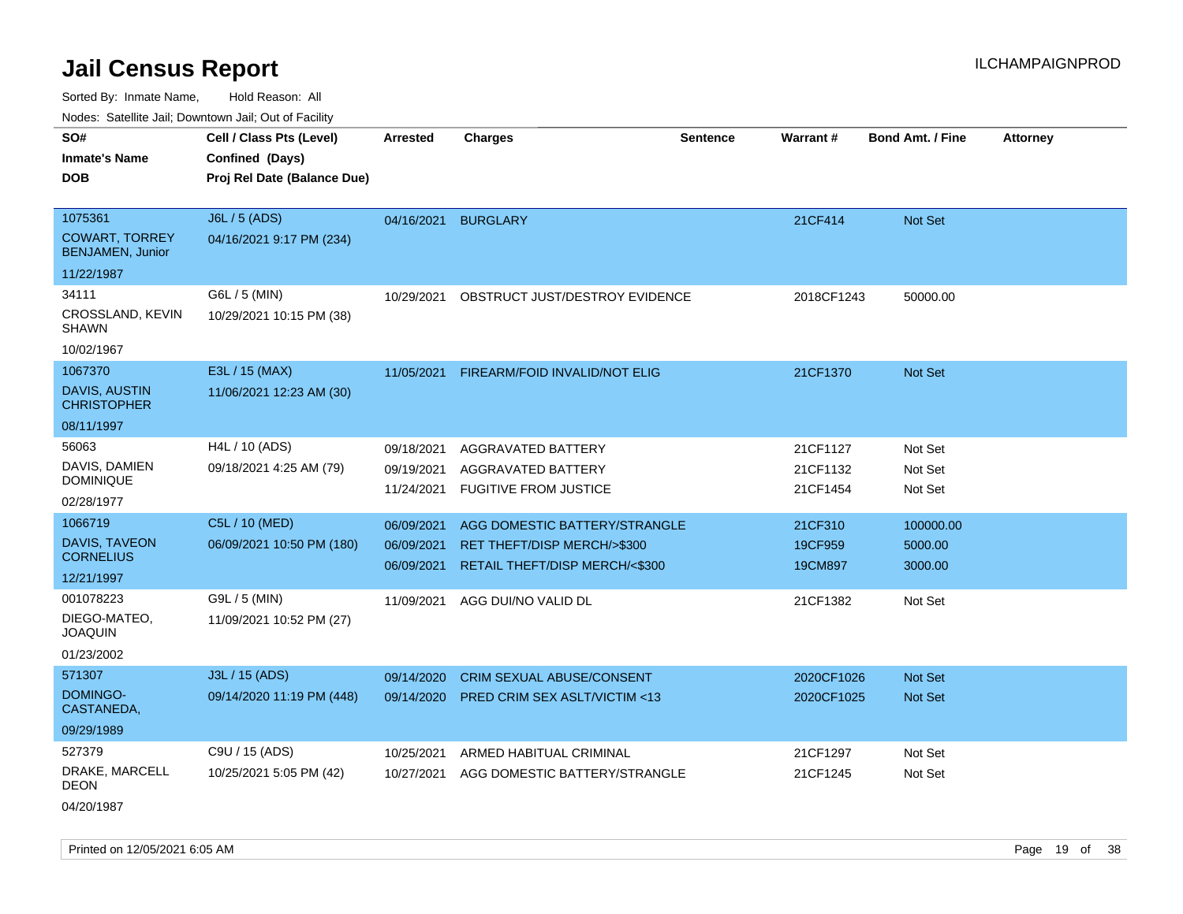# Jail Census Report

ILCHAMPAIGNPROD

Sorted By: Inmate Name, Hold Reason: All

Nodes: Satellite Jail; Downtown Jail; Out of Facility

| SO# / Inmate's Name / DOB | Cell / Class Pts (Level) / Confined (Days) / Proj Rel Date (Balance Due) | Arrested | Charges | Sentence | Warrant # | Bond Amt. / Fine | Attorney |
|---|---|---|---|---|---|---|---|
| 1075361<br>COWART, TORREY BENJAMEN, Junior<br>11/22/1987 | J6L / 5 (ADS)<br>04/16/2021 9:17 PM (234) | 04/16/2021 | BURGLARY | | 21CF414 | Not Set | |
| 34111<br>CROSSLAND, KEVIN SHAWN<br>10/02/1967 | G6L / 5 (MIN)<br>10/29/2021 10:15 PM (38) | 10/29/2021 | OBSTRUCT JUST/DESTROY EVIDENCE | | 2018CF1243 | 50000.00 | |
| 1067370<br>DAVIS, AUSTIN CHRISTOPHER<br>08/11/1997 | E3L / 15 (MAX)<br>11/06/2021 12:23 AM (30) | 11/05/2021 | FIREARM/FOID INVALID/NOT ELIG | | 21CF1370 | Not Set | |
| 56063<br>DAVIS, DAMIEN DOMINIQUE<br>02/28/1977 | H4L / 10 (ADS)<br>09/18/2021 4:25 AM (79) | 09/18/2021<br>09/19/2021<br>11/24/2021 | AGGRAVATED BATTERY<br>AGGRAVATED BATTERY<br>FUGITIVE FROM JUSTICE | | 21CF1127<br>21CF1132<br>21CF1454 | Not Set<br>Not Set<br>Not Set | |
| 1066719<br>DAVIS, TAVEON CORNELIUS<br>12/21/1997 | C5L / 10 (MED)<br>06/09/2021 10:50 PM (180) | 06/09/2021<br>06/09/2021<br>06/09/2021 | AGG DOMESTIC BATTERY/STRANGLE<br>RET THEFT/DISP MERCH/>$300<br>RETAIL THEFT/DISP MERCH/<$300 | | 21CF310<br>19CF959<br>19CM897 | 100000.00<br>5000.00<br>3000.00 | |
| 001078223<br>DIEGO-MATEO, JOAQUIN<br>01/23/2002 | G9L / 5 (MIN)<br>11/09/2021 10:52 PM (27) | 11/09/2021 | AGG DUI/NO VALID DL | | 21CF1382 | Not Set | |
| 571307<br>DOMINGO-CASTANEDA,<br>09/29/1989 | J3L / 15 (ADS)<br>09/14/2020 11:19 PM (448) | 09/14/2020<br>09/14/2020 | CRIM SEXUAL ABUSE/CONSENT<br>PRED CRIM SEX ASLT/VICTIM <13 | | 2020CF1026<br>2020CF1025 | Not Set<br>Not Set | |
| 527379<br>DRAKE, MARCELL DEON<br>04/20/1987 | C9U / 15 (ADS)<br>10/25/2021 5:05 PM (42) | 10/25/2021<br>10/27/2021 | ARMED HABITUAL CRIMINAL<br>AGG DOMESTIC BATTERY/STRANGLE | | 21CF1297<br>21CF1245 | Not Set<br>Not Set | |

Printed on 12/05/2021 6:05 AM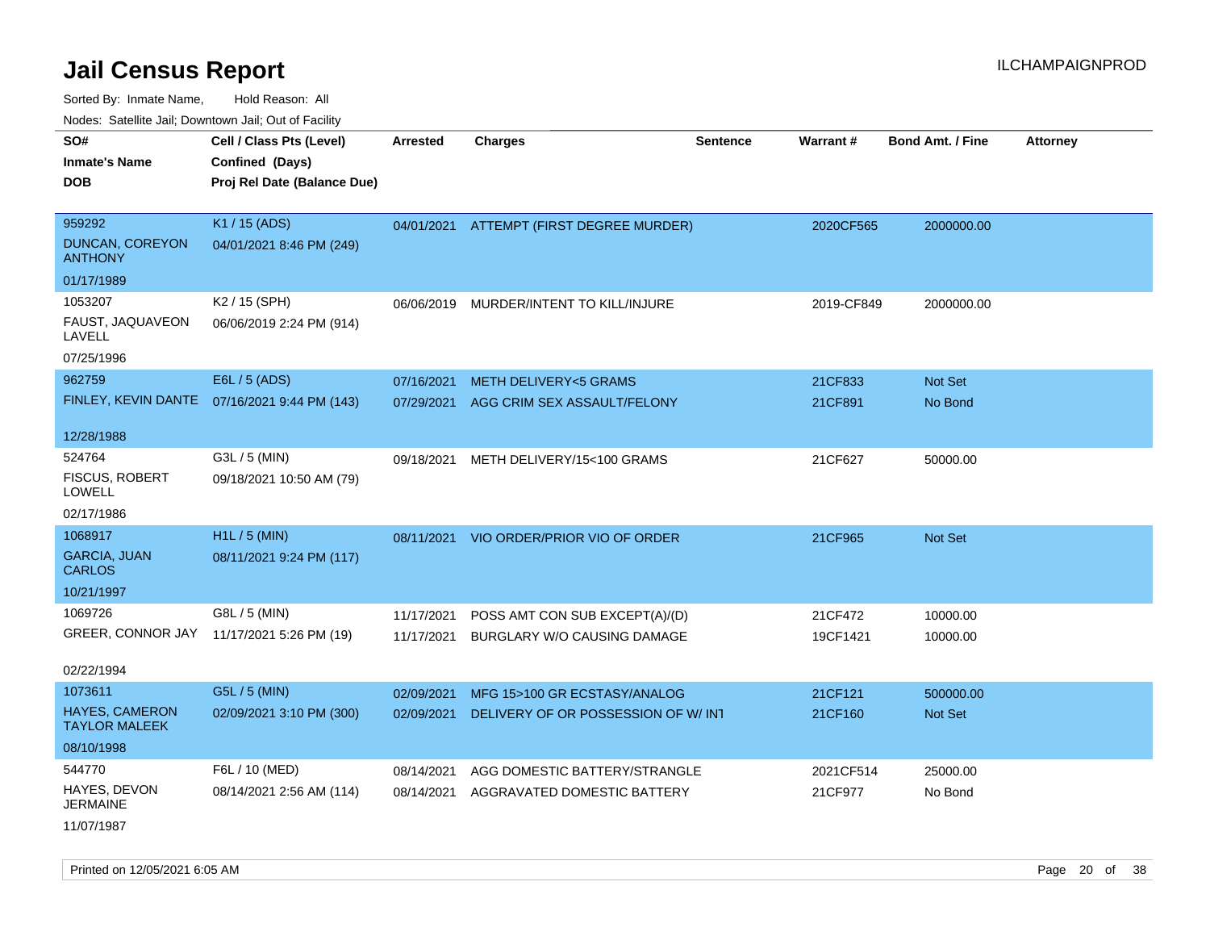# Jail Census Report

ILCHAMPAIGNPROD

Sorted By: Inmate Name, Hold Reason: All

Nodes: Satellite Jail; Downtown Jail; Out of Facility

| SO# / Inmate's Name / DOB | Cell / Class Pts (Level) / Confined (Days) / Proj Rel Date (Balance Due) | Arrested | Charges | Sentence | Warrant # | Bond Amt. / Fine | Attorney |
|---|---|---|---|---|---|---|---|
| 959292<br>DUNCAN, COREYON ANTHONY<br>01/17/1989 | K1 / 15 (ADS)<br>04/01/2021 8:46 PM (249) | 04/01/2021 | ATTEMPT (FIRST DEGREE MURDER) | | 2020CF565 | 2000000.00 | |
| 1053207<br>FAUST, JAQUAVEON LAVELL<br>07/25/1996 | K2 / 15 (SPH)<br>06/06/2019 2:24 PM (914) | 06/06/2019 | MURDER/INTENT TO KILL/INJURE | | 2019-CF849 | 2000000.00 | |
| 962759<br>FINLEY, KEVIN DANTE<br>12/28/1988 | E6L / 5 (ADS)<br>07/16/2021 9:44 PM (143) | 07/16/2021<br>07/29/2021 | METH DELIVERY<5 GRAMS<br>AGG CRIM SEX ASSAULT/FELONY | | 21CF833<br>21CF891 | Not Set<br>No Bond | |
| 524764<br>FISCUS, ROBERT LOWELL<br>02/17/1986 | G3L / 5 (MIN)<br>09/18/2021 10:50 AM (79) | 09/18/2021 | METH DELIVERY/15<100 GRAMS | | 21CF627 | 50000.00 | |
| 1068917<br>GARCIA, JUAN CARLOS<br>10/21/1997 | H1L / 5 (MIN)<br>08/11/2021 9:24 PM (117) | 08/11/2021 | VIO ORDER/PRIOR VIO OF ORDER | | 21CF965 | Not Set | |
| 1069726<br>GREER, CONNOR JAY<br>02/22/1994 | G8L / 5 (MIN)<br>11/17/2021 5:26 PM (19) | 11/17/2021<br>11/17/2021 | POSS AMT CON SUB EXCEPT(A)/(D)<br>BURGLARY W/O CAUSING DAMAGE | | 21CF472<br>19CF1421 | 10000.00<br>10000.00 | |
| 1073611<br>HAYES, CAMERON TAYLOR MALEEK<br>08/10/1998 | G5L / 5 (MIN)<br>02/09/2021 3:10 PM (300) | 02/09/2021<br>02/09/2021 | MFG 15>100 GR ECSTASY/ANALOG<br>DELIVERY OF OR POSSESSION OF W/ INT | | 21CF121<br>21CF160 | 500000.00<br>Not Set | |
| 544770<br>HAYES, DEVON JERMAINE<br>11/07/1987 | F6L / 10 (MED)<br>08/14/2021 2:56 AM (114) | 08/14/2021<br>08/14/2021 | AGG DOMESTIC BATTERY/STRANGLE<br>AGGRAVATED DOMESTIC BATTERY | | 2021CF514<br>21CF977 | 25000.00<br>No Bond | |

Printed on 12/05/2021 6:05 AM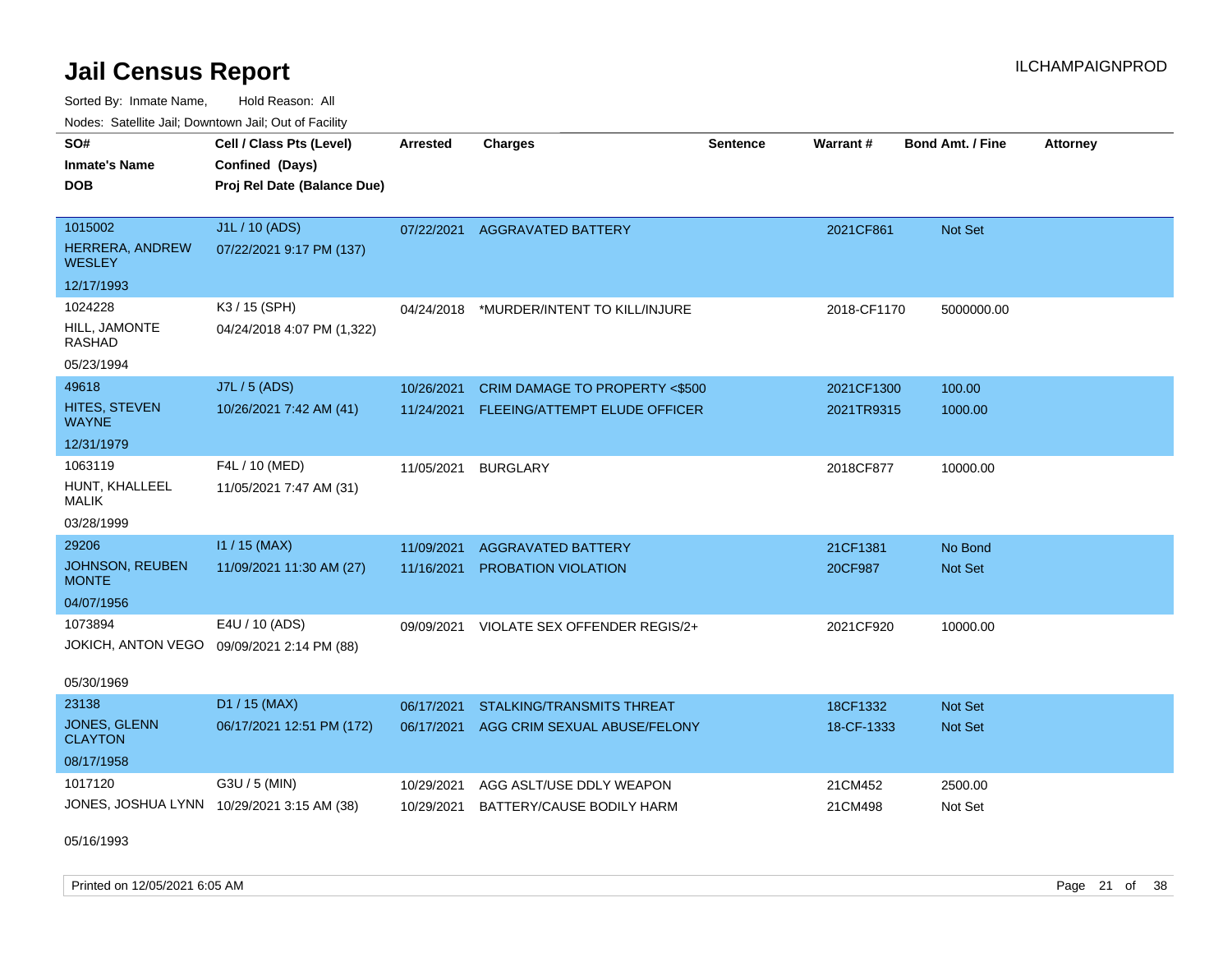# Jail Census Report

ILCHAMPAIGNPROD

Sorted By: Inmate Name, Hold Reason: All

Nodes: Satellite Jail; Downtown Jail; Out of Facility

| SO# / Inmate's Name / DOB | Cell / Class Pts (Level) / Confined (Days) / Proj Rel Date (Balance Due) | Arrested | Charges | Sentence | Warrant # | Bond Amt. / Fine | Attorney |
|---|---|---|---|---|---|---|---|
| 1015002<br>HERRERA, ANDREW WESLEY<br>12/17/1993 | J1L / 10 (ADS)<br>07/22/2021 9:17 PM (137) | 07/22/2021 | AGGRAVATED BATTERY | | 2021CF861 | Not Set | |
| 1024228<br>HILL, JAMONTE RASHAD<br>05/23/1994 | K3 / 15 (SPH)<br>04/24/2018 4:07 PM (1,322) | 04/24/2018 | *MURDER/INTENT TO KILL/INJURE | | 2018-CF1170 | 5000000.00 | |
| 49618<br>HITES, STEVEN WAYNE<br>12/31/1979 | J7L / 5 (ADS)<br>10/26/2021 7:42 AM (41) | 10/26/2021 | CRIM DAMAGE TO PROPERTY <$500 | | 2021CF1300 | 100.00 | |
| | | 11/24/2021 | FLEEING/ATTEMPT ELUDE OFFICER | | 2021TR9315 | 1000.00 | |
| 1063119<br>HUNT, KHALLEEL MALIK<br>03/28/1999 | F4L / 10 (MED)<br>11/05/2021 7:47 AM (31) | 11/05/2021 | BURGLARY | | 2018CF877 | 10000.00 | |
| 29206<br>JOHNSON, REUBEN MONTE<br>04/07/1956 | I1 / 15 (MAX)<br>11/09/2021 11:30 AM (27) | 11/09/2021 | AGGRAVATED BATTERY | | 21CF1381 | No Bond | |
| | | 11/16/2021 | PROBATION VIOLATION | | 20CF987 | Not Set | |
| 1073894<br>JOKICH, ANTON VEGO<br>05/30/1969 | E4U / 10 (ADS)<br>09/09/2021 2:14 PM (88) | 09/09/2021 | VIOLATE SEX OFFENDER REGIS/2+ | | 2021CF920 | 10000.00 | |
| 23138<br>JONES, GLENN CLAYTON<br>08/17/1958 | D1 / 15 (MAX)<br>06/17/2021 12:51 PM (172) | 06/17/2021 | STALKING/TRANSMITS THREAT | | 18CF1332 | Not Set | |
| | | 06/17/2021 | AGG CRIM SEXUAL ABUSE/FELONY | | 18-CF-1333 | Not Set | |
| 1017120<br>JONES, JOSHUA LYNN<br>05/16/1993 | G3U / 5 (MIN)<br>10/29/2021 3:15 AM (38) | 10/29/2021 | AGG ASLT/USE DDLY WEAPON | | 21CM452 | 2500.00 | |
| | | 10/29/2021 | BATTERY/CAUSE BODILY HARM | | 21CM498 | Not Set | |

Printed on 12/05/2021 6:05 AM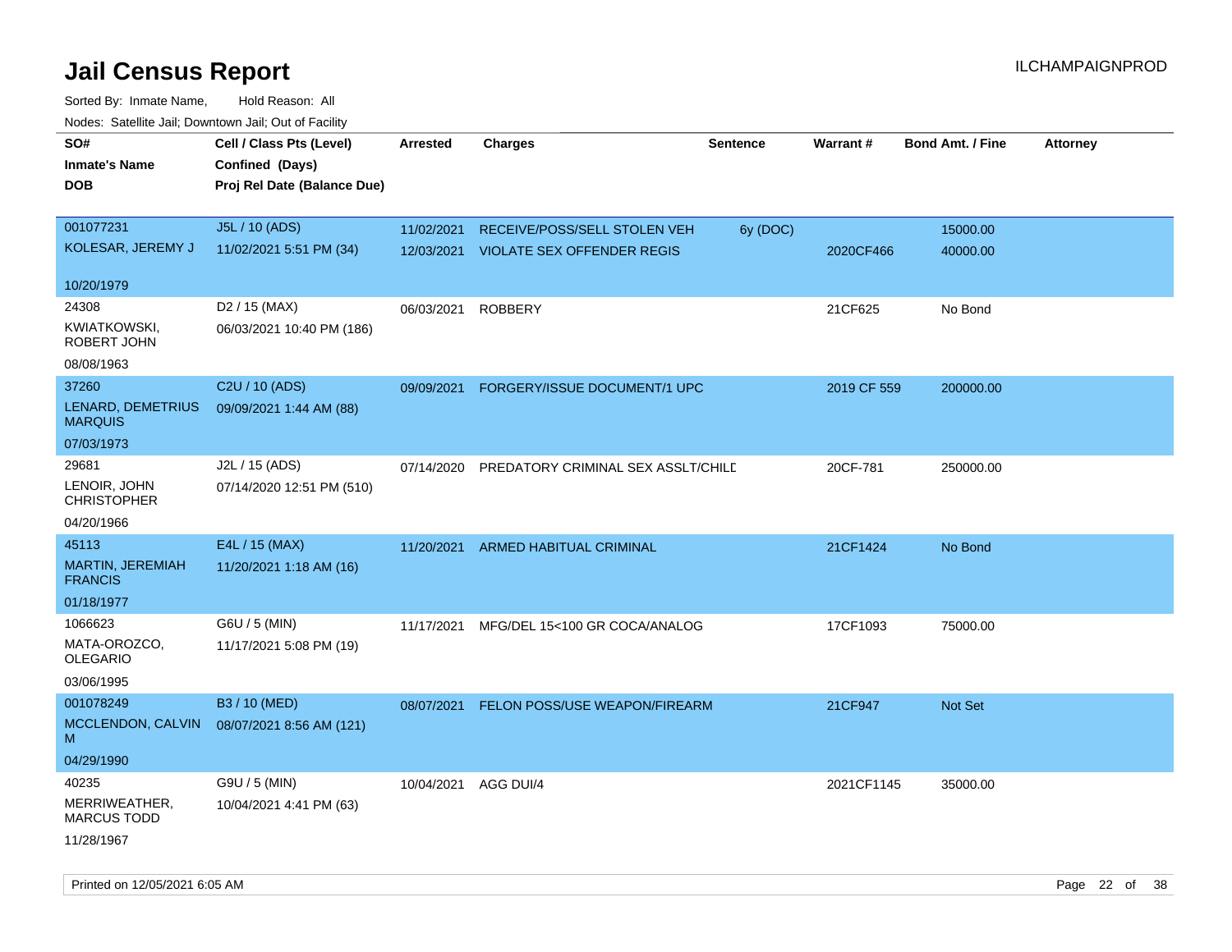# Jail Census Report

ILCHAMPAIGNPROD

Sorted By: Inmate Name, Hold Reason: All

Nodes: Satellite Jail; Downtown Jail; Out of Facility

| SO#<br>Inmate's Name<br>DOB | Cell / Class Pts (Level)<br>Confined (Days)<br>Proj Rel Date (Balance Due) | Arrested | Charges | Sentence | Warrant # | Bond Amt. / Fine | Attorney |
|---|---|---|---|---|---|---|---|
| 001077231<br>KOLESAR, JEREMY J<br>10/20/1979 | J5L / 10 (ADS)<br>11/02/2021 5:51 PM (34) | 11/02/2021 | RECEIVE/POSS/SELL STOLEN VEH | 6y (DOC) | | 15000.00 | |
| | | 12/03/2021 | VIOLATE SEX OFFENDER REGIS | | 2020CF466 | 40000.00 | |
| 24308<br>KWIATKOWSKI, ROBERT JOHN<br>08/08/1963 | D2 / 15 (MAX)<br>06/03/2021 10:40 PM (186) | 06/03/2021 | ROBBERY | | 21CF625 | No Bond | |
| 37260<br>LENARD, DEMETRIUS MARQUIS<br>07/03/1973 | C2U / 10 (ADS)<br>09/09/2021 1:44 AM (88) | 09/09/2021 | FORGERY/ISSUE DOCUMENT/1 UPC | | 2019 CF 559 | 200000.00 | |
| 29681<br>LENOIR, JOHN CHRISTOPHER<br>04/20/1966 | J2L / 15 (ADS)<br>07/14/2020 12:51 PM (510) | 07/14/2020 | PREDATORY CRIMINAL SEX ASSLT/CHILD | | 20CF-781 | 250000.00 | |
| 45113<br>MARTIN, JEREMIAH FRANCIS<br>01/18/1977 | E4L / 15 (MAX)<br>11/20/2021 1:18 AM (16) | 11/20/2021 | ARMED HABITUAL CRIMINAL | | 21CF1424 | No Bond | |
| 1066623<br>MATA-OROZCO, OLEGARIO<br>03/06/1995 | G6U / 5 (MIN)<br>11/17/2021 5:08 PM (19) | 11/17/2021 | MFG/DEL 15<100 GR COCA/ANALOG | | 17CF1093 | 75000.00 | |
| 001078249<br>MCCLENDON, CALVIN M<br>04/29/1990 | B3 / 10 (MED)<br>08/07/2021 8:56 AM (121) | 08/07/2021 | FELON POSS/USE WEAPON/FIREARM | | 21CF947 | Not Set | |
| 40235<br>MERRIWEATHER, MARCUS TODD<br>11/28/1967 | G9U / 5 (MIN)<br>10/04/2021 4:41 PM (63) | 10/04/2021 | AGG DUI/4 | | 2021CF1145 | 35000.00 | |

Printed on 12/05/2021 6:05 AM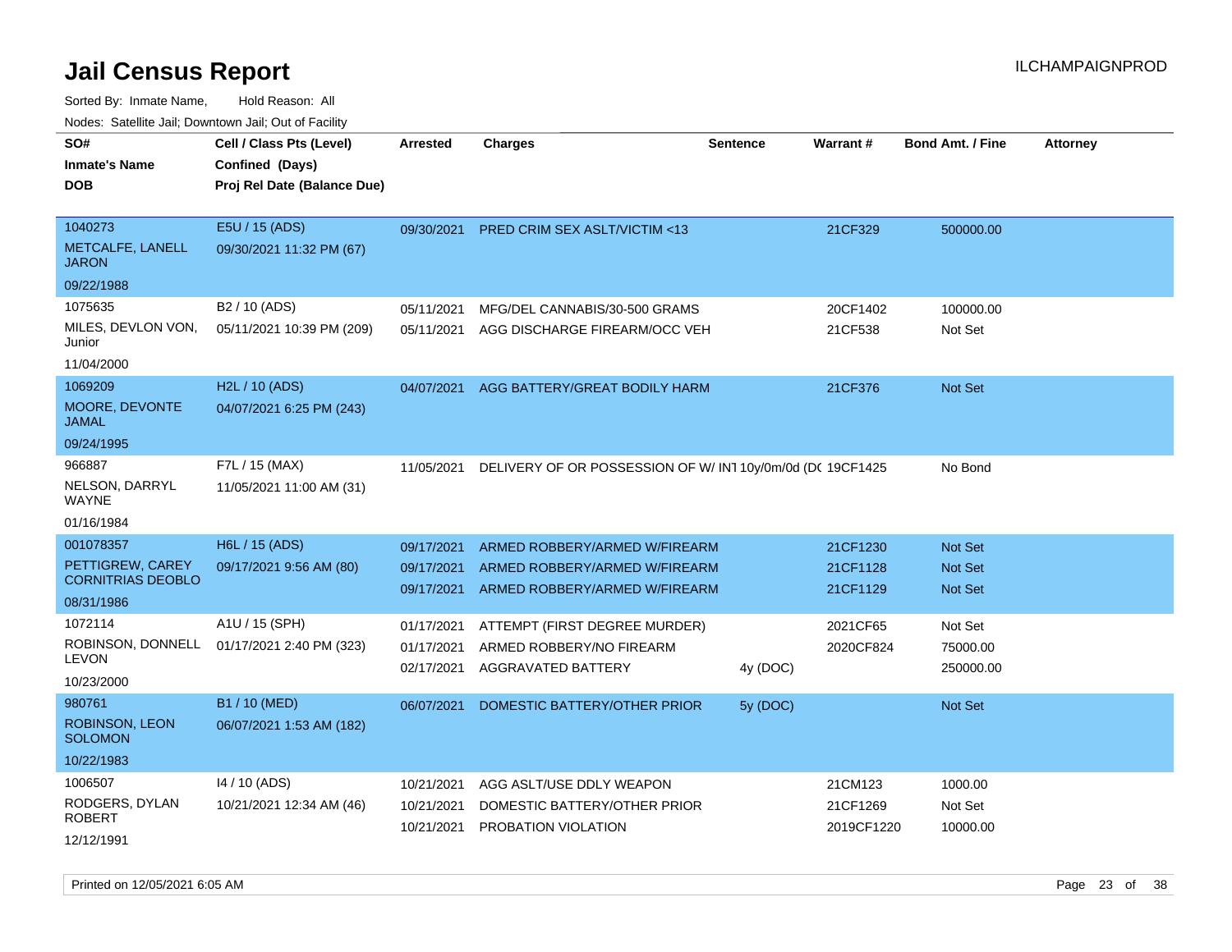# Jail Census Report

ILCHAMPAIGNPROD

Sorted By: Inmate Name, Hold Reason: All

Nodes: Satellite Jail; Downtown Jail; Out of Facility

| SO# / Inmate's Name / DOB | Cell / Class Pts (Level) / Confined (Days) / Proj Rel Date (Balance Due) | Arrested | Charges | Sentence | Warrant # | Bond Amt. / Fine | Attorney |
|---|---|---|---|---|---|---|---|
| 1040273<br>METCALFE, LANELL JARON<br>09/22/1988 | E5U / 15 (ADS)<br>09/30/2021 11:32 PM (67) | 09/30/2021 | PRED CRIM SEX ASLT/VICTIM <13 | | 21CF329 | 500000.00 | |
| 1075635<br>MILES, DEVLON VON, Junior<br>11/04/2000 | B2 / 10 (ADS)<br>05/11/2021 10:39 PM (209) | 05/11/2021 | MFG/DEL CANNABIS/30-500 GRAMS | | 20CF1402 | 100000.00 | |
| | | 05/11/2021 | AGG DISCHARGE FIREARM/OCC VEH | | 21CF538 | Not Set | |
| 1069209<br>MOORE, DEVONTE JAMAL<br>09/24/1995 | H2L / 10 (ADS)<br>04/07/2021 6:25 PM (243) | 04/07/2021 | AGG BATTERY/GREAT BODILY HARM | | 21CF376 | Not Set | |
| 966887<br>NELSON, DARRYL WAYNE<br>01/16/1984 | F7L / 15 (MAX)<br>11/05/2021 11:00 AM (31) | 11/05/2021 | DELIVERY OF OR POSSESSION OF W/ INT | 10y/0m/0d (DC | 19CF1425 | No Bond | |
| 001078357<br>PETTIGREW, CAREY CORNITRIAS DEOBLO<br>08/31/1986 | H6L / 15 (ADS)<br>09/17/2021 9:56 AM (80) | 09/17/2021 | ARMED ROBBERY/ARMED W/FIREARM | | 21CF1230 | Not Set | |
| | | 09/17/2021 | ARMED ROBBERY/ARMED W/FIREARM | | 21CF1128 | Not Set | |
| | | 09/17/2021 | ARMED ROBBERY/ARMED W/FIREARM | | 21CF1129 | Not Set | |
| 1072114<br>ROBINSON, DONNELL LEVON<br>10/23/2000 | A1U / 15 (SPH)<br>01/17/2021 2:40 PM (323) | 01/17/2021 | ATTEMPT (FIRST DEGREE MURDER) | | 2021CF65 | Not Set | |
| | | 01/17/2021 | ARMED ROBBERY/NO FIREARM | | 2020CF824 | 75000.00 | |
| | | 02/17/2021 | AGGRAVATED BATTERY | 4y (DOC) | | 250000.00 | |
| 980761<br>ROBINSON, LEON SOLOMON<br>10/22/1983 | B1 / 10 (MED)<br>06/07/2021 1:53 AM (182) | 06/07/2021 | DOMESTIC BATTERY/OTHER PRIOR | 5y (DOC) | | Not Set | |
| 1006507<br>RODGERS, DYLAN ROBERT<br>12/12/1991 | I4 / 10 (ADS)<br>10/21/2021 12:34 AM (46) | 10/21/2021 | AGG ASLT/USE DDLY WEAPON | | 21CM123 | 1000.00 | |
| | | 10/21/2021 | DOMESTIC BATTERY/OTHER PRIOR | | 21CF1269 | Not Set | |
| | | 10/21/2021 | PROBATION VIOLATION | | 2019CF1220 | 10000.00 | |

Printed on 12/05/2021 6:05 AM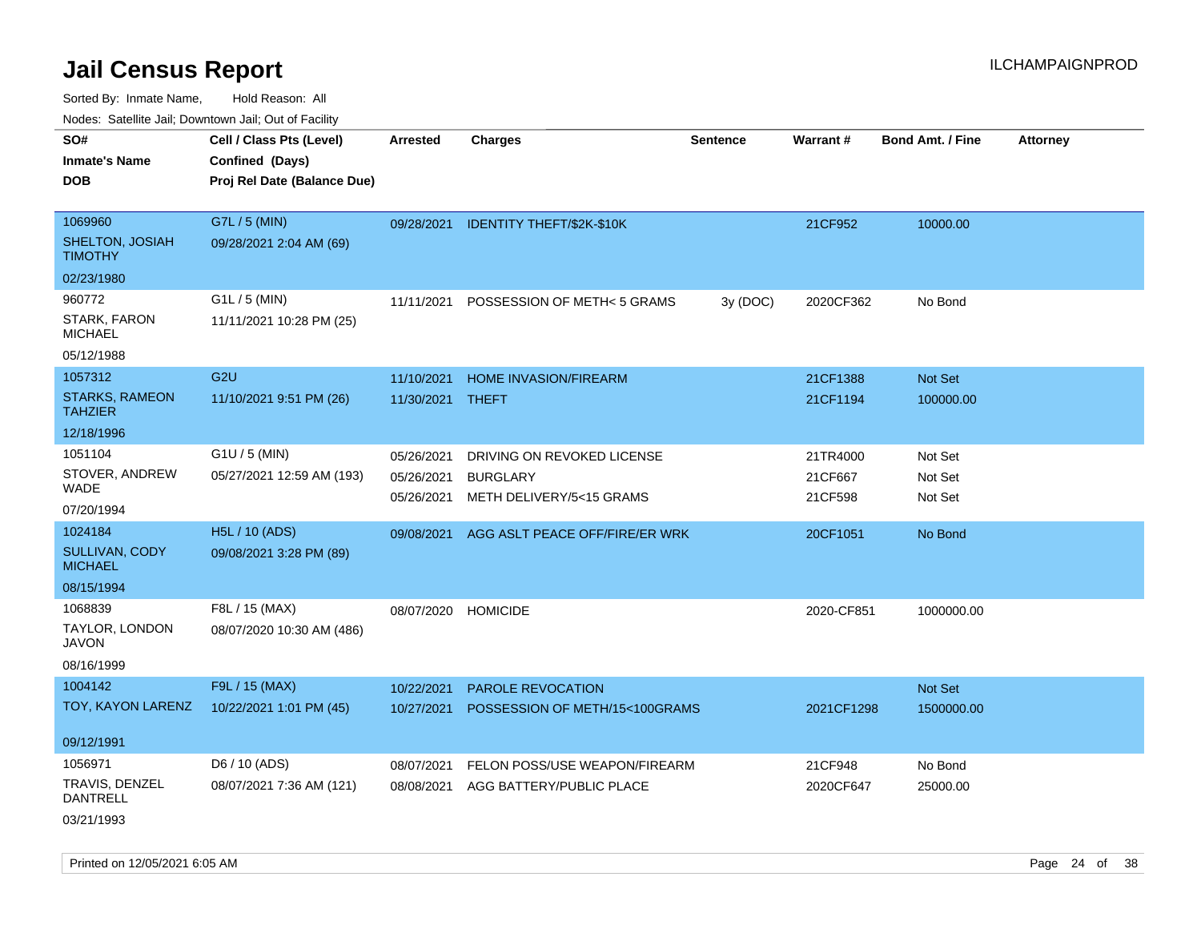# Jail Census Report

Sorted By: Inmate Name, Hold Reason: All

Nodes: Satellite Jail; Downtown Jail; Out of Facility

| SO# / Inmate's Name / DOB | Cell / Class Pts (Level) / Confined (Days) / Proj Rel Date (Balance Due) | Arrested | Charges | Sentence | Warrant # | Bond Amt. / Fine | Attorney |
|---|---|---|---|---|---|---|---|
| 1069960<br>SHELTON, JOSIAH TIMOTHY<br>02/23/1980 | G7L / 5 (MIN)<br>09/28/2021 2:04 AM (69) | 09/28/2021 | IDENTITY THEFT/$2K-$10K | | 21CF952 | 10000.00 | |
| 960772<br>STARK, FARON MICHAEL<br>05/12/1988 | G1L / 5 (MIN)<br>11/11/2021 10:28 PM (25) | 11/11/2021 | POSSESSION OF METH< 5 GRAMS | 3y (DOC) | 2020CF362 | No Bond | |
| 1057312<br>STARKS, RAMEON TAHZIER<br>12/18/1996 | G2U<br>11/10/2021 9:51 PM (26) | 11/10/2021<br>11/30/2021 | HOME INVASION/FIREARM<br>THEFT | | 21CF1388<br>21CF1194 | Not Set<br>100000.00 | |
| 1051104<br>STOVER, ANDREW WADE<br>07/20/1994 | G1U / 5 (MIN)<br>05/27/2021 12:59 AM (193) | 05/26/2021<br>05/26/2021<br>05/26/2021 | DRIVING ON REVOKED LICENSE<br>BURGLARY<br>METH DELIVERY/5<15 GRAMS | | 21TR4000<br>21CF667<br>21CF598 | Not Set<br>Not Set<br>Not Set | |
| 1024184<br>SULLIVAN, CODY MICHAEL<br>08/15/1994 | H5L / 10 (ADS)<br>09/08/2021 3:28 PM (89) | 09/08/2021 | AGG ASLT PEACE OFF/FIRE/ER WRK | | 20CF1051 | No Bond | |
| 1068839<br>TAYLOR, LONDON JAVON<br>08/16/1999 | F8L / 15 (MAX)<br>08/07/2020 10:30 AM (486) | 08/07/2020 | HOMICIDE | | 2020-CF851 | 1000000.00 | |
| 1004142<br>TOY, KAYON LARENZ<br>09/12/1991 | F9L / 15 (MAX)<br>10/22/2021 1:01 PM (45) | 10/22/2021<br>10/27/2021 | PAROLE REVOCATION<br>POSSESSION OF METH/15<100GRAMS | | <br>2021CF1298 | Not Set<br>1500000.00 | |
| 1056971<br>TRAVIS, DENZEL DANTRELL<br>03/21/1993 | D6 / 10 (ADS)<br>08/07/2021 7:36 AM (121) | 08/07/2021<br>08/08/2021 | FELON POSS/USE WEAPON/FIREARM<br>AGG BATTERY/PUBLIC PLACE | | 21CF948<br>2020CF647 | No Bond<br>25000.00 | |

Printed on 12/05/2021 6:05 AM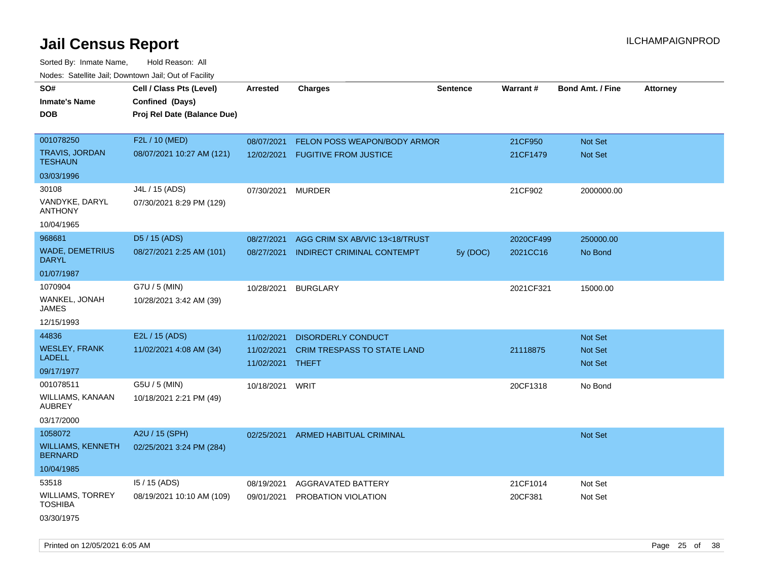# Jail Census Report

ILCHAMPAIGNPROD

Sorted By: Inmate Name, Hold Reason: All

Nodes: Satellite Jail; Downtown Jail; Out of Facility

| SO# / Inmate's Name / DOB | Cell / Class Pts (Level) / Confined (Days) / Proj Rel Date (Balance Due) | Arrested | Charges | Sentence | Warrant # | Bond Amt. / Fine | Attorney |
|---|---|---|---|---|---|---|---|
| 001078250<br>TRAVIS, JORDAN TESHAUN<br>03/03/1996 | F2L / 10 (MED)<br>08/07/2021 10:27 AM (121) | 08/07/2021<br>12/02/2021 | FELON POSS WEAPON/BODY ARMOR<br>FUGITIVE FROM JUSTICE | | 21CF950<br>21CF1479 | Not Set<br>Not Set | |
| 30108<br>VANDYKE, DARYL ANTHONY<br>10/04/1965 | J4L / 15 (ADS)<br>07/30/2021 8:29 PM (129) | 07/30/2021 | MURDER | | 21CF902 | 2000000.00 | |
| 968681<br>WADE, DEMETRIUS DARYL<br>01/07/1987 | D5 / 15 (ADS)<br>08/27/2021 2:25 AM (101) | 08/27/2021<br>08/27/2021 | AGG CRIM SX AB/VIC 13<18/TRUST<br>INDIRECT CRIMINAL CONTEMPT | <br>5y (DOC) | 2020CF499<br>2021CC16 | 250000.00<br>No Bond | |
| 1070904<br>WANKEL, JONAH JAMES<br>12/15/1993 | G7U / 5 (MIN)<br>10/28/2021 3:42 AM (39) | 10/28/2021 | BURGLARY | | 2021CF321 | 15000.00 | |
| 44836<br>WESLEY, FRANK LADELL<br>09/17/1977 | E2L / 15 (ADS)<br>11/02/2021 4:08 AM (34) | 11/02/2021<br>11/02/2021<br>11/02/2021 | DISORDERLY CONDUCT<br>CRIM TRESPASS TO STATE LAND<br>THEFT | | <br>21118875 | Not Set<br>Not Set<br>Not Set | |
| 001078511<br>WILLIAMS, KANAAN AUBREY<br>03/17/2000 | G5U / 5 (MIN)<br>10/18/2021 2:21 PM (49) | 10/18/2021 | WRIT | | 20CF1318 | No Bond | |
| 1058072<br>WILLIAMS, KENNETH BERNARD<br>10/04/1985 | A2U / 15 (SPH)<br>02/25/2021 3:24 PM (284) | 02/25/2021 | ARMED HABITUAL CRIMINAL | | | Not Set | |
| 53518<br>WILLIAMS, TORREY TOSHIBA<br>03/30/1975 | I5 / 15 (ADS)<br>08/19/2021 10:10 AM (109) | 08/19/2021<br>09/01/2021 | AGGRAVATED BATTERY<br>PROBATION VIOLATION | | 21CF1014<br>20CF381 | Not Set<br>Not Set | |

Printed on 12/05/2021 6:05 AM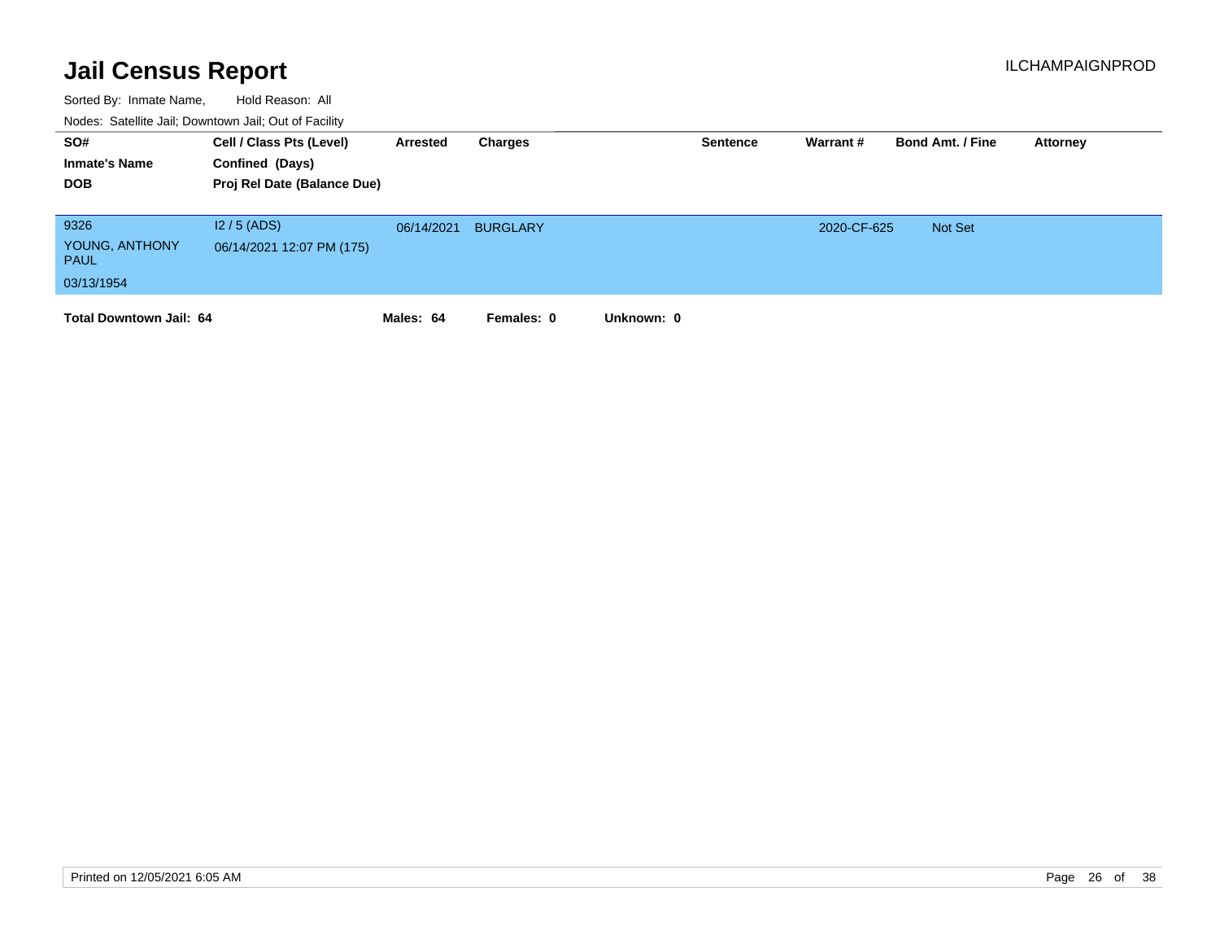# Jail Census Report

ILCHAMPAIGNPROD

Sorted By: Inmate Name, Hold Reason: All

Nodes: Satellite Jail; Downtown Jail; Out of Facility

| SO# / Inmate's Name / DOB | Cell / Class Pts (Level) / Confined (Days) / Proj Rel Date (Balance Due) | Arrested | Charges | Sentence | Warrant # | Bond Amt. / Fine | Attorney |
|---|---|---|---|---|---|---|---|
| 9326 YOUNG, ANTHONY PAUL 03/13/1954 | I2 / 5 (ADS) 06/14/2021 12:07 PM (175) | 06/14/2021 | BURGLARY | | 2020-CF-625 | Not Set | |

**Total Downtown Jail: 64** **Males: 64** **Females: 0** **Unknown: 0**

Printed on 12/05/2021 6:05 AM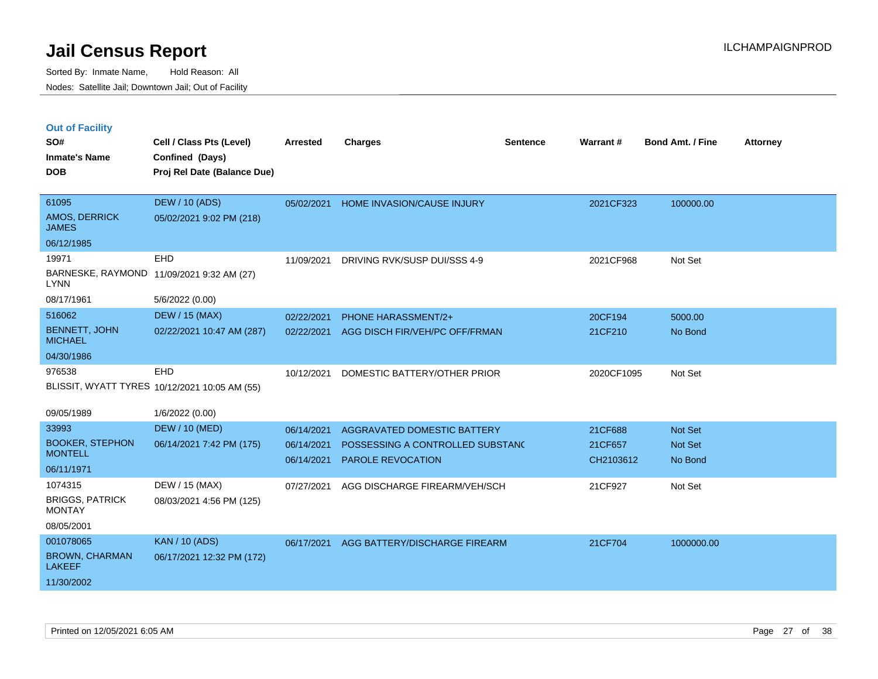# Jail Census Report

Sorted By: Inmate Name, Hold Reason: All

Nodes: Satellite Jail; Downtown Jail; Out of Facility

ILCHAMPAIGNPROD

## Out of Facility

| SO# / Inmate's Name / DOB | Cell / Class Pts (Level) / Confined (Days) / Proj Rel Date (Balance Due) | Arrested | Charges | Sentence | Warrant # | Bond Amt. / Fine | Attorney |
|---|---|---|---|---|---|---|---|
| 61095 AMOS, DERRICK JAMES 06/12/1985 | DEW / 10 (ADS) 05/02/2021 9:02 PM (218) | 05/02/2021 | HOME INVASION/CAUSE INJURY | | 2021CF323 | 100000.00 | |
| 19971 BARNESKE, RAYMOND LYNN 08/17/1961 | EHD 11/09/2021 9:32 AM (27) 5/6/2022 (0.00) | 11/09/2021 | DRIVING RVK/SUSP DUI/SSS 4-9 | | 2021CF968 | Not Set | |
| 516062 BENNETT, JOHN MICHAEL 04/30/1986 | DEW / 15 (MAX) 02/22/2021 10:47 AM (287) | 02/22/2021 | PHONE HARASSMENT/2+ | | 20CF194 | 5000.00 | |
| | | 02/22/2021 | AGG DISCH FIR/VEH/PC OFF/FRMAN | | 21CF210 | No Bond | |
| 976538 BLISSIT, WYATT TYRES 09/05/1989 | EHD 10/12/2021 10:05 AM (55) 1/6/2022 (0.00) | 10/12/2021 | DOMESTIC BATTERY/OTHER PRIOR | | 2020CF1095 | Not Set | |
| 33993 BOOKER, STEPHON MONTELL 06/11/1971 | DEW / 10 (MED) 06/14/2021 7:42 PM (175) | 06/14/2021 | AGGRAVATED DOMESTIC BATTERY | | 21CF688 | Not Set | |
| | | 06/14/2021 | POSSESSING A CONTROLLED SUBSTANC | | 21CF657 | Not Set | |
| | | 06/14/2021 | PAROLE REVOCATION | | CH2103612 | No Bond | |
| 1074315 BRIGGS, PATRICK MONTAY 08/05/2001 | DEW / 15 (MAX) 08/03/2021 4:56 PM (125) | 07/27/2021 | AGG DISCHARGE FIREARM/VEH/SCH | | 21CF927 | Not Set | |
| 001078065 BROWN, CHARMAN LAKEEF 11/30/2002 | KAN / 10 (ADS) 06/17/2021 12:32 PM (172) | 06/17/2021 | AGG BATTERY/DISCHARGE FIREARM | | 21CF704 | 1000000.00 | |

Printed on 12/05/2021 6:05 AM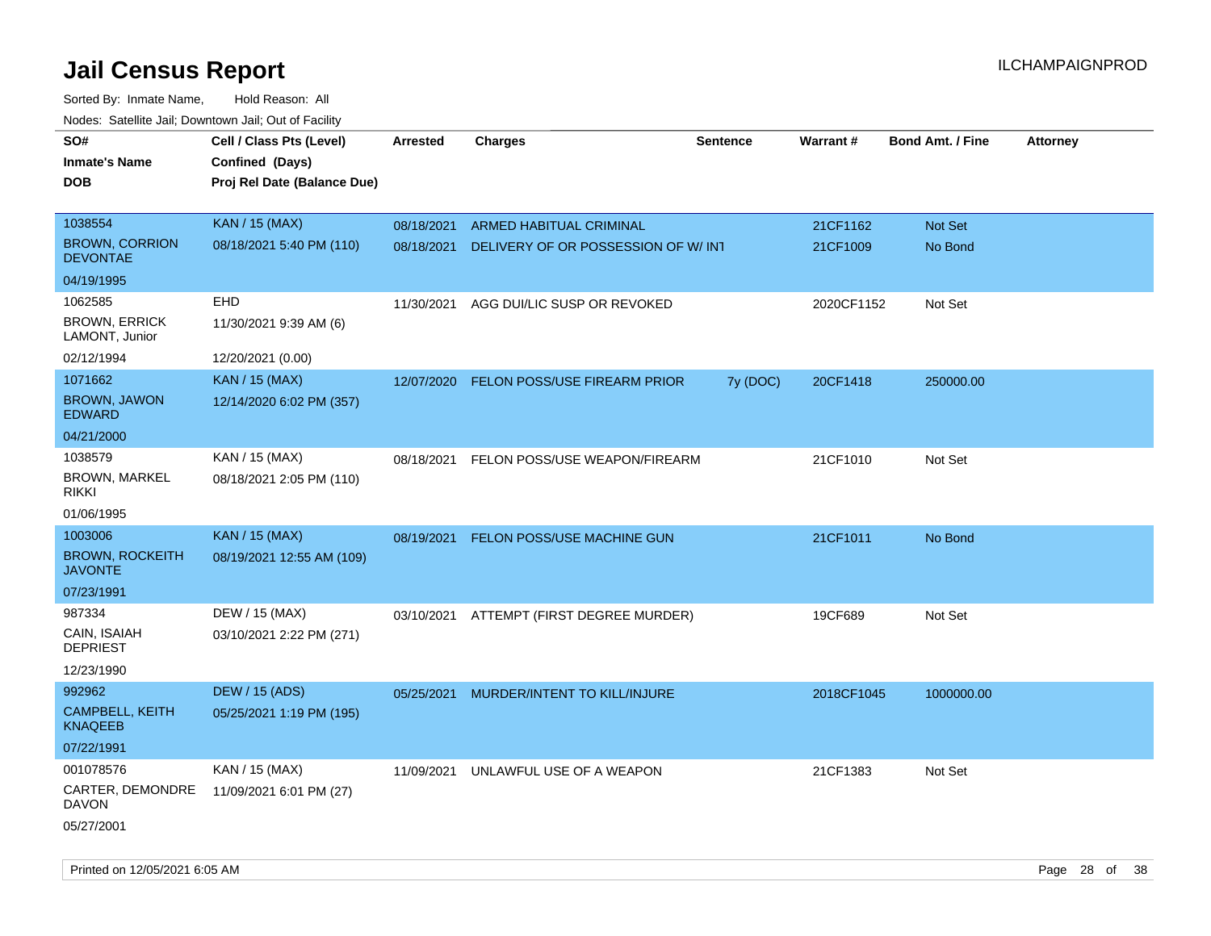# Jail Census Report

ILCHAMPAIGNPROD

Sorted By: Inmate Name, Hold Reason: All

Nodes: Satellite Jail; Downtown Jail; Out of Facility

| SO# / Inmate's Name / DOB | Cell / Class Pts (Level) / Confined (Days) / Proj Rel Date (Balance Due) | Arrested | Charges | Sentence | Warrant # | Bond Amt. / Fine | Attorney |
|---|---|---|---|---|---|---|---|
| 1038554<br>BROWN, CORRION DEVONTAE<br>04/19/1995 | KAN / 15 (MAX)<br>08/18/2021 5:40 PM (110) | 08/18/2021 | ARMED HABITUAL CRIMINAL | | 21CF1162 | Not Set | |
| | | 08/18/2021 | DELIVERY OF OR POSSESSION OF W/ INT | | 21CF1009 | No Bond | |
| 1062585<br>BROWN, ERRICK LAMONT, Junior<br>02/12/1994 | EHD<br>11/30/2021 9:39 AM (6)<br>12/20/2021 (0.00) | 11/30/2021 | AGG DUI/LIC SUSP OR REVOKED | | 2020CF1152 | Not Set | |
| 1071662<br>BROWN, JAWON EDWARD<br>04/21/2000 | KAN / 15 (MAX)<br>12/14/2020 6:02 PM (357) | 12/07/2020 | FELON POSS/USE FIREARM PRIOR | 7y (DOC) | 20CF1418 | 250000.00 | |
| 1038579<br>BROWN, MARKEL RIKKI<br>01/06/1995 | KAN / 15 (MAX)<br>08/18/2021 2:05 PM (110) | 08/18/2021 | FELON POSS/USE WEAPON/FIREARM | | 21CF1010 | Not Set | |
| 1003006<br>BROWN, ROCKEITH JAVONTE<br>07/23/1991 | KAN / 15 (MAX)<br>08/19/2021 12:55 AM (109) | 08/19/2021 | FELON POSS/USE MACHINE GUN | | 21CF1011 | No Bond | |
| 987334<br>CAIN, ISAIAH DEPRIEST<br>12/23/1990 | DEW / 15 (MAX)<br>03/10/2021 2:22 PM (271) | 03/10/2021 | ATTEMPT (FIRST DEGREE MURDER) | | 19CF689 | Not Set | |
| 992962<br>CAMPBELL, KEITH KNAQEEB<br>07/22/1991 | DEW / 15 (ADS)<br>05/25/2021 1:19 PM (195) | 05/25/2021 | MURDER/INTENT TO KILL/INJURE | | 2018CF1045 | 1000000.00 | |
| 001078576<br>CARTER, DEMONDRE DAVON<br>05/27/2001 | KAN / 15 (MAX)<br>11/09/2021 6:01 PM (27) | 11/09/2021 | UNLAWFUL USE OF A WEAPON | | 21CF1383 | Not Set | |

Printed on 12/05/2021 6:05 AM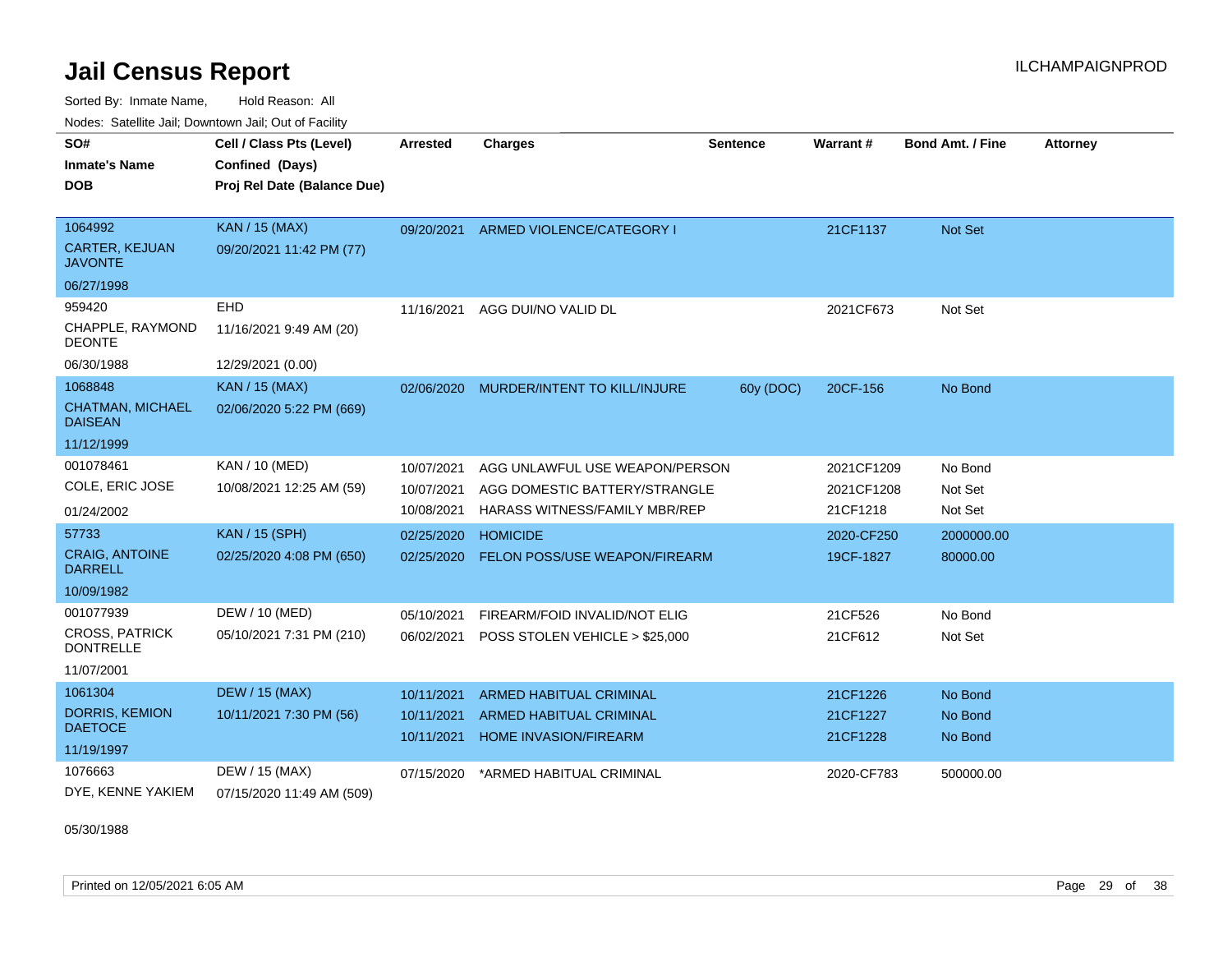# Jail Census Report

Sorted By: Inmate Name, Hold Reason: All

Nodes: Satellite Jail; Downtown Jail; Out of Facility

| SO# / Inmate's Name / DOB | Cell / Class Pts (Level) / Confined (Days) / Proj Rel Date (Balance Due) | Arrested | Charges | Sentence | Warrant # | Bond Amt. / Fine | Attorney |
|---|---|---|---|---|---|---|---|
| 1064992<br>CARTER, KEJUAN JAVONTE<br>06/27/1998 | KAN / 15 (MAX)<br>09/20/2021 11:42 PM (77) | 09/20/2021 | ARMED VIOLENCE/CATEGORY I | | 21CF1137 | Not Set | |
| 959420<br>CHAPPLE, RAYMOND DEONTE<br>06/30/1988 | EHD<br>11/16/2021 9:49 AM (20)<br>12/29/2021 (0.00) | 11/16/2021 | AGG DUI/NO VALID DL | | 2021CF673 | Not Set | |
| 1068848<br>CHATMAN, MICHAEL DAISEAN<br>11/12/1999 | KAN / 15 (MAX)<br>02/06/2020 5:22 PM (669) | 02/06/2020 | MURDER/INTENT TO KILL/INJURE | 60y (DOC) | 20CF-156 | No Bond | |
| 001078461<br>COLE, ERIC JOSE<br>01/24/2002 | KAN / 10 (MED)<br>10/08/2021 12:25 AM (59) | 10/07/2021 | AGG UNLAWFUL USE WEAPON/PERSON | | 2021CF1209 | No Bond | |
| | | 10/07/2021 | AGG DOMESTIC BATTERY/STRANGLE | | 2021CF1208 | Not Set | |
| | | 10/08/2021 | HARASS WITNESS/FAMILY MBR/REP | | 21CF1218 | Not Set | |
| 57733<br>CRAIG, ANTOINE DARRELL<br>10/09/1982 | KAN / 15 (SPH)<br>02/25/2020 4:08 PM (650) | 02/25/2020 | HOMICIDE | | 2020-CF250 | 2000000.00 | |
| | | 02/25/2020 | FELON POSS/USE WEAPON/FIREARM | | 19CF-1827 | 80000.00 | |
| 001077939<br>CROSS, PATRICK DONTRELLE<br>11/07/2001 | DEW / 10 (MED)<br>05/10/2021 7:31 PM (210) | 05/10/2021 | FIREARM/FOID INVALID/NOT ELIG | | 21CF526 | No Bond | |
| | | 06/02/2021 | POSS STOLEN VEHICLE > $25,000 | | 21CF612 | Not Set | |
| 1061304<br>DORRIS, KEMION DAETOCE<br>11/19/1997 | DEW / 15 (MAX)<br>10/11/2021 7:30 PM (56) | 10/11/2021 | ARMED HABITUAL CRIMINAL | | 21CF1226 | No Bond | |
| | | 10/11/2021 | ARMED HABITUAL CRIMINAL | | 21CF1227 | No Bond | |
| | | 10/11/2021 | HOME INVASION/FIREARM | | 21CF1228 | No Bond | |
| 1076663<br>DYE, KENNE YAKIEM<br>05/30/1988 | DEW / 15 (MAX)<br>07/15/2020 11:49 AM (509) | 07/15/2020 | *ARMED HABITUAL CRIMINAL | | 2020-CF783 | 500000.00 | |

Printed on 12/05/2021 6:05 AM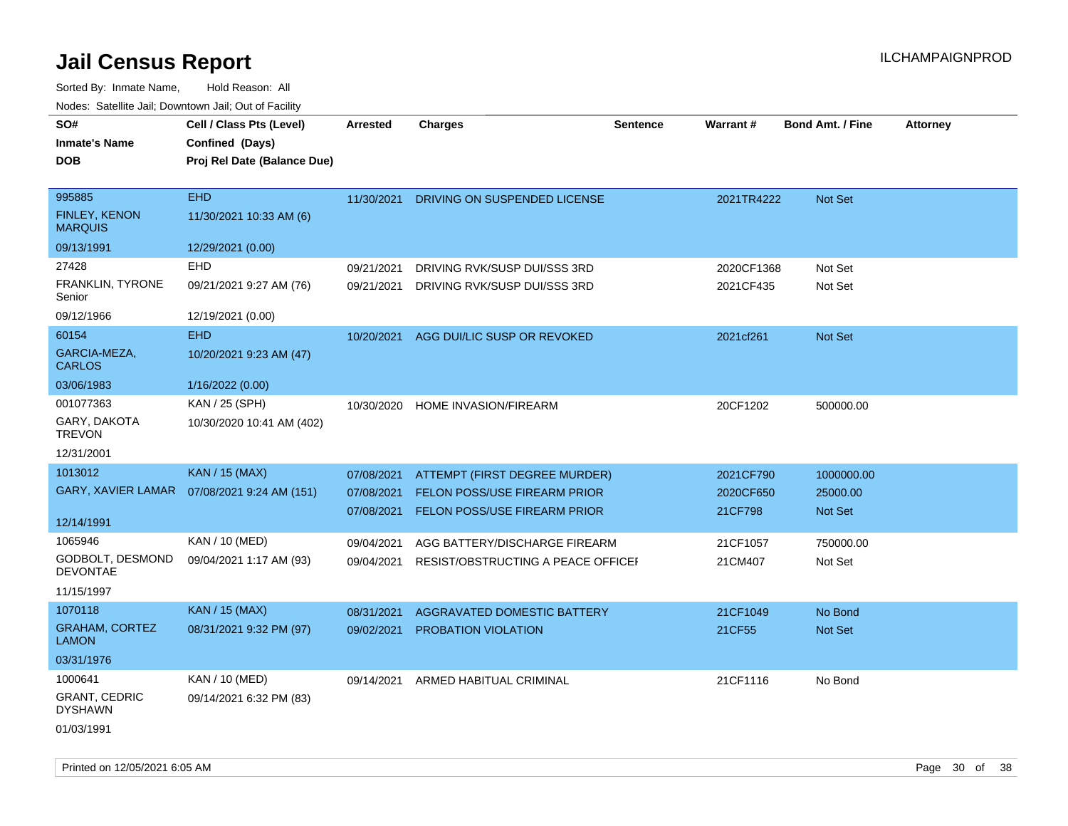# Jail Census Report

ILCHAMPAIGNPROD

Sorted By: Inmate Name, Hold Reason: All

Nodes: Satellite Jail; Downtown Jail; Out of Facility

| SO# / Inmate's Name / DOB | Cell / Class Pts (Level) / Confined (Days) / Proj Rel Date (Balance Due) | Arrested | Charges | Sentence | Warrant # | Bond Amt. / Fine | Attorney |
|---|---|---|---|---|---|---|---|
| 995885<br>FINLEY, KENON MARQUIS<br>09/13/1991 | EHD<br>11/30/2021 10:33 AM (6)<br>12/29/2021 (0.00) | 11/30/2021 | DRIVING ON SUSPENDED LICENSE | | 2021TR4222 | Not Set | |
| 27428<br>FRANKLIN, TYRONE Senior<br>09/12/1966 | EHD<br>09/21/2021 9:27 AM (76)<br>12/19/2021 (0.00) | 09/21/2021<br>09/21/2021 | DRIVING RVK/SUSP DUI/SSS 3RD<br>DRIVING RVK/SUSP DUI/SSS 3RD | | 2020CF1368<br>2021CF435 | Not Set<br>Not Set | |
| 60154<br>GARCIA-MEZA, CARLOS<br>03/06/1983 | EHD<br>10/20/2021 9:23 AM (47)<br>1/16/2022 (0.00) | 10/20/2021 | AGG DUI/LIC SUSP OR REVOKED | | 2021cf261 | Not Set | |
| 001077363<br>GARY, DAKOTA TREVON<br>12/31/2001 | KAN / 25 (SPH)<br>10/30/2020 10:41 AM (402) | 10/30/2020 | HOME INVASION/FIREARM | | 20CF1202 | 500000.00 | |
| 1013012<br>GARY, XAVIER LAMAR<br>12/14/1991 | KAN / 15 (MAX)<br>07/08/2021 9:24 AM (151) | 07/08/2021<br>07/08/2021<br>07/08/2021 | ATTEMPT (FIRST DEGREE MURDER)<br>FELON POSS/USE FIREARM PRIOR<br>FELON POSS/USE FIREARM PRIOR | | 2021CF790<br>2020CF650<br>21CF798 | 1000000.00<br>25000.00<br>Not Set | |
| 1065946<br>GODBOLT, DESMOND DEVONTAE<br>11/15/1997 | KAN / 10 (MED)<br>09/04/2021 1:17 AM (93) | 09/04/2021<br>09/04/2021 | AGG BATTERY/DISCHARGE FIREARM<br>RESIST/OBSTRUCTING A PEACE OFFICEI | | 21CF1057<br>21CM407 | 750000.00<br>Not Set | |
| 1070118<br>GRAHAM, CORTEZ LAMON<br>03/31/1976 | KAN / 15 (MAX)<br>08/31/2021 9:32 PM (97) | 08/31/2021<br>09/02/2021 | AGGRAVATED DOMESTIC BATTERY<br>PROBATION VIOLATION | | 21CF1049<br>21CF55 | No Bond<br>Not Set | |
| 1000641<br>GRANT, CEDRIC DYSHAWN<br>01/03/1991 | KAN / 10 (MED)<br>09/14/2021 6:32 PM (83) | 09/14/2021 | ARMED HABITUAL CRIMINAL | | 21CF1116 | No Bond | |

Printed on 12/05/2021 6:05 AM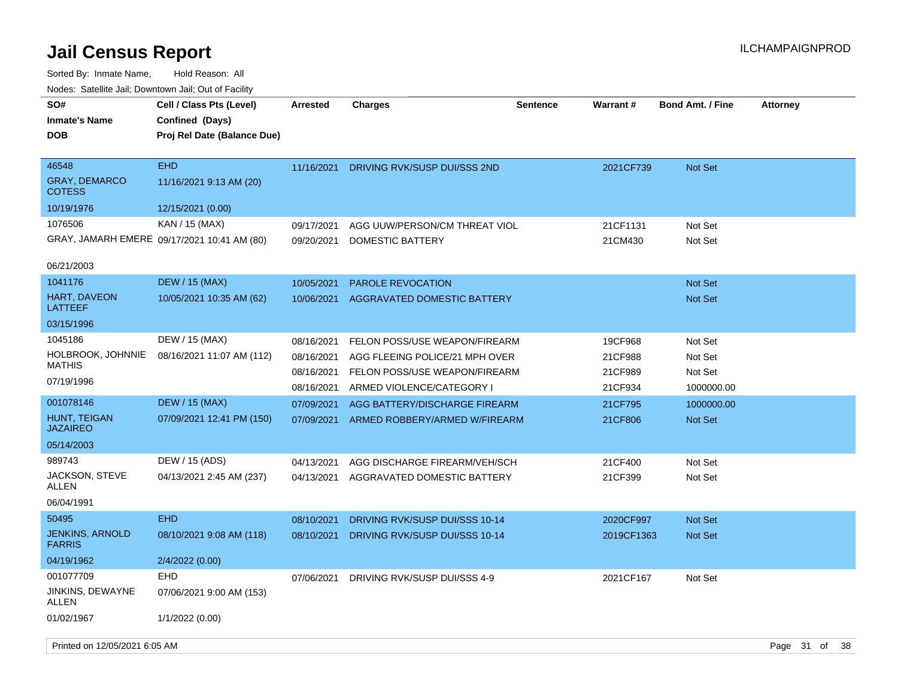# Jail Census Report

ILCHAMPAIGNPROD

Sorted By: Inmate Name, Hold Reason: All

Nodes: Satellite Jail; Downtown Jail; Out of Facility

| SO# / Inmate's Name / DOB | Cell / Class Pts (Level) / Confined (Days) / Proj Rel Date (Balance Due) | Arrested | Charges | Sentence | Warrant # | Bond Amt. / Fine | Attorney |
|---|---|---|---|---|---|---|---|
| 46548 GRAY, DEMARCO COTESS 10/19/1976 | EHD 11/16/2021 9:13 AM (20) 12/15/2021 (0.00) | 11/16/2021 | DRIVING RVK/SUSP DUI/SSS 2ND | | 2021CF739 | Not Set | |
| 1076506 GRAY, JAMARH EMERE 06/21/2003 | KAN / 15 (MAX) 09/17/2021 10:41 AM (80) | 09/17/2021 | AGG UUW/PERSON/CM THREAT VIOL | | 21CF1131 | Not Set | |
| | | 09/20/2021 | DOMESTIC BATTERY | | 21CM430 | Not Set | |
| 1041176 HART, DAVEON LATTEEF 03/15/1996 | DEW / 15 (MAX) 10/05/2021 10:35 AM (62) | 10/05/2021 | PAROLE REVOCATION | | | Not Set | |
| | | 10/06/2021 | AGGRAVATED DOMESTIC BATTERY | | | Not Set | |
| 1045186 HOLBROOK, JOHNNIE MATHIS 07/19/1996 | DEW / 15 (MAX) 08/16/2021 11:07 AM (112) | 08/16/2021 | FELON POSS/USE WEAPON/FIREARM | | 19CF968 | Not Set | |
| | | 08/16/2021 | AGG FLEEING POLICE/21 MPH OVER | | 21CF988 | Not Set | |
| | | 08/16/2021 | FELON POSS/USE WEAPON/FIREARM | | 21CF989 | Not Set | |
| | | 08/16/2021 | ARMED VIOLENCE/CATEGORY I | | 21CF934 | 1000000.00 | |
| 001078146 HUNT, TEIGAN JAZAIREO 05/14/2003 | DEW / 15 (MAX) 07/09/2021 12:41 PM (150) | 07/09/2021 | AGG BATTERY/DISCHARGE FIREARM | | 21CF795 | 1000000.00 | |
| | | 07/09/2021 | ARMED ROBBERY/ARMED W/FIREARM | | 21CF806 | Not Set | |
| 989743 JACKSON, STEVE ALLEN 06/04/1991 | DEW / 15 (ADS) 04/13/2021 2:45 AM (237) | 04/13/2021 | AGG DISCHARGE FIREARM/VEH/SCH | | 21CF400 | Not Set | |
| | | 04/13/2021 | AGGRAVATED DOMESTIC BATTERY | | 21CF399 | Not Set | |
| 50495 JENKINS, ARNOLD FARRIS 04/19/1962 | EHD 08/10/2021 9:08 AM (118) 2/4/2022 (0.00) | 08/10/2021 | DRIVING RVK/SUSP DUI/SSS 10-14 | | 2020CF997 | Not Set | |
| | | 08/10/2021 | DRIVING RVK/SUSP DUI/SSS 10-14 | | 2019CF1363 | Not Set | |
| 001077709 JINKINS, DEWAYNE ALLEN 01/02/1967 | EHD 07/06/2021 9:00 AM (153) 1/1/2022 (0.00) | 07/06/2021 | DRIVING RVK/SUSP DUI/SSS 4-9 | | 2021CF167 | Not Set | |

Printed on 12/05/2021 6:05 AM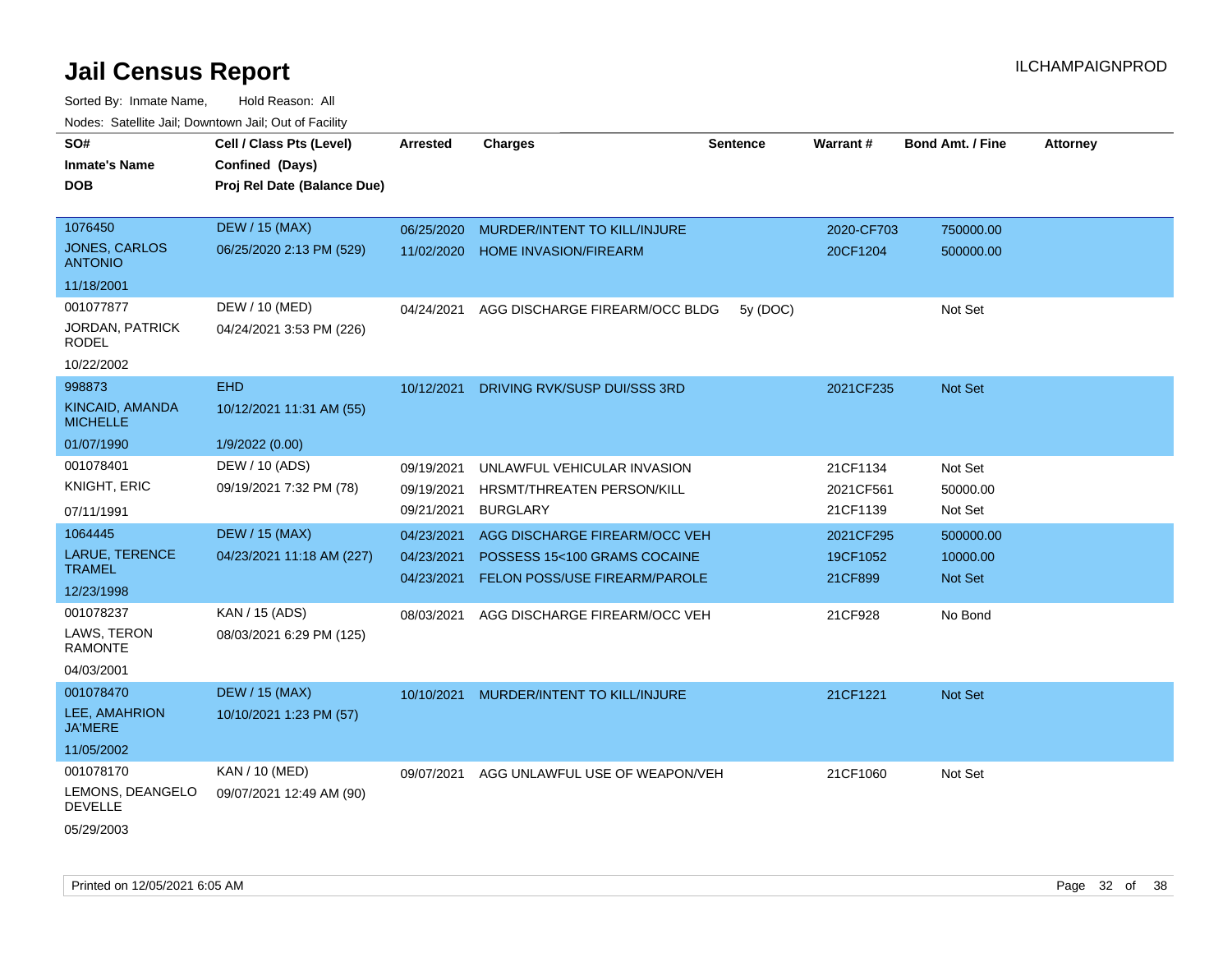# Jail Census Report

ILCHAMPAIGNPROD

Sorted By: Inmate Name, Hold Reason: All

Nodes: Satellite Jail; Downtown Jail; Out of Facility

| SO# / Inmate's Name / DOB | Cell / Class Pts (Level) / Confined (Days) / Proj Rel Date (Balance Due) | Arrested | Charges | Sentence | Warrant # | Bond Amt. / Fine | Attorney |
|---|---|---|---|---|---|---|---|
| 1076450 | DEW / 15 (MAX) | 06/25/2020 | MURDER/INTENT TO KILL/INJURE | | 2020-CF703 | 750000.00 | |
| JONES, CARLOS ANTONIO | 06/25/2020 2:13 PM (529) | 11/02/2020 | HOME INVASION/FIREARM | | 20CF1204 | 500000.00 | |
| 11/18/2001 | | | | | | | |
| 001077877 | DEW / 10 (MED) | 04/24/2021 | AGG DISCHARGE FIREARM/OCC BLDG | 5y (DOC) | | Not Set | |
| JORDAN, PATRICK RODEL | 04/24/2021 3:53 PM (226) | | | | | | |
| 10/22/2002 | | | | | | | |
| 998873 | EHD | 10/12/2021 | DRIVING RVK/SUSP DUI/SSS 3RD | | 2021CF235 | Not Set | |
| KINCAID, AMANDA MICHELLE | 10/12/2021 11:31 AM (55) | | | | | | |
| 01/07/1990 | 1/9/2022 (0.00) | | | | | | |
| 001078401 | DEW / 10 (ADS) | 09/19/2021 | UNLAWFUL VEHICULAR INVASION | | 21CF1134 | Not Set | |
| KNIGHT, ERIC | 09/19/2021 7:32 PM (78) | 09/19/2021 | HRSMT/THREATEN PERSON/KILL | | 2021CF561 | 50000.00 | |
| 07/11/1991 | | 09/21/2021 | BURGLARY | | 21CF1139 | Not Set | |
| 1064445 | DEW / 15 (MAX) | 04/23/2021 | AGG DISCHARGE FIREARM/OCC VEH | | 2021CF295 | 500000.00 | |
| LARUE, TERENCE TRAMEL | 04/23/2021 11:18 AM (227) | 04/23/2021 | POSSESS 15<100 GRAMS COCAINE | | 19CF1052 | 10000.00 | |
| 12/23/1998 | | 04/23/2021 | FELON POSS/USE FIREARM/PAROLE | | 21CF899 | Not Set | |
| 001078237 | KAN / 15 (ADS) | 08/03/2021 | AGG DISCHARGE FIREARM/OCC VEH | | 21CF928 | No Bond | |
| LAWS, TERON RAMONTE | 08/03/2021 6:29 PM (125) | | | | | | |
| 04/03/2001 | | | | | | | |
| 001078470 | DEW / 15 (MAX) | 10/10/2021 | MURDER/INTENT TO KILL/INJURE | | 21CF1221 | Not Set | |
| LEE, AMAHRION JA'MERE | 10/10/2021 1:23 PM (57) | | | | | | |
| 11/05/2002 | | | | | | | |
| 001078170 | KAN / 10 (MED) | 09/07/2021 | AGG UNLAWFUL USE OF WEAPON/VEH | | 21CF1060 | Not Set | |
| LEMONS, DEANGELO DEVELLE | 09/07/2021 12:49 AM (90) | | | | | | |
| 05/29/2003 | | | | | | | |

Printed on 12/05/2021 6:05 AM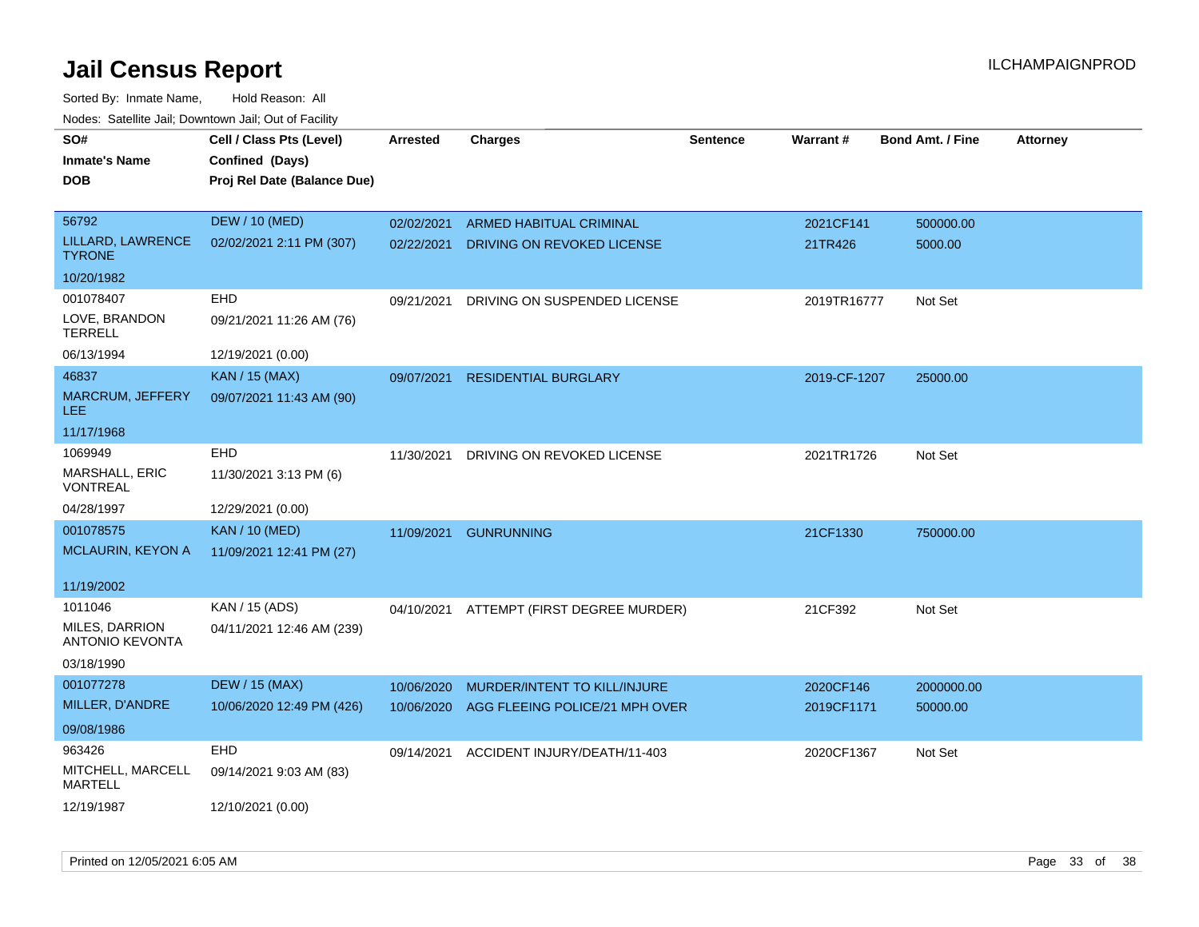# Jail Census Report

ILCHAMPAIGNPROD

Sorted By: Inmate Name, Hold Reason: All

Nodes: Satellite Jail; Downtown Jail; Out of Facility

| SO# / Inmate's Name / DOB | Cell / Class Pts (Level) / Confined (Days) / Proj Rel Date (Balance Due) | Arrested | Charges | Sentence | Warrant # | Bond Amt. / Fine | Attorney |
|---|---|---|---|---|---|---|---|
| 56792<br>LILLARD, LAWRENCE TYRONE<br>10/20/1982 | DEW / 10 (MED)<br>02/02/2021 2:11 PM (307) | 02/02/2021<br>02/22/2021 | ARMED HABITUAL CRIMINAL<br>DRIVING ON REVOKED LICENSE | | 2021CF141<br>21TR426 | 500000.00<br>5000.00 | |
| 001078407<br>LOVE, BRANDON TERRELL<br>06/13/1994 | EHD<br>09/21/2021 11:26 AM (76)<br>12/19/2021 (0.00) | 09/21/2021 | DRIVING ON SUSPENDED LICENSE | | 2019TR16777 | Not Set | |
| 46837<br>MARCRUM, JEFFERY LEE<br>11/17/1968 | KAN / 15 (MAX)<br>09/07/2021 11:43 AM (90) | 09/07/2021 | RESIDENTIAL BURGLARY | | 2019-CF-1207 | 25000.00 | |
| 1069949<br>MARSHALL, ERIC VONTREAL<br>04/28/1997 | EHD<br>11/30/2021 3:13 PM (6)<br>12/29/2021 (0.00) | 11/30/2021 | DRIVING ON REVOKED LICENSE | | 2021TR1726 | Not Set | |
| 001078575<br>MCLAURIN, KEYON A<br>11/19/2002 | KAN / 10 (MED)<br>11/09/2021 12:41 PM (27) | 11/09/2021 | GUNRUNNING | | 21CF1330 | 750000.00 | |
| 1011046<br>MILES, DARRION ANTONIO KEVONTA<br>03/18/1990 | KAN / 15 (ADS)<br>04/11/2021 12:46 AM (239) | 04/10/2021 | ATTEMPT (FIRST DEGREE MURDER) | | 21CF392 | Not Set | |
| 001077278<br>MILLER, D'ANDRE<br>09/08/1986 | DEW / 15 (MAX)<br>10/06/2020 12:49 PM (426) | 10/06/2020<br>10/06/2020 | MURDER/INTENT TO KILL/INJURE<br>AGG FLEEING POLICE/21 MPH OVER | | 2020CF146<br>2019CF1171 | 2000000.00<br>50000.00 | |
| 963426<br>MITCHELL, MARCELL MARTELL<br>12/19/1987 | EHD<br>09/14/2021 9:03 AM (83)<br>12/10/2021 (0.00) | 09/14/2021 | ACCIDENT INJURY/DEATH/11-403 | | 2020CF1367 | Not Set | |

Printed on 12/05/2021 6:05 AM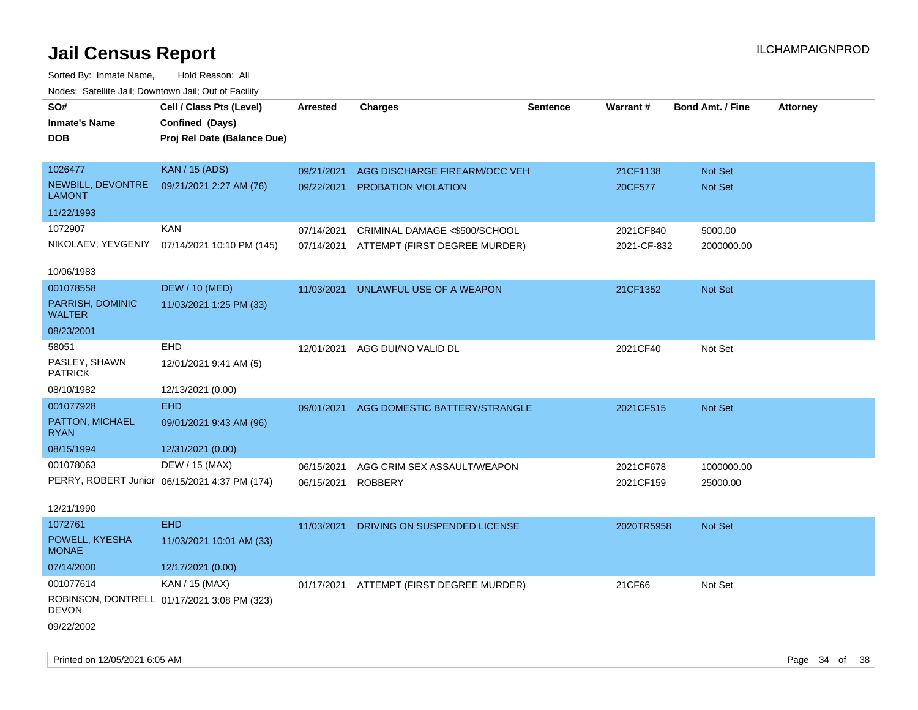# Jail Census Report

ILCHAMPAIGNPROD

Sorted By: Inmate Name, Hold Reason: All

Nodes: Satellite Jail; Downtown Jail; Out of Facility

| SO# / Inmate's Name / DOB | Cell / Class Pts (Level) / Confined (Days) / Proj Rel Date (Balance Due) | Arrested | Charges | Sentence | Warrant # | Bond Amt. / Fine | Attorney |
|---|---|---|---|---|---|---|---|
| 1026477<br>NEWBILL, DEVONTRE LAMONT<br>11/22/1993 | KAN / 15 (ADS)<br>09/21/2021 2:27 AM (76) | 09/21/2021<br>09/22/2021 | AGG DISCHARGE FIREARM/OCC VEH<br>PROBATION VIOLATION | | 21CF1138<br>20CF577 | Not Set<br>Not Set | |
| 1072907<br>NIKOLAEV, YEVGENIY<br>10/06/1983 | KAN<br>07/14/2021 10:10 PM (145) | 07/14/2021<br>07/14/2021 | CRIMINAL DAMAGE <$500/SCHOOL<br>ATTEMPT (FIRST DEGREE MURDER) | | 2021CF840<br>2021-CF-832 | 5000.00<br>2000000.00 | |
| 001078558<br>PARRISH, DOMINIC WALTER<br>08/23/2001 | DEW / 10 (MED)<br>11/03/2021 1:25 PM (33) | 11/03/2021 | UNLAWFUL USE OF A WEAPON | | 21CF1352 | Not Set | |
| 58051<br>PASLEY, SHAWN PATRICK<br>08/10/1982 | EHD<br>12/01/2021 9:41 AM (5)<br>12/13/2021 (0.00) | 12/01/2021 | AGG DUI/NO VALID DL | | 2021CF40 | Not Set | |
| 001077928<br>PATTON, MICHAEL RYAN<br>08/15/1994 | EHD<br>09/01/2021 9:43 AM (96)<br>12/31/2021 (0.00) | 09/01/2021 | AGG DOMESTIC BATTERY/STRANGLE | | 2021CF515 | Not Set | |
| 001078063<br>PERRY, ROBERT Junior<br>12/21/1990 | DEW / 15 (MAX)<br>06/15/2021 4:37 PM (174) | 06/15/2021<br>06/15/2021 | AGG CRIM SEX ASSAULT/WEAPON<br>ROBBERY | | 2021CF678<br>2021CF159 | 1000000.00<br>25000.00 | |
| 1072761<br>POWELL, KYESHA MONAE<br>07/14/2000 | EHD<br>11/03/2021 10:01 AM (33)<br>12/17/2021 (0.00) | 11/03/2021 | DRIVING ON SUSPENDED LICENSE | | 2020TR5958 | Not Set | |
| 001077614<br>ROBINSON, DONTRELL DEVON<br>09/22/2002 | KAN / 15 (MAX)<br>01/17/2021 3:08 PM (323) | 01/17/2021 | ATTEMPT (FIRST DEGREE MURDER) | | 21CF66 | Not Set | |

Printed on 12/05/2021 6:05 AM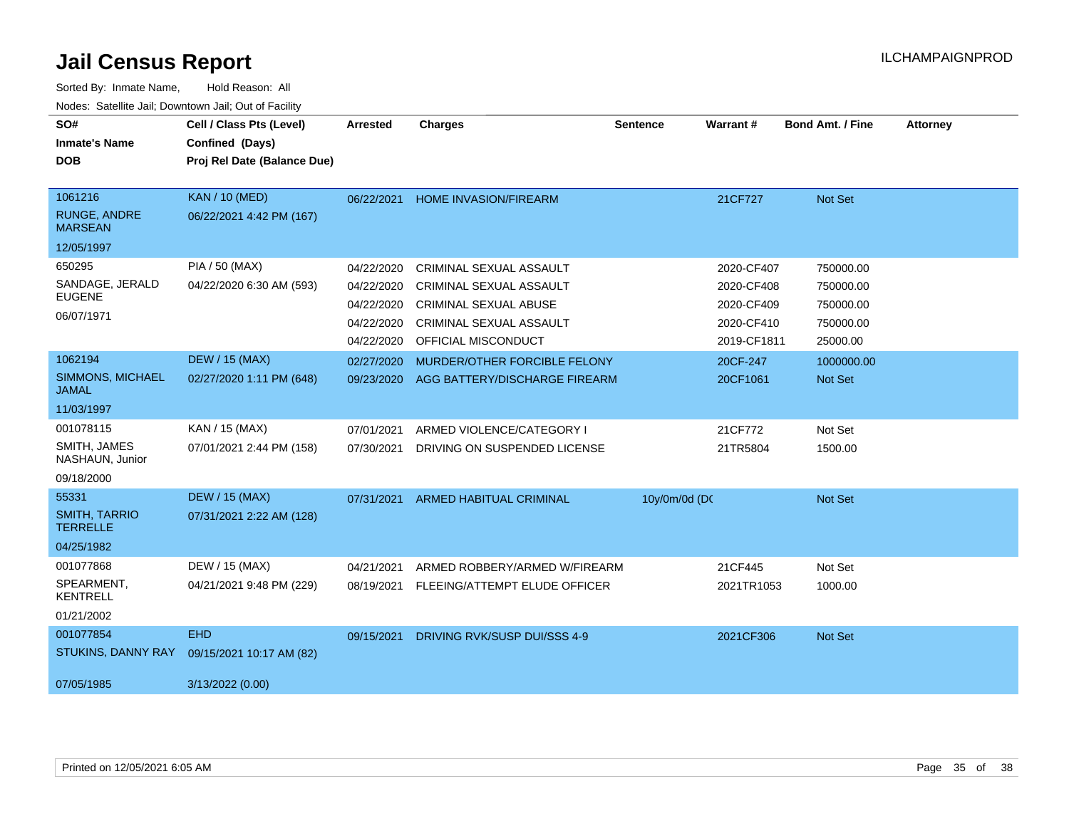# Jail Census Report

ILCHAMPAIGNPROD

Sorted By: Inmate Name, Hold Reason: All

Nodes: Satellite Jail; Downtown Jail; Out of Facility

| SO# / Inmate's Name / DOB | Cell / Class Pts (Level) / Confined (Days) / Proj Rel Date (Balance Due) | Arrested | Charges | Sentence | Warrant # | Bond Amt. / Fine | Attorney |
|---|---|---|---|---|---|---|---|
| 1061216<br>RUNGE, ANDRE MARSEAN<br>12/05/1997 | KAN / 10 (MED)<br>06/22/2021 4:42 PM (167) | 06/22/2021 | HOME INVASION/FIREARM | | 21CF727 | Not Set | |
| 650295<br>SANDAGE, JERALD EUGENE<br>06/07/1971 | PIA / 50 (MAX)<br>04/22/2020 6:30 AM (593) | 04/22/2020 | CRIMINAL SEXUAL ASSAULT | | 2020-CF407 | 750000.00 | |
| | | 04/22/2020 | CRIMINAL SEXUAL ASSAULT | | 2020-CF408 | 750000.00 | |
| | | 04/22/2020 | CRIMINAL SEXUAL ABUSE | | 2020-CF409 | 750000.00 | |
| | | 04/22/2020 | CRIMINAL SEXUAL ASSAULT | | 2020-CF410 | 750000.00 | |
| | | 04/22/2020 | OFFICIAL MISCONDUCT | | 2019-CF1811 | 25000.00 | |
| 1062194<br>SIMMONS, MICHAEL JAMAL<br>11/03/1997 | DEW / 15 (MAX)<br>02/27/2020 1:11 PM (648) | 02/27/2020 | MURDER/OTHER FORCIBLE FELONY | | 20CF-247 | 1000000.00 | |
| | | 09/23/2020 | AGG BATTERY/DISCHARGE FIREARM | | 20CF1061 | Not Set | |
| 001078115<br>SMITH, JAMES NASHAUN, Junior<br>09/18/2000 | KAN / 15 (MAX)<br>07/01/2021 2:44 PM (158) | 07/01/2021 | ARMED VIOLENCE/CATEGORY I | | 21CF772 | Not Set | |
| | | 07/30/2021 | DRIVING ON SUSPENDED LICENSE | | 21TR5804 | 1500.00 | |
| 55331<br>SMITH, TARRIO TERRELLE<br>04/25/1982 | DEW / 15 (MAX)<br>07/31/2021 2:22 AM (128) | 07/31/2021 | ARMED HABITUAL CRIMINAL | 10y/0m/0d (DC | | Not Set | |
| 001077868<br>SPEARMENT, KENTRELL<br>01/21/2002 | DEW / 15 (MAX)<br>04/21/2021 9:48 PM (229) | 04/21/2021 | ARMED ROBBERY/ARMED W/FIREARM | | 21CF445 | Not Set | |
| | | 08/19/2021 | FLEEING/ATTEMPT ELUDE OFFICER | | 2021TR1053 | 1000.00 | |
| 001077854<br>STUKINS, DANNY RAY<br>07/05/1985 | EHD<br>09/15/2021 10:17 AM (82)<br>3/13/2022 (0.00) | 09/15/2021 | DRIVING RVK/SUSP DUI/SSS 4-9 | | 2021CF306 | Not Set | |

Printed on 12/05/2021 6:05 AM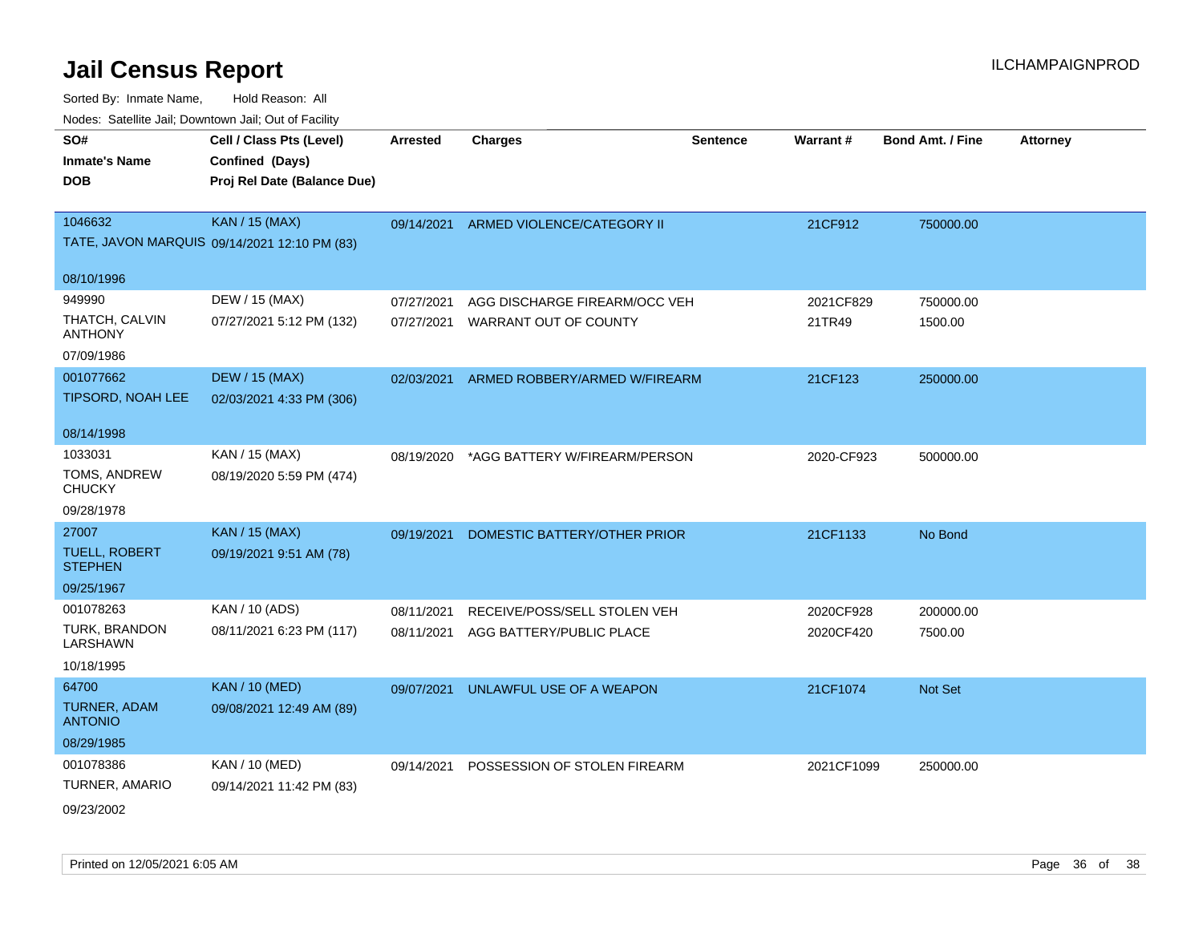# Jail Census Report

Sorted By: Inmate Name, Hold Reason: All

Nodes: Satellite Jail; Downtown Jail; Out of Facility

ILCHAMPAIGNPROD

| SO#<br>Inmate's Name<br>DOB | Cell / Class Pts (Level)<br>Confined (Days)<br>Proj Rel Date (Balance Due) | Arrested | Charges | Sentence | Warrant # | Bond Amt. / Fine | Attorney |
|---|---|---|---|---|---|---|---|
| 1046632<br>TATE, JAVON MARQUIS<br>08/10/1996 | KAN / 15 (MAX)<br>09/14/2021 12:10 PM (83) | 09/14/2021 | ARMED VIOLENCE/CATEGORY II | | 21CF912 | 750000.00 | |
| 949990<br>THATCH, CALVIN ANTHONY<br>07/09/1986 | DEW / 15 (MAX)<br>07/27/2021 5:12 PM (132) | 07/27/2021<br>07/27/2021 | AGG DISCHARGE FIREARM/OCC VEH<br>WARRANT OUT OF COUNTY | | 2021CF829<br>21TR49 | 750000.00<br>1500.00 | |
| 001077662<br>TIPSORD, NOAH LEE<br>08/14/1998 | DEW / 15 (MAX)<br>02/03/2021 4:33 PM (306) | 02/03/2021 | ARMED ROBBERY/ARMED W/FIREARM | | 21CF123 | 250000.00 | |
| 1033031<br>TOMS, ANDREW CHUCKY<br>09/28/1978 | KAN / 15 (MAX)<br>08/19/2020 5:59 PM (474) | 08/19/2020 | *AGG BATTERY W/FIREARM/PERSON | | 2020-CF923 | 500000.00 | |
| 27007<br>TUELL, ROBERT STEPHEN<br>09/25/1967 | KAN / 15 (MAX)<br>09/19/2021 9:51 AM (78) | 09/19/2021 | DOMESTIC BATTERY/OTHER PRIOR | | 21CF1133 | No Bond | |
| 001078263<br>TURK, BRANDON LARSHAWN<br>10/18/1995 | KAN / 10 (ADS)<br>08/11/2021 6:23 PM (117) | 08/11/2021<br>08/11/2021 | RECEIVE/POSS/SELL STOLEN VEH<br>AGG BATTERY/PUBLIC PLACE | | 2020CF928<br>2020CF420 | 200000.00<br>7500.00 | |
| 64700<br>TURNER, ADAM ANTONIO<br>08/29/1985 | KAN / 10 (MED)<br>09/08/2021 12:49 AM (89) | 09/07/2021 | UNLAWFUL USE OF A WEAPON | | 21CF1074 | Not Set | |
| 001078386<br>TURNER, AMARIO<br>09/23/2002 | KAN / 10 (MED)<br>09/14/2021 11:42 PM (83) | 09/14/2021 | POSSESSION OF STOLEN FIREARM | | 2021CF1099 | 250000.00 | |

Printed on 12/05/2021 6:05 AM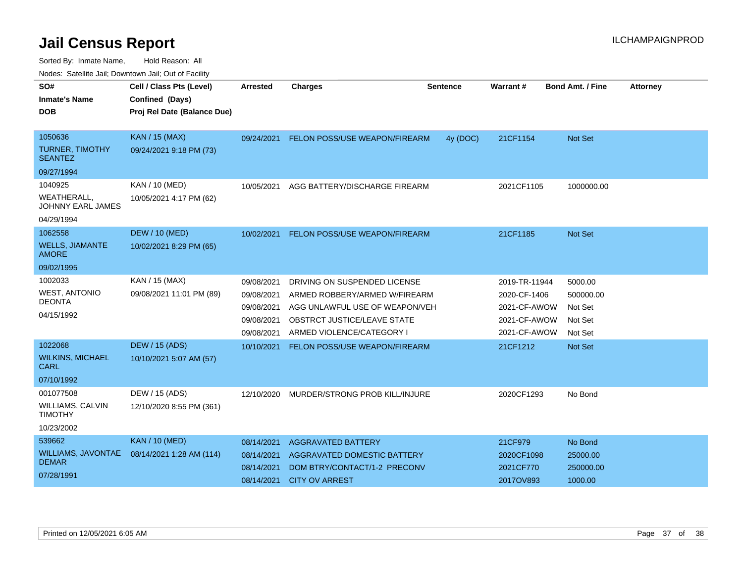# Jail Census Report

ILCHAMPAIGNPROD

Sorted By: Inmate Name, Hold Reason: All

Nodes: Satellite Jail; Downtown Jail; Out of Facility

| SO# / Inmate's Name / DOB | Cell / Class Pts (Level) / Confined (Days) / Proj Rel Date (Balance Due) | Arrested | Charges | Sentence | Warrant # | Bond Amt. / Fine | Attorney |
|---|---|---|---|---|---|---|---|
| 1050636 TURNER, TIMOTHY SEANTEZ 09/27/1994 | KAN / 15 (MAX) 09/24/2021 9:18 PM (73) | 09/24/2021 | FELON POSS/USE WEAPON/FIREARM | 4y (DOC) | 21CF1154 | Not Set | |
| 1040925 WEATHERALL, JOHNNY EARL JAMES 04/29/1994 | KAN / 10 (MED) 10/05/2021 4:17 PM (62) | 10/05/2021 | AGG BATTERY/DISCHARGE FIREARM | | 2021CF1105 | 1000000.00 | |
| 1062558 WELLS, JIAMANTE AMORE 09/02/1995 | DEW / 10 (MED) 10/02/2021 8:29 PM (65) | 10/02/2021 | FELON POSS/USE WEAPON/FIREARM | | 21CF1185 | Not Set | |
| 1002033 WEST, ANTONIO DEONTA 04/15/1992 | KAN / 15 (MAX) 09/08/2021 11:01 PM (89) | 09/08/2021 | DRIVING ON SUSPENDED LICENSE | | 2019-TR-11944 | 5000.00 | |
| | | 09/08/2021 | ARMED ROBBERY/ARMED W/FIREARM | | 2020-CF-1406 | 500000.00 | |
| | | 09/08/2021 | AGG UNLAWFUL USE OF WEAPON/VEH | | 2021-CF-AWOW | Not Set | |
| | | 09/08/2021 | OBSTRCT JUSTICE/LEAVE STATE | | 2021-CF-AWOW | Not Set | |
| | | 09/08/2021 | ARMED VIOLENCE/CATEGORY I | | 2021-CF-AWOW | Not Set | |
| 1022068 WILKINS, MICHAEL CARL 07/10/1992 | DEW / 15 (ADS) 10/10/2021 5:07 AM (57) | 10/10/2021 | FELON POSS/USE WEAPON/FIREARM | | 21CF1212 | Not Set | |
| 001077508 WILLIAMS, CALVIN TIMOTHY 10/23/2002 | DEW / 15 (ADS) 12/10/2020 8:55 PM (361) | 12/10/2020 | MURDER/STRONG PROB KILL/INJURE | | 2020CF1293 | No Bond | |
| 539662 WILLIAMS, JAVONTAE DEMAR 07/28/1991 | KAN / 10 (MED) 08/14/2021 1:28 AM (114) | 08/14/2021 | AGGRAVATED BATTERY | | 21CF979 | No Bond | |
| | | 08/14/2021 | AGGRAVATED DOMESTIC BATTERY | | 2020CF1098 | 25000.00 | |
| | | 08/14/2021 | DOM BTRY/CONTACT/1-2 PRECONV | | 2021CF770 | 250000.00 | |
| | | 08/14/2021 | CITY OV ARREST | | 2017OV893 | 1000.00 | |

Printed on 12/05/2021 6:05 AM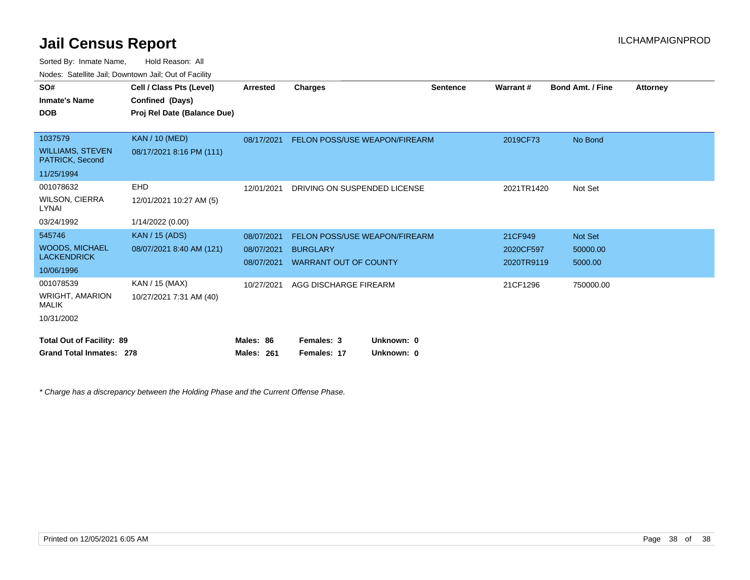# Jail Census Report

ILCHAMPAIGNPROD

Sorted By: Inmate Name, Hold Reason: All

Nodes: Satellite Jail; Downtown Jail; Out of Facility

| SO# / Inmate's Name / DOB | Cell / Class Pts (Level) / Confined (Days) / Proj Rel Date (Balance Due) | Arrested | Charges | Sentence | Warrant # | Bond Amt. / Fine | Attorney |
|---|---|---|---|---|---|---|---|
| 1037579<br>WILLIAMS, STEVEN PATRICK, Second<br>11/25/1994 | KAN / 10 (MED)<br>08/17/2021 8:16 PM (111) | 08/17/2021 | FELON POSS/USE WEAPON/FIREARM | | 2019CF73 | No Bond | |
| 001078632<br>WILSON, CIERRA LYNAI<br>03/24/1992 | EHD<br>12/01/2021 10:27 AM (5)<br>1/14/2022 (0.00) | 12/01/2021 | DRIVING ON SUSPENDED LICENSE | | 2021TR1420 | Not Set | |
| 545746<br>WOODS, MICHAEL LACKENDRICK<br>10/06/1996 | KAN / 15 (ADS)<br>08/07/2021 8:40 AM (121) | 08/07/2021 | FELON POSS/USE WEAPON/FIREARM | | 21CF949 | Not Set | |
| | | 08/07/2021 | BURGLARY | | 2020CF597 | 50000.00 | |
| | | 08/07/2021 | WARRANT OUT OF COUNTY | | 2020TR9119 | 5000.00 | |
| 001078539<br>WRIGHT, AMARION MALIK<br>10/31/2002 | KAN / 15 (MAX)<br>10/27/2021 7:31 AM (40) | 10/27/2021 | AGG DISCHARGE FIREARM | | 21CF1296 | 750000.00 | |

**Total Out of Facility: 89** **Males: 86** **Females: 3** **Unknown: 0**

**Grand Total Inmates: 278** **Males: 261** **Females: 17** **Unknown: 0**

*\* Charge has a discrepancy between the Holding Phase and the Current Offense Phase.*

Printed on 12/05/2021 6:05 AM